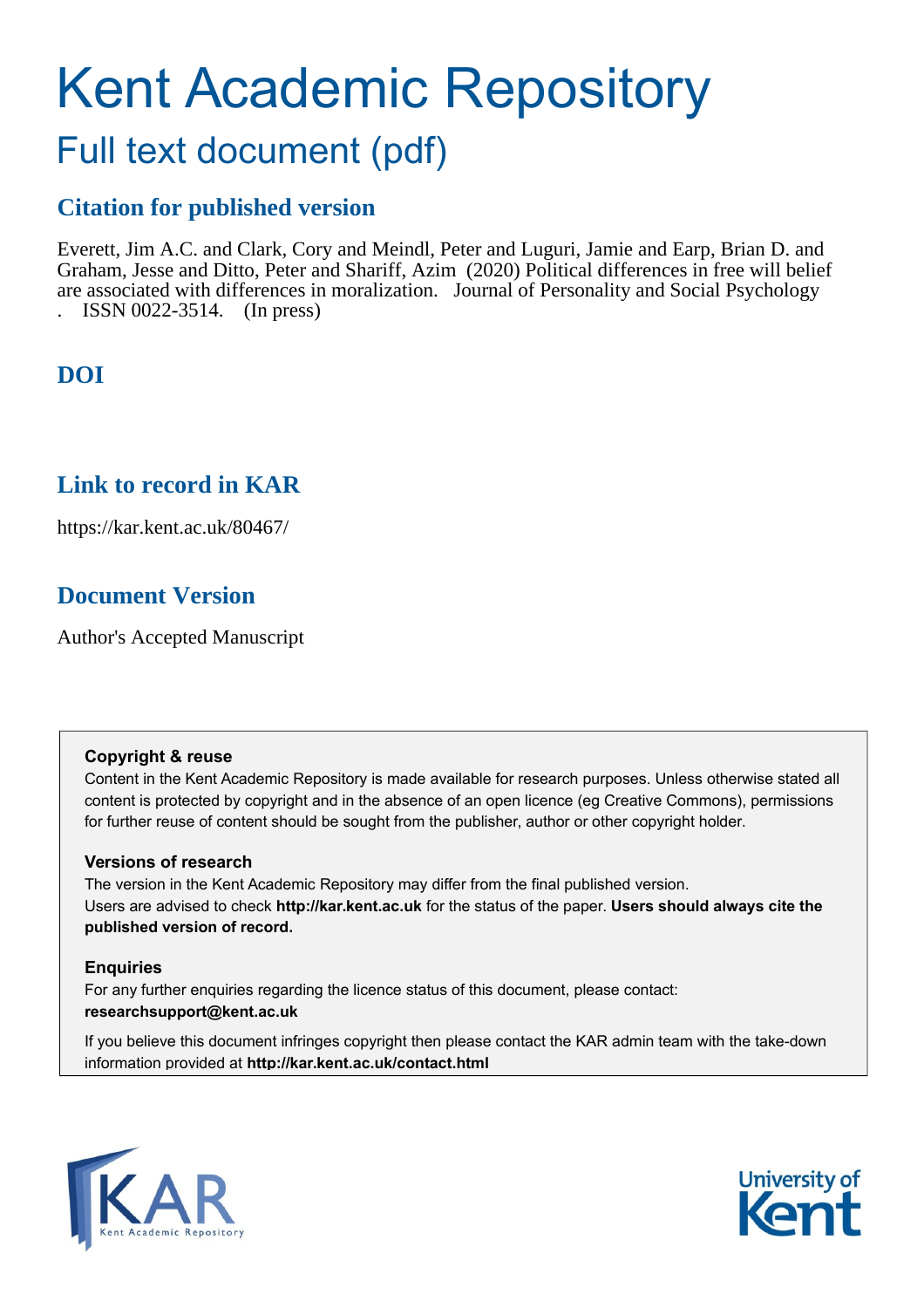# Kent Academic Repository

## Full text document (pdf)

### Citation for published version

Everett, Jim A.C. and Clark, Cory and Meindl, Peter and Luguri, Jamie and Earp, Brian D. and Graham, Jesse and Ditto, Peter and Shariff, Azim (2020) Political differences in free will belief are associated with differences in moralization. Journal of Personality and Social Psychology . ISSN 0022-3514. (In press)

### DOI

### Link to record in KAR

https://kar.kent.ac.uk/80467/

### Document Version

Author's Accepted Manuscript

**Copyright & reuse**

Content in the Kent Academic Repository is made available for research purposes. Unless otherwise stated all content is protected by copyright and in the absence of an open licence (eg Creative Commons), permissions for further reuse of content should be sought from the publisher, author or other copyright holder.

**Versions of research**

The version in the Kent Academic Repository may differ from the final published version. Users are advised to check **http://kar.kent.ac.uk** for the status of the paper. **Users should always cite the published version of record.**

**Enquiries**

For any further enquiries regarding the licence status of this document, please contact: **researchsupport@kent.ac.uk**

If you believe this document infringes copyright then please contact the KAR admin team with the take-down information provided at **http://kar.kent.ac.uk/contact.html**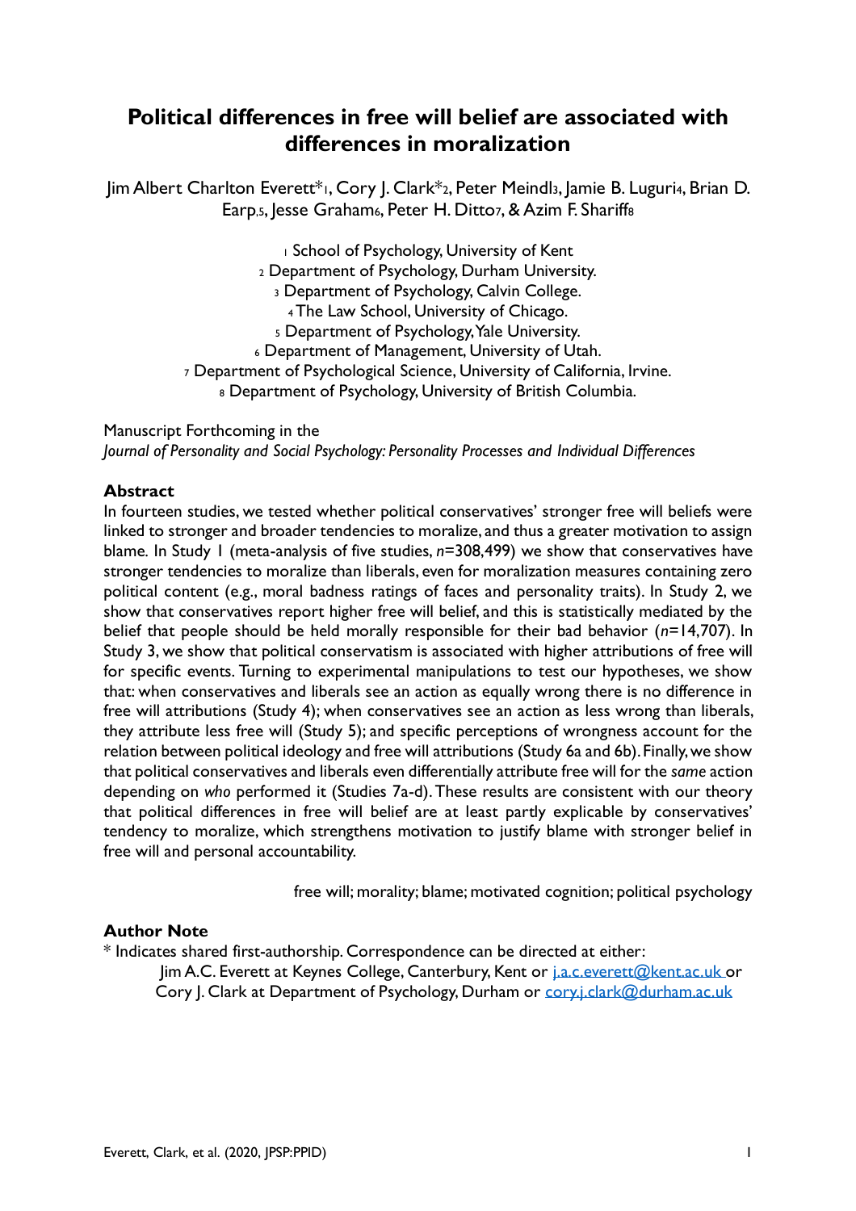# Political differences in free will belief are associated with differences in moralization

Jim Albert Charlton Everett*[1], Cory J. Clark*[2], Peter Meindl[3], Jamie B. Luguri[4], Brian D. Earp[,5], Jesse Graham[6], Peter H. Ditto[7], & Azim F. Shariff[8]

[1] School of Psychology, University of Kent
[2] Department of Psychology, Durham University.
[3] Department of Psychology, Calvin College.
[4] The Law School, University of Chicago.
[5] Department of Psychology, Yale University.
[6] Department of Management, University of Utah.
[7] Department of Psychological Science, University of California, Irvine.
[8] Department of Psychology, University of British Columbia.

Manuscript Forthcoming in the
*Journal of Personality and Social Psychology: Personality Processes and Individual Differences*

**Abstract**

In fourteen studies, we tested whether political conservatives' stronger free will beliefs were linked to stronger and broader tendencies to moralize, and thus a greater motivation to assign blame. In Study 1 (meta-analysis of five studies, *n*=308,499) we show that conservatives have stronger tendencies to moralize than liberals, even for moralization measures containing zero political content (e.g., moral badness ratings of faces and personality traits). In Study 2, we show that conservatives report higher free will belief, and this is statistically mediated by the belief that people should be held morally responsible for their bad behavior (*n*=14,707). In Study 3, we show that political conservatism is associated with higher attributions of free will for specific events. Turning to experimental manipulations to test our hypotheses, we show that: when conservatives and liberals see an action as equally wrong there is no difference in free will attributions (Study 4); when conservatives see an action as less wrong than liberals, they attribute less free will (Study 5); and specific perceptions of wrongness account for the relation between political ideology and free will attributions (Study 6a and 6b). Finally, we show that political conservatives and liberals even differentially attribute free will for the *same* action depending on *who* performed it (Studies 7a-d). These results are consistent with our theory that political differences in free will belief are at least partly explicable by conservatives' tendency to moralize, which strengthens motivation to justify blame with stronger belief in free will and personal accountability.

free will; morality; blame; motivated cognition; political psychology

**Author Note**

* Indicates shared first-authorship. Correspondence can be directed at either:
Jim A.C. Everett at Keynes College, Canterbury, Kent or j.a.c.everett@kent.ac.uk or
Cory J. Clark at Department of Psychology, Durham or cory.j.clark@durham.ac.uk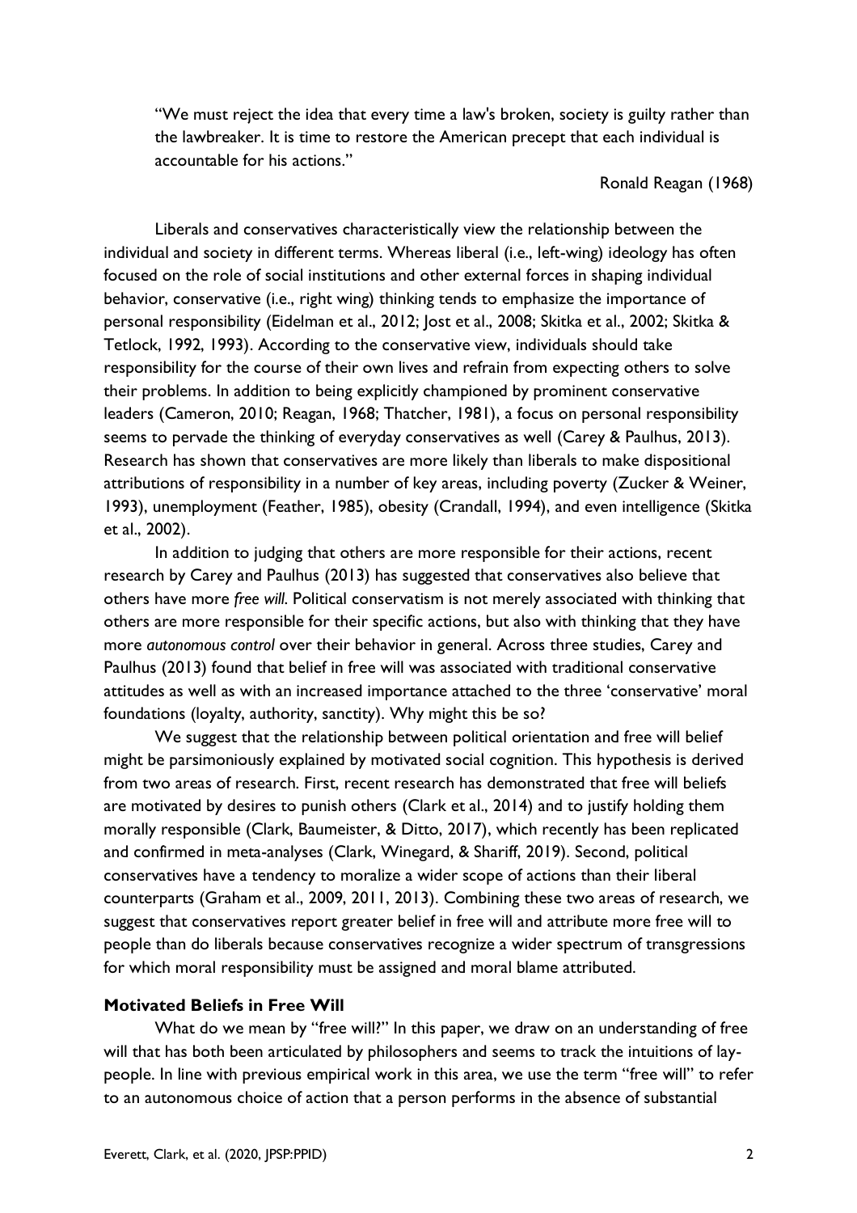> "We must reject the idea that every time a law's broken, society is guilty rather than the lawbreaker. It is time to restore the American precept that each individual is accountable for his actions."
>
> Ronald Reagan (1968)

Liberals and conservatives characteristically view the relationship between the individual and society in different terms. Whereas liberal (i.e., left-wing) ideology has often focused on the role of social institutions and other external forces in shaping individual behavior, conservative (i.e., right wing) thinking tends to emphasize the importance of personal responsibility (Eidelman et al., 2012; Jost et al., 2008; Skitka et al., 2002; Skitka & Tetlock, 1992, 1993). According to the conservative view, individuals should take responsibility for the course of their own lives and refrain from expecting others to solve their problems. In addition to being explicitly championed by prominent conservative leaders (Cameron, 2010; Reagan, 1968; Thatcher, 1981), a focus on personal responsibility seems to pervade the thinking of everyday conservatives as well (Carey & Paulhus, 2013). Research has shown that conservatives are more likely than liberals to make dispositional attributions of responsibility in a number of key areas, including poverty (Zucker & Weiner, 1993), unemployment (Feather, 1985), obesity (Crandall, 1994), and even intelligence (Skitka et al., 2002).

In addition to judging that others are more responsible for their actions, recent research by Carey and Paulhus (2013) has suggested that conservatives also believe that others have more *free will*. Political conservatism is not merely associated with thinking that others are more responsible for their specific actions, but also with thinking that they have more *autonomous control* over their behavior in general. Across three studies, Carey and Paulhus (2013) found that belief in free will was associated with traditional conservative attitudes as well as with an increased importance attached to the three 'conservative' moral foundations (loyalty, authority, sanctity). Why might this be so?

We suggest that the relationship between political orientation and free will belief might be parsimoniously explained by motivated social cognition. This hypothesis is derived from two areas of research. First, recent research has demonstrated that free will beliefs are motivated by desires to punish others (Clark et al., 2014) and to justify holding them morally responsible (Clark, Baumeister, & Ditto, 2017), which recently has been replicated and confirmed in meta-analyses (Clark, Winegard, & Shariff, 2019). Second, political conservatives have a tendency to moralize a wider scope of actions than their liberal counterparts (Graham et al., 2009, 2011, 2013). Combining these two areas of research, we suggest that conservatives report greater belief in free will and attribute more free will to people than do liberals because conservatives recognize a wider spectrum of transgressions for which moral responsibility must be assigned and moral blame attributed.

**Motivated Beliefs in Free Will**

What do we mean by "free will?" In this paper, we draw on an understanding of free will that has both been articulated by philosophers and seems to track the intuitions of lay-people. In line with previous empirical work in this area, we use the term "free will" to refer to an autonomous choice of action that a person performs in the absence of substantial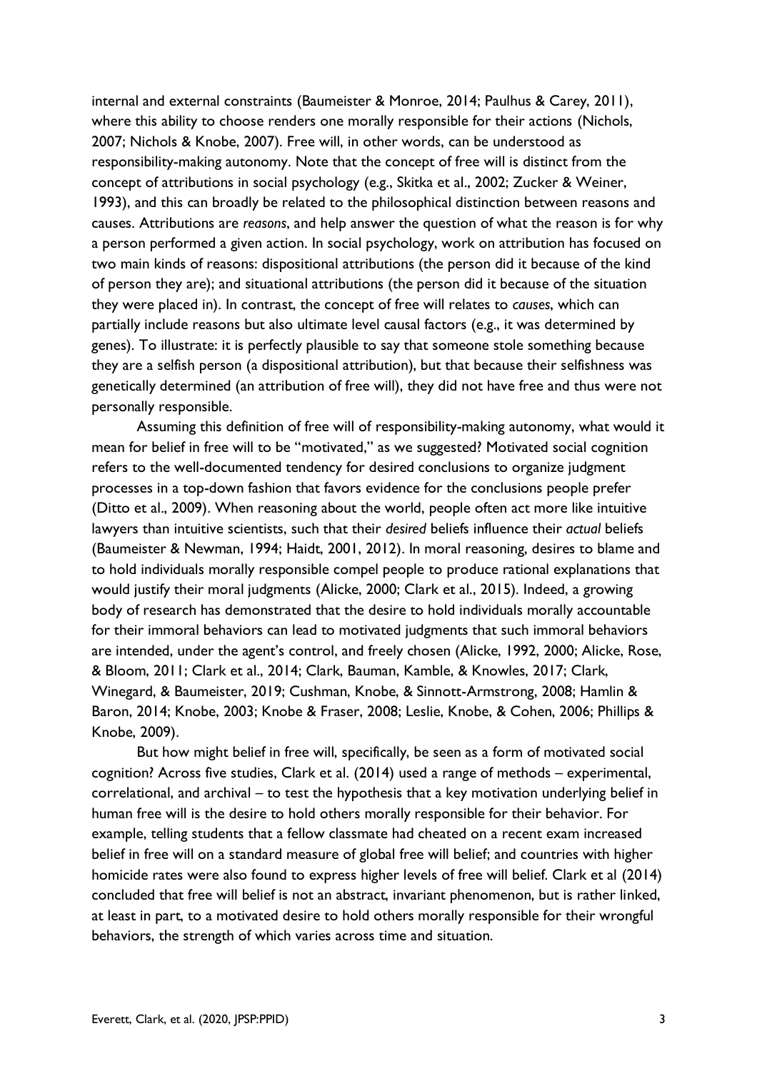internal and external constraints (Baumeister & Monroe, 2014; Paulhus & Carey, 2011), where this ability to choose renders one morally responsible for their actions (Nichols, 2007; Nichols & Knobe, 2007). Free will, in other words, can be understood as responsibility-making autonomy. Note that the concept of free will is distinct from the concept of attributions in social psychology (e.g., Skitka et al., 2002; Zucker & Weiner, 1993), and this can broadly be related to the philosophical distinction between reasons and causes. Attributions are *reasons*, and help answer the question of what the reason is for why a person performed a given action. In social psychology, work on attribution has focused on two main kinds of reasons: dispositional attributions (the person did it because of the kind of person they are); and situational attributions (the person did it because of the situation they were placed in). In contrast, the concept of free will relates to *causes*, which can partially include reasons but also ultimate level causal factors (e.g., it was determined by genes). To illustrate: it is perfectly plausible to say that someone stole something because they are a selfish person (a dispositional attribution), but that because their selfishness was genetically determined (an attribution of free will), they did not have free and thus were not personally responsible.

Assuming this definition of free will of responsibility-making autonomy, what would it mean for belief in free will to be "motivated," as we suggested? Motivated social cognition refers to the well-documented tendency for desired conclusions to organize judgment processes in a top-down fashion that favors evidence for the conclusions people prefer (Ditto et al., 2009). When reasoning about the world, people often act more like intuitive lawyers than intuitive scientists, such that their *desired* beliefs influence their *actual* beliefs (Baumeister & Newman, 1994; Haidt, 2001, 2012). In moral reasoning, desires to blame and to hold individuals morally responsible compel people to produce rational explanations that would justify their moral judgments (Alicke, 2000; Clark et al., 2015). Indeed, a growing body of research has demonstrated that the desire to hold individuals morally accountable for their immoral behaviors can lead to motivated judgments that such immoral behaviors are intended, under the agent's control, and freely chosen (Alicke, 1992, 2000; Alicke, Rose, & Bloom, 2011; Clark et al., 2014; Clark, Bauman, Kamble, & Knowles, 2017; Clark, Winegard, & Baumeister, 2019; Cushman, Knobe, & Sinnott-Armstrong, 2008; Hamlin & Baron, 2014; Knobe, 2003; Knobe & Fraser, 2008; Leslie, Knobe, & Cohen, 2006; Phillips & Knobe, 2009).

But how might belief in free will, specifically, be seen as a form of motivated social cognition? Across five studies, Clark et al. (2014) used a range of methods – experimental, correlational, and archival – to test the hypothesis that a key motivation underlying belief in human free will is the desire to hold others morally responsible for their behavior. For example, telling students that a fellow classmate had cheated on a recent exam increased belief in free will on a standard measure of global free will belief; and countries with higher homicide rates were also found to express higher levels of free will belief. Clark et al (2014) concluded that free will belief is not an abstract, invariant phenomenon, but is rather linked, at least in part, to a motivated desire to hold others morally responsible for their wrongful behaviors, the strength of which varies across time and situation.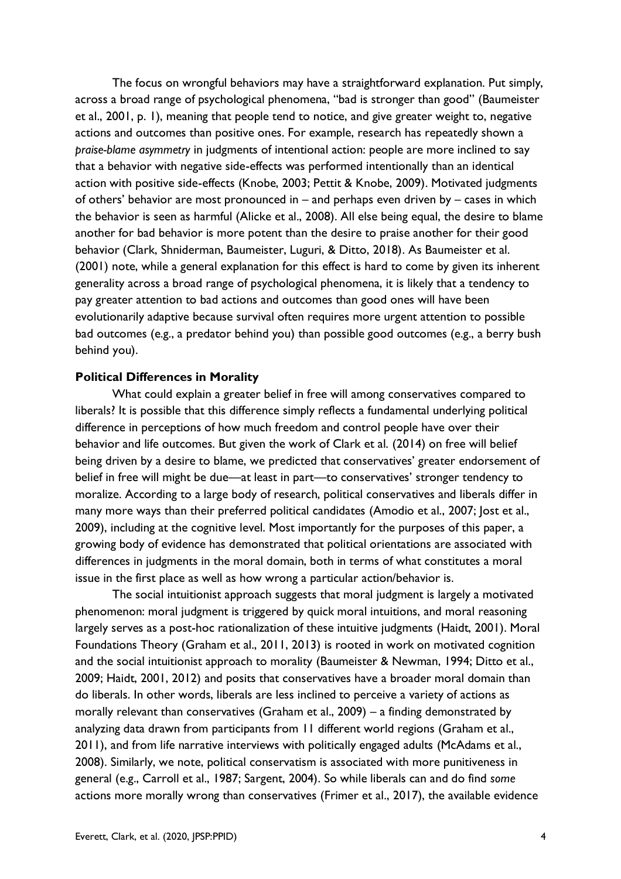The focus on wrongful behaviors may have a straightforward explanation. Put simply, across a broad range of psychological phenomena, "bad is stronger than good" (Baumeister et al., 2001, p. 1), meaning that people tend to notice, and give greater weight to, negative actions and outcomes than positive ones. For example, research has repeatedly shown a *praise-blame asymmetry* in judgments of intentional action: people are more inclined to say that a behavior with negative side-effects was performed intentionally than an identical action with positive side-effects (Knobe, 2003; Pettit & Knobe, 2009). Motivated judgments of others' behavior are most pronounced in – and perhaps even driven by – cases in which the behavior is seen as harmful (Alicke et al., 2008). All else being equal, the desire to blame another for bad behavior is more potent than the desire to praise another for their good behavior (Clark, Shniderman, Baumeister, Luguri, & Ditto, 2018). As Baumeister et al. (2001) note, while a general explanation for this effect is hard to come by given its inherent generality across a broad range of psychological phenomena, it is likely that a tendency to pay greater attention to bad actions and outcomes than good ones will have been evolutionarily adaptive because survival often requires more urgent attention to possible bad outcomes (e.g., a predator behind you) than possible good outcomes (e.g., a berry bush behind you).

**Political Differences in Morality**

What could explain a greater belief in free will among conservatives compared to liberals? It is possible that this difference simply reflects a fundamental underlying political difference in perceptions of how much freedom and control people have over their behavior and life outcomes. But given the work of Clark et al. (2014) on free will belief being driven by a desire to blame, we predicted that conservatives' greater endorsement of belief in free will might be due—at least in part—to conservatives' stronger tendency to moralize. According to a large body of research, political conservatives and liberals differ in many more ways than their preferred political candidates (Amodio et al., 2007; Jost et al., 2009), including at the cognitive level. Most importantly for the purposes of this paper, a growing body of evidence has demonstrated that political orientations are associated with differences in judgments in the moral domain, both in terms of what constitutes a moral issue in the first place as well as how wrong a particular action/behavior is.

The social intuitionist approach suggests that moral judgment is largely a motivated phenomenon: moral judgment is triggered by quick moral intuitions, and moral reasoning largely serves as a post-hoc rationalization of these intuitive judgments (Haidt, 2001). Moral Foundations Theory (Graham et al., 2011, 2013) is rooted in work on motivated cognition and the social intuitionist approach to morality (Baumeister & Newman, 1994; Ditto et al., 2009; Haidt, 2001, 2012) and posits that conservatives have a broader moral domain than do liberals. In other words, liberals are less inclined to perceive a variety of actions as morally relevant than conservatives (Graham et al., 2009) – a finding demonstrated by analyzing data drawn from participants from 11 different world regions (Graham et al., 2011), and from life narrative interviews with politically engaged adults (McAdams et al., 2008). Similarly, we note, political conservatism is associated with more punitiveness in general (e.g., Carroll et al., 1987; Sargent, 2004). So while liberals can and do find *some* actions more morally wrong than conservatives (Frimer et al., 2017), the available evidence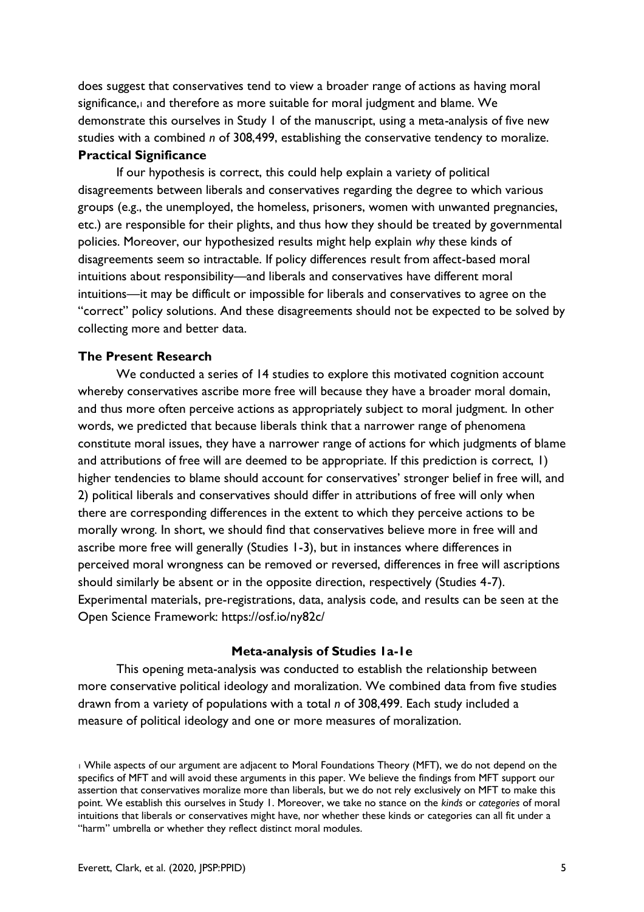does suggest that conservatives tend to view a broader range of actions as having moral significance,[1] and therefore as more suitable for moral judgment and blame. We demonstrate this ourselves in Study 1 of the manuscript, using a meta-analysis of five new studies with a combined *n* of 308,499, establishing the conservative tendency to moralize.

### Practical Significance

If our hypothesis is correct, this could help explain a variety of political disagreements between liberals and conservatives regarding the degree to which various groups (e.g., the unemployed, the homeless, prisoners, women with unwanted pregnancies, etc.) are responsible for their plights, and thus how they should be treated by governmental policies. Moreover, our hypothesized results might help explain *why* these kinds of disagreements seem so intractable. If policy differences result from affect-based moral intuitions about responsibility—and liberals and conservatives have different moral intuitions—it may be difficult or impossible for liberals and conservatives to agree on the "correct" policy solutions. And these disagreements should not be expected to be solved by collecting more and better data.

### The Present Research

We conducted a series of 14 studies to explore this motivated cognition account whereby conservatives ascribe more free will because they have a broader moral domain, and thus more often perceive actions as appropriately subject to moral judgment. In other words, we predicted that because liberals think that a narrower range of phenomena constitute moral issues, they have a narrower range of actions for which judgments of blame and attributions of free will are deemed to be appropriate. If this prediction is correct, 1) higher tendencies to blame should account for conservatives' stronger belief in free will, and 2) political liberals and conservatives should differ in attributions of free will only when there are corresponding differences in the extent to which they perceive actions to be morally wrong. In short, we should find that conservatives believe more in free will and ascribe more free will generally (Studies 1-3), but in instances where differences in perceived moral wrongness can be removed or reversed, differences in free will ascriptions should similarly be absent or in the opposite direction, respectively (Studies 4-7). Experimental materials, pre-registrations, data, analysis code, and results can be seen at the Open Science Framework: https://osf.io/ny82c/

## Meta-analysis of Studies 1a-1e

This opening meta-analysis was conducted to establish the relationship between more conservative political ideology and moralization. We combined data from five studies drawn from a variety of populations with a total *n* of 308,499. Each study included a measure of political ideology and one or more measures of moralization.

[1] While aspects of our argument are adjacent to Moral Foundations Theory (MFT), we do not depend on the specifics of MFT and will avoid these arguments in this paper. We believe the findings from MFT support our assertion that conservatives moralize more than liberals, but we do not rely exclusively on MFT to make this point. We establish this ourselves in Study 1. Moreover, we take no stance on the *kinds* or *categories* of moral intuitions that liberals or conservatives might have, nor whether these kinds or categories can all fit under a "harm" umbrella or whether they reflect distinct moral modules.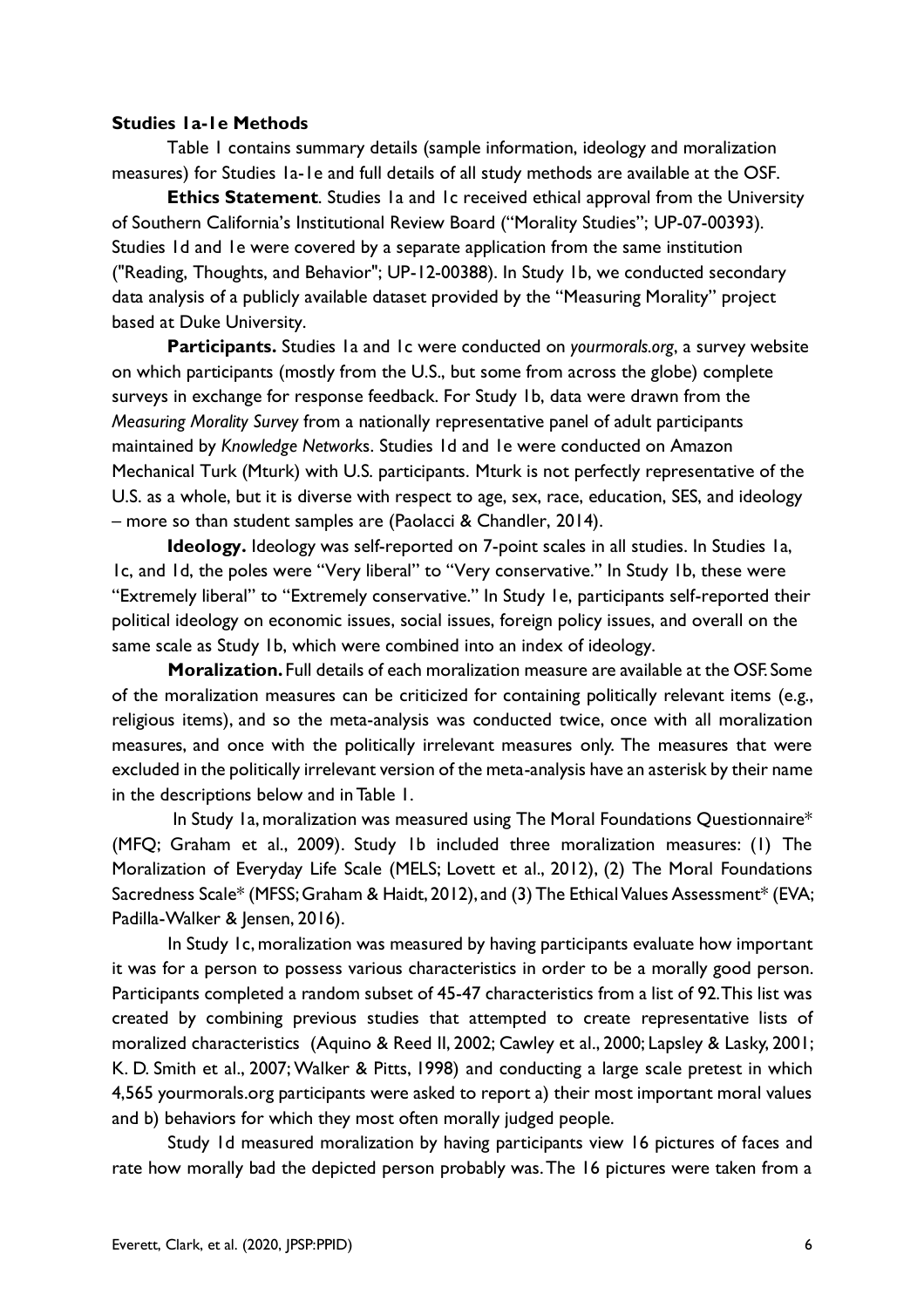**Studies 1a-1e Methods**

Table 1 contains summary details (sample information, ideology and moralization measures) for Studies 1a-1e and full details of all study methods are available at the OSF.

**Ethics Statement**. Studies 1a and 1c received ethical approval from the University of Southern California's Institutional Review Board ("Morality Studies"; UP-07-00393). Studies 1d and 1e were covered by a separate application from the same institution ("Reading, Thoughts, and Behavior"; UP-12-00388). In Study 1b, we conducted secondary data analysis of a publicly available dataset provided by the "Measuring Morality" project based at Duke University.

**Participants.** Studies 1a and 1c were conducted on *yourmorals.org*, a survey website on which participants (mostly from the U.S., but some from across the globe) complete surveys in exchange for response feedback. For Study 1b, data were drawn from the *Measuring Morality Survey* from a nationally representative panel of adult participants maintained by *Knowledge Networks*. Studies 1d and 1e were conducted on Amazon Mechanical Turk (Mturk) with U.S. participants. Mturk is not perfectly representative of the U.S. as a whole, but it is diverse with respect to age, sex, race, education, SES, and ideology – more so than student samples are (Paolacci & Chandler, 2014).

**Ideology.** Ideology was self-reported on 7-point scales in all studies. In Studies 1a, 1c, and 1d, the poles were "Very liberal" to "Very conservative." In Study 1b, these were "Extremely liberal" to "Extremely conservative." In Study 1e, participants self-reported their political ideology on economic issues, social issues, foreign policy issues, and overall on the same scale as Study 1b, which were combined into an index of ideology.

**Moralization.** Full details of each moralization measure are available at the OSF. Some of the moralization measures can be criticized for containing politically relevant items (e.g., religious items), and so the meta-analysis was conducted twice, once with all moralization measures, and once with the politically irrelevant measures only. The measures that were excluded in the politically irrelevant version of the meta-analysis have an asterisk by their name in the descriptions below and in Table 1.

In Study 1a, moralization was measured using The Moral Foundations Questionnaire* (MFQ; Graham et al., 2009). Study 1b included three moralization measures: (1) The Moralization of Everyday Life Scale (MELS; Lovett et al., 2012), (2) The Moral Foundations Sacredness Scale* (MFSS; Graham & Haidt, 2012), and (3) The Ethical Values Assessment* (EVA; Padilla-Walker & Jensen, 2016).

In Study 1c, moralization was measured by having participants evaluate how important it was for a person to possess various characteristics in order to be a morally good person. Participants completed a random subset of 45-47 characteristics from a list of 92. This list was created by combining previous studies that attempted to create representative lists of moralized characteristics (Aquino & Reed II, 2002; Cawley et al., 2000; Lapsley & Lasky, 2001; K. D. Smith et al., 2007; Walker & Pitts, 1998) and conducting a large scale pretest in which 4,565 yourmorals.org participants were asked to report a) their most important moral values and b) behaviors for which they most often morally judged people.

Study 1d measured moralization by having participants view 16 pictures of faces and rate how morally bad the depicted person probably was. The 16 pictures were taken from a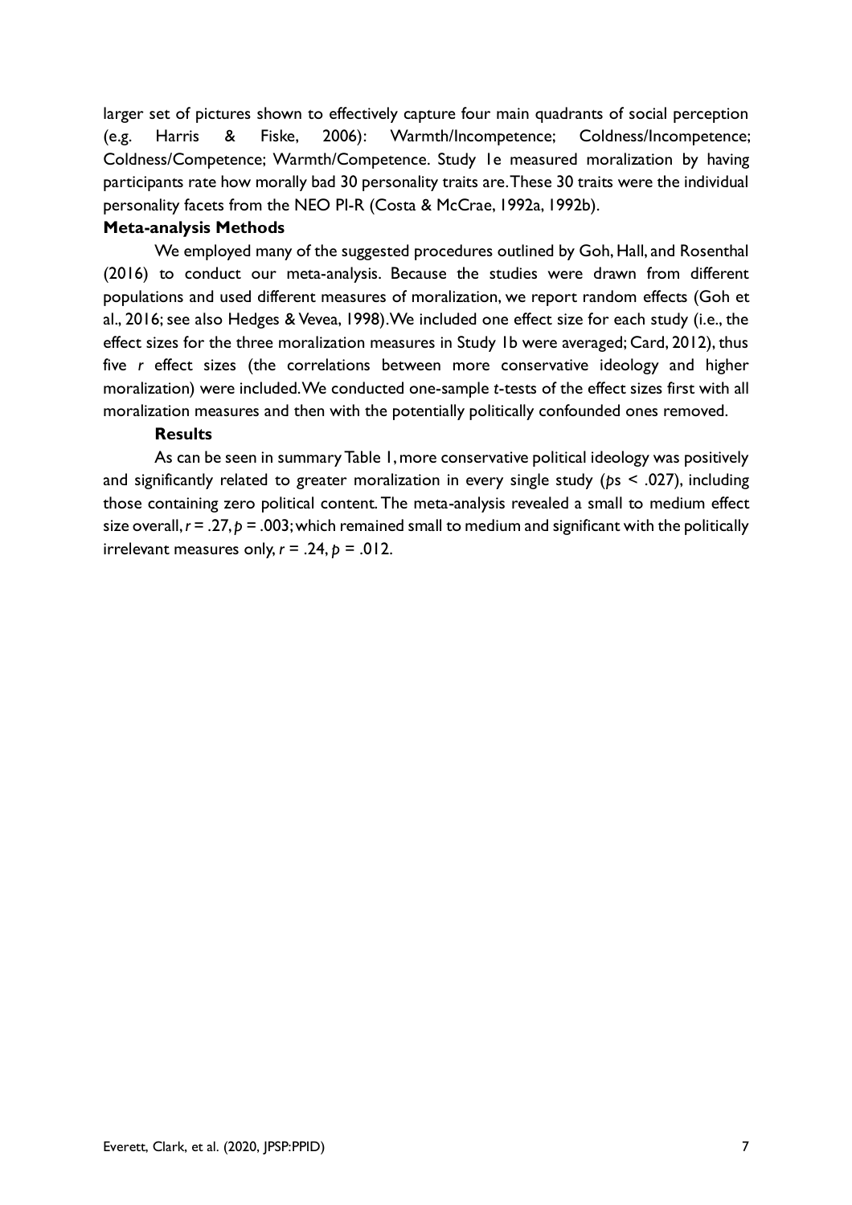larger set of pictures shown to effectively capture four main quadrants of social perception (e.g. Harris & Fiske, 2006): Warmth/Incompetence; Coldness/Incompetence; Coldness/Competence; Warmth/Competence. Study 1e measured moralization by having participants rate how morally bad 30 personality traits are. These 30 traits were the individual personality facets from the NEO PI-R (Costa & McCrae, 1992a, 1992b).

**Meta-analysis Methods**

We employed many of the suggested procedures outlined by Goh, Hall, and Rosenthal (2016) to conduct our meta-analysis. Because the studies were drawn from different populations and used different measures of moralization, we report random effects (Goh et al., 2016; see also Hedges & Vevea, 1998). We included one effect size for each study (i.e., the effect sizes for the three moralization measures in Study 1b were averaged; Card, 2012), thus five *r* effect sizes (the correlations between more conservative ideology and higher moralization) were included. We conducted one-sample *t*-tests of the effect sizes first with all moralization measures and then with the potentially politically confounded ones removed.

**Results**

As can be seen in summary Table 1, more conservative political ideology was positively and significantly related to greater moralization in every single study ($p$s $< .027$), including those containing zero political content. The meta-analysis revealed a small to medium effect size overall, $r = .27$, $p = .003$; which remained small to medium and significant with the politically irrelevant measures only, $r = .24$, $p = .012$.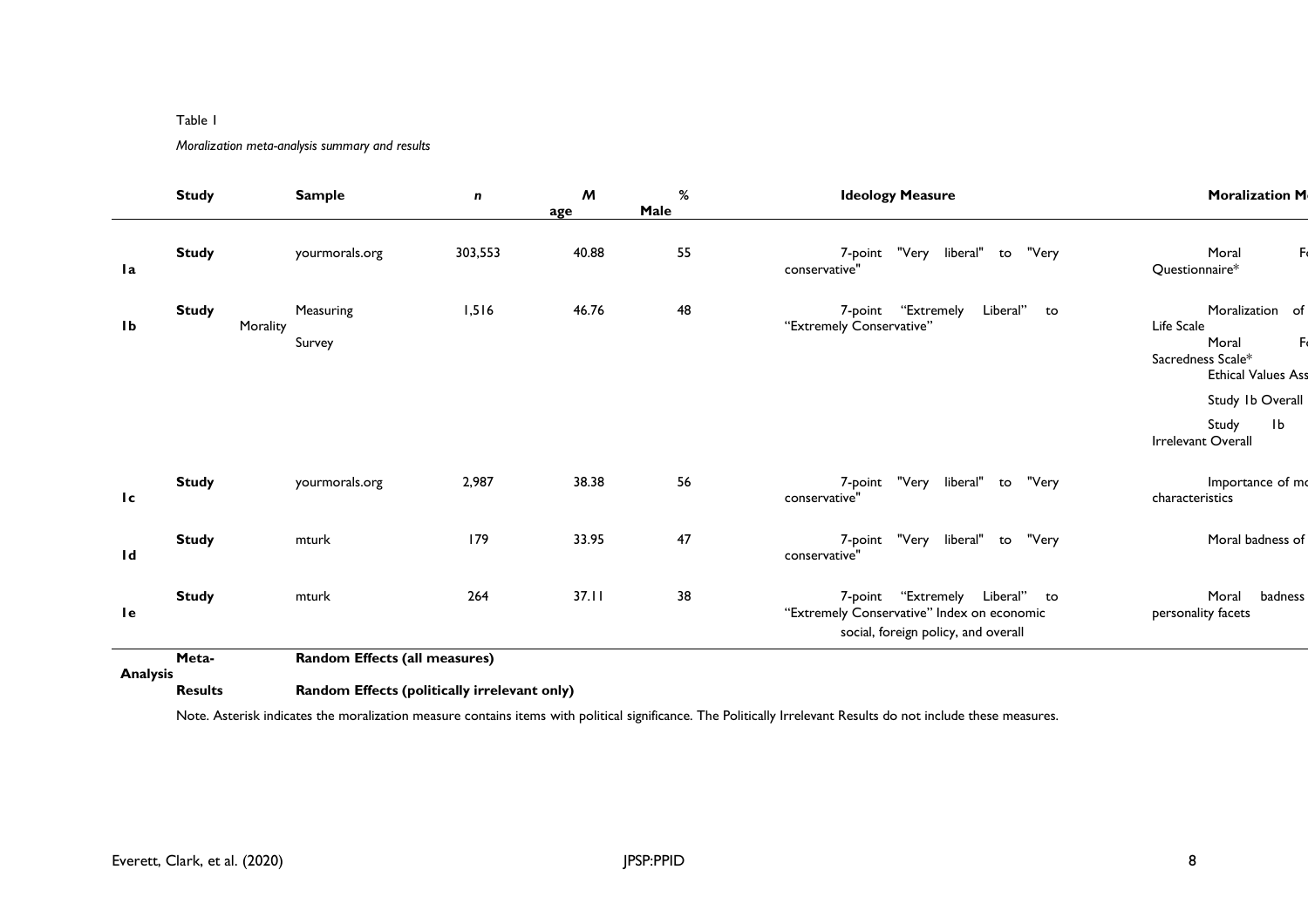Table 1

*Moralization meta-analysis summary and results*

| Study | Sample | *n* | *M* age | % Male | Ideology Measure | Moralization M |
|---|---|---|---|---|---|---|
| Study 1a | yourmorals.org | 303,553 | 40.88 | 55 | 7-point "Very liberal" to "Very conservative" | Moral F Questionnaire* |
| Study 1b | Measuring Morality Survey | 1,516 | 46.76 | 48 | 7-point "Extremely Liberal" to "Extremely Conservative" | Moralization of Life Scale<br>Moral F Sacredness Scale*<br>Ethical Values Ass<br>Study 1b Overall<br>Study 1b Irrelevant Overall |
| Study 1c | yourmorals.org | 2,987 | 38.38 | 56 | 7-point "Very liberal" to "Very conservative" | Importance of mo characteristics |
| Study 1d | mturk | 179 | 33.95 | 47 | 7-point "Very liberal" to "Very conservative" | Moral badness of |
| Study 1e | mturk | 264 | 37.11 | 38 | 7-point "Extremely Liberal" to "Extremely Conservative" Index on economic social, foreign policy, and overall | Moral badness personality facets |
| Meta-Analysis Results | **Random Effects (all measures)** | | | | | |
| | **Random Effects (politically irrelevant only)** | | | | | |

Note. Asterisk indicates the moralization measure contains items with political significance. The Politically Irrelevant Results do not include these measures.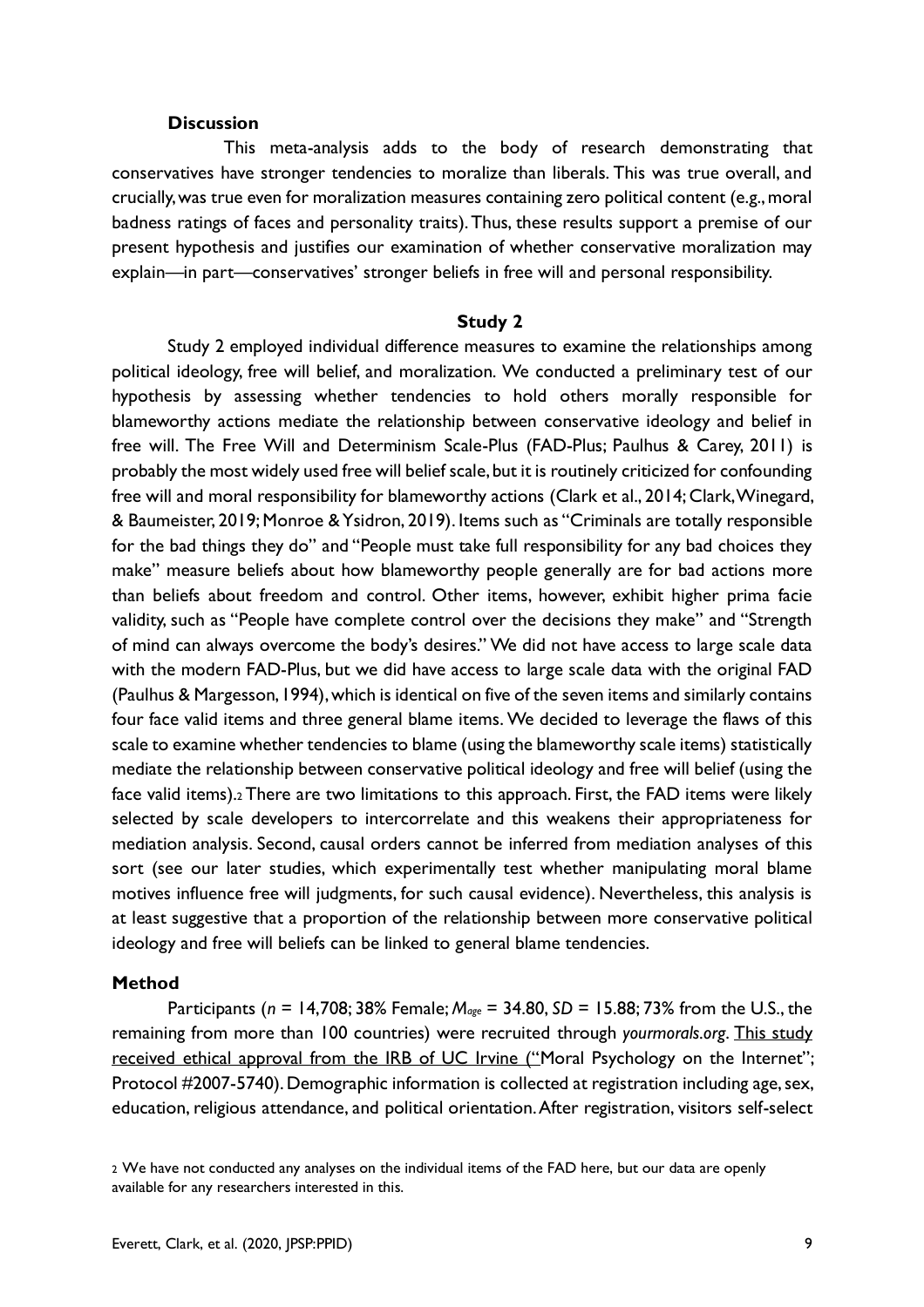## Discussion

This meta-analysis adds to the body of research demonstrating that conservatives have stronger tendencies to moralize than liberals. This was true overall, and crucially, was true even for moralization measures containing zero political content (e.g., moral badness ratings of faces and personality traits). Thus, these results support a premise of our present hypothesis and justifies our examination of whether conservative moralization may explain—in part—conservatives' stronger beliefs in free will and personal responsibility.

## Study 2

Study 2 employed individual difference measures to examine the relationships among political ideology, free will belief, and moralization. We conducted a preliminary test of our hypothesis by assessing whether tendencies to hold others morally responsible for blameworthy actions mediate the relationship between conservative ideology and belief in free will. The Free Will and Determinism Scale-Plus (FAD-Plus; Paulhus & Carey, 2011) is probably the most widely used free will belief scale, but it is routinely criticized for confounding free will and moral responsibility for blameworthy actions (Clark et al., 2014; Clark, Winegard, & Baumeister, 2019; Monroe & Ysidron, 2019). Items such as "Criminals are totally responsible for the bad things they do" and "People must take full responsibility for any bad choices they make" measure beliefs about how blameworthy people generally are for bad actions more than beliefs about freedom and control. Other items, however, exhibit higher prima facie validity, such as "People have complete control over the decisions they make" and "Strength of mind can always overcome the body's desires." We did not have access to large scale data with the modern FAD-Plus, but we did have access to large scale data with the original FAD (Paulhus & Margesson, 1994), which is identical on five of the seven items and similarly contains four face valid items and three general blame items. We decided to leverage the flaws of this scale to examine whether tendencies to blame (using the blameworthy scale items) statistically mediate the relationship between conservative political ideology and free will belief (using the face valid items).[2] There are two limitations to this approach. First, the FAD items were likely selected by scale developers to intercorrelate and this weakens their appropriateness for mediation analysis. Second, causal orders cannot be inferred from mediation analyses of this sort (see our later studies, which experimentally test whether manipulating moral blame motives influence free will judgments, for such causal evidence). Nevertheless, this analysis is at least suggestive that a proportion of the relationship between more conservative political ideology and free will beliefs can be linked to general blame tendencies.

### Method

Participants ($n$ = 14,708; 38% Female; $M_{age}$ = 34.80, $SD$ = 15.88; 73% from the U.S., the remaining from more than 100 countries) were recruited through *yourmorals.org*. This study received ethical approval from the IRB of UC Irvine ("Moral Psychology on the Internet"; Protocol #2007-5740). Demographic information is collected at registration including age, sex, education, religious attendance, and political orientation. After registration, visitors self-select

[2] We have not conducted any analyses on the individual items of the FAD here, but our data are openly available for any researchers interested in this.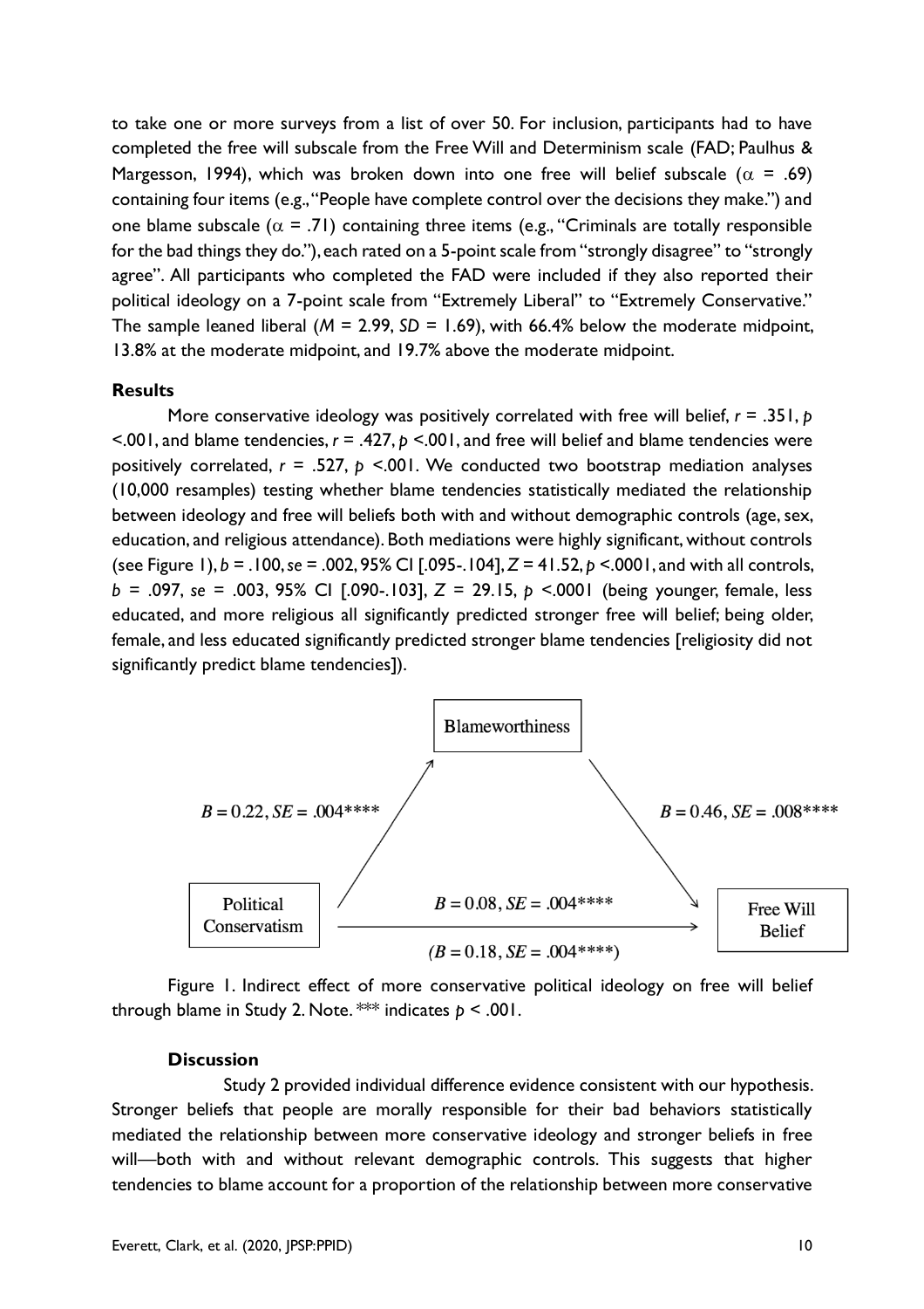to take one or more surveys from a list of over 50. For inclusion, participants had to have completed the free will subscale from the Free Will and Determinism scale (FAD; Paulhus & Margesson, 1994), which was broken down into one free will belief subscale ($\alpha$ = .69) containing four items (e.g., "People have complete control over the decisions they make.") and one blame subscale ($\alpha$ = .71) containing three items (e.g., "Criminals are totally responsible for the bad things they do."), each rated on a 5-point scale from "strongly disagree" to "strongly agree". All participants who completed the FAD were included if they also reported their political ideology on a 7-point scale from "Extremely Liberal" to "Extremely Conservative." The sample leaned liberal ($M$ = 2.99, $SD$ = 1.69), with 66.4% below the moderate midpoint, 13.8% at the moderate midpoint, and 19.7% above the moderate midpoint.

**Results**

More conservative ideology was positively correlated with free will belief, $r$ = .351, $p$ <.001, and blame tendencies, $r$ = .427, $p$ <.001, and free will belief and blame tendencies were positively correlated, $r$ = .527, $p$ <.001. We conducted two bootstrap mediation analyses (10,000 resamples) testing whether blame tendencies statistically mediated the relationship between ideology and free will beliefs both with and without demographic controls (age, sex, education, and religious attendance). Both mediations were highly significant, without controls (see Figure 1), $b$ = .100, $se$ = .002, 95% CI [.095-.104], $Z$ = 41.52, $p$ <.0001, and with all controls, $b$ = .097, $se$ = .003, 95% CI [.090-.103], $Z$ = 29.15, $p$ <.0001 (being younger, female, less educated, and more religious all significantly predicted stronger free will belief; being older, female, and less educated significantly predicted stronger blame tendencies [religiosity did not significantly predict blame tendencies]).

Blameworthiness

$B = 0.22, SE = .004$**** 

$B = 0.46, SE = .008$****

Political Conservatism

$B = 0.08, SE = .004$****

($B = 0.18, SE = .004$****)

Free Will Belief

Figure 1. Indirect effect of more conservative political ideology on free will belief through blame in Study 2. Note. *** indicates $p$ < .001.

**Discussion**

Study 2 provided individual difference evidence consistent with our hypothesis. Stronger beliefs that people are morally responsible for their bad behaviors statistically mediated the relationship between more conservative ideology and stronger beliefs in free will—both with and without relevant demographic controls. This suggests that higher tendencies to blame account for a proportion of the relationship between more conservative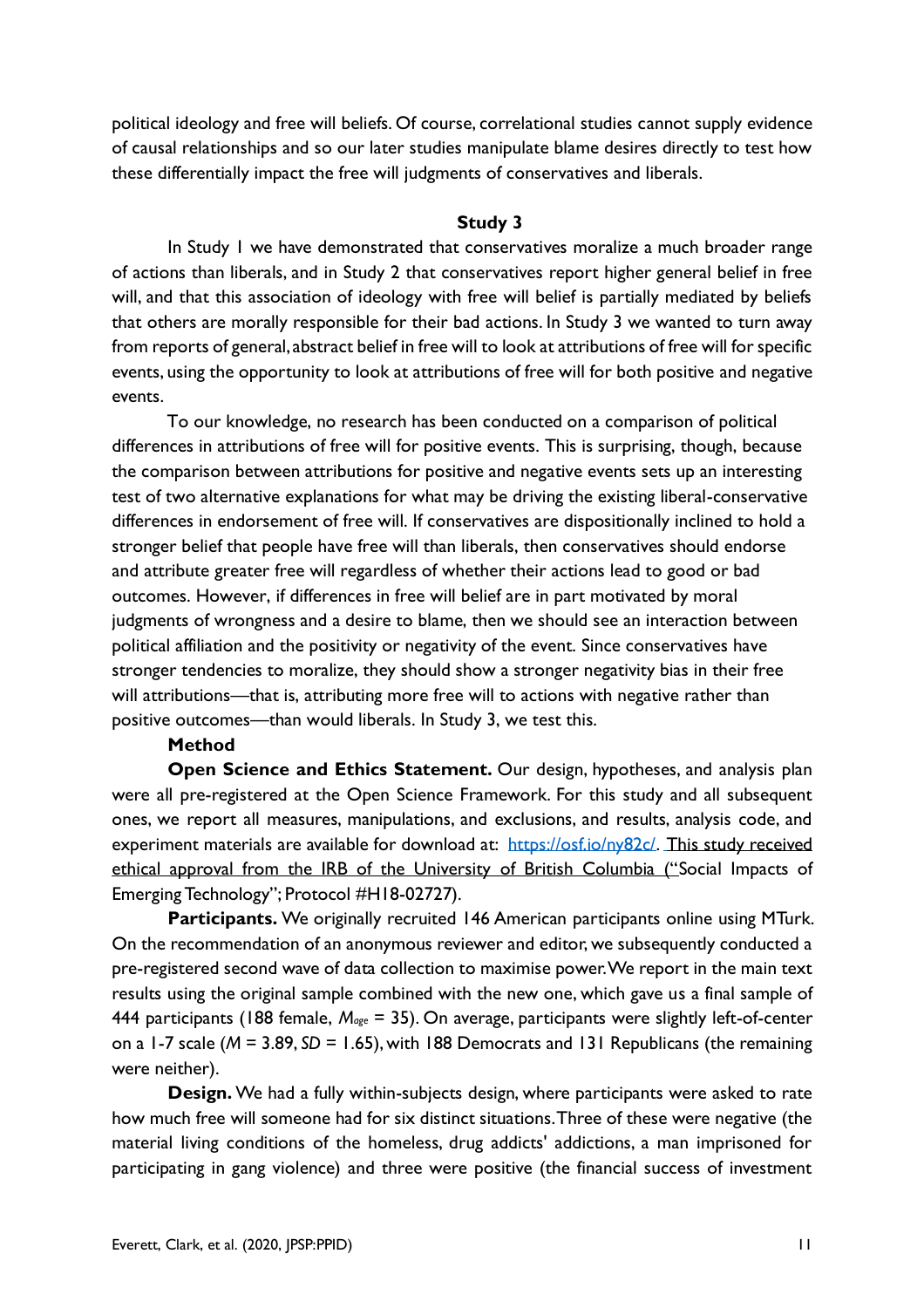political ideology and free will beliefs. Of course, correlational studies cannot supply evidence of causal relationships and so our later studies manipulate blame desires directly to test how these differentially impact the free will judgments of conservatives and liberals.

## Study 3

In Study 1 we have demonstrated that conservatives moralize a much broader range of actions than liberals, and in Study 2 that conservatives report higher general belief in free will, and that this association of ideology with free will belief is partially mediated by beliefs that others are morally responsible for their bad actions. In Study 3 we wanted to turn away from reports of general, abstract belief in free will to look at attributions of free will for specific events, using the opportunity to look at attributions of free will for both positive and negative events.

To our knowledge, no research has been conducted on a comparison of political differences in attributions of free will for positive events. This is surprising, though, because the comparison between attributions for positive and negative events sets up an interesting test of two alternative explanations for what may be driving the existing liberal-conservative differences in endorsement of free will. If conservatives are dispositionally inclined to hold a stronger belief that people have free will than liberals, then conservatives should endorse and attribute greater free will regardless of whether their actions lead to good or bad outcomes. However, if differences in free will belief are in part motivated by moral judgments of wrongness and a desire to blame, then we should see an interaction between political affiliation and the positivity or negativity of the event. Since conservatives have stronger tendencies to moralize, they should show a stronger negativity bias in their free will attributions—that is, attributing more free will to actions with negative rather than positive outcomes—than would liberals. In Study 3, we test this.

### Method

**Open Science and Ethics Statement.** Our design, hypotheses, and analysis plan were all pre-registered at the Open Science Framework. For this study and all subsequent ones, we report all measures, manipulations, and exclusions, and results, analysis code, and experiment materials are available for download at: https://osf.io/ny82c/. This study received ethical approval from the IRB of the University of British Columbia ("Social Impacts of Emerging Technology"; Protocol #H18-02727).

**Participants.** We originally recruited 146 American participants online using MTurk. On the recommendation of an anonymous reviewer and editor, we subsequently conducted a pre-registered second wave of data collection to maximise power. We report in the main text results using the original sample combined with the new one, which gave us a final sample of 444 participants (188 female, $M_{age}$ = 35). On average, participants were slightly left-of-center on a 1-7 scale ($M$ = 3.89, $SD$ = 1.65), with 188 Democrats and 131 Republicans (the remaining were neither).

**Design.** We had a fully within-subjects design, where participants were asked to rate how much free will someone had for six distinct situations. Three of these were negative (the material living conditions of the homeless, drug addicts' addictions, a man imprisoned for participating in gang violence) and three were positive (the financial success of investment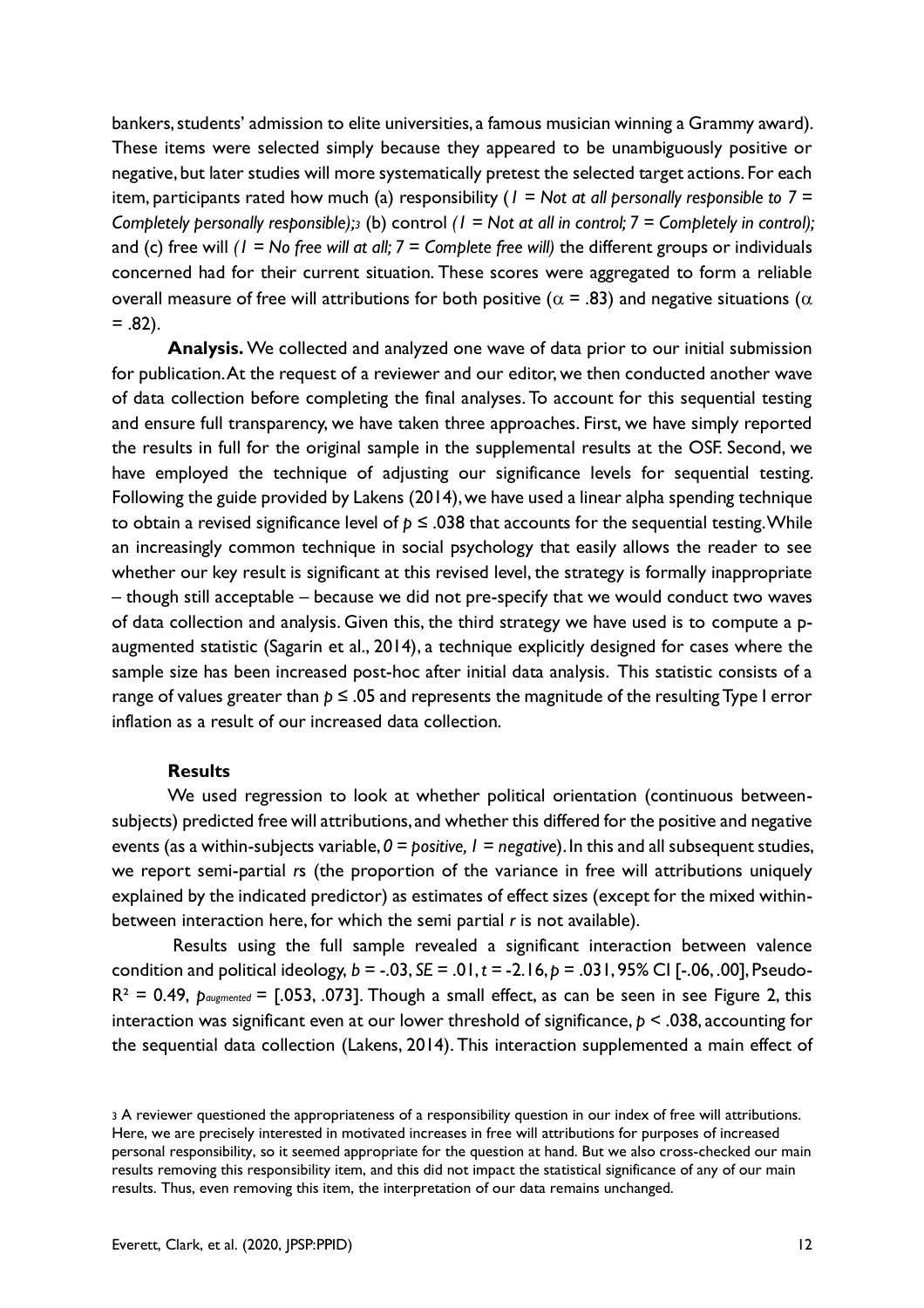bankers, students' admission to elite universities, a famous musician winning a Grammy award). These items were selected simply because they appeared to be unambiguously positive or negative, but later studies will more systematically pretest the selected target actions. For each item, participants rated how much (a) responsibility (*1 = Not at all personally responsible to 7 = Completely personally responsible);*[3] (b) control *(1 = Not at all in control; 7 = Completely in control);* and (c) free will *(1 = No free will at all; 7 = Complete free will)* the different groups or individuals concerned had for their current situation. These scores were aggregated to form a reliable overall measure of free will attributions for both positive ($\alpha$ = .83) and negative situations ($\alpha$ = .82).

**Analysis.** We collected and analyzed one wave of data prior to our initial submission for publication. At the request of a reviewer and our editor, we then conducted another wave of data collection before completing the final analyses. To account for this sequential testing and ensure full transparency, we have taken three approaches. First, we have simply reported the results in full for the original sample in the supplemental results at the OSF. Second, we have employed the technique of adjusting our significance levels for sequential testing. Following the guide provided by Lakens (2014), we have used a linear alpha spending technique to obtain a revised significance level of $p \leq .038$ that accounts for the sequential testing. While an increasingly common technique in social psychology that easily allows the reader to see whether our key result is significant at this revised level, the strategy is formally inappropriate – though still acceptable – because we did not pre-specify that we would conduct two waves of data collection and analysis. Given this, the third strategy we have used is to compute a p-augmented statistic (Sagarin et al., 2014), a technique explicitly designed for cases where the sample size has been increased post-hoc after initial data analysis. This statistic consists of a range of values greater than $p \leq .05$ and represents the magnitude of the resulting Type I error inflation as a result of our increased data collection.

### Results

We used regression to look at whether political orientation (continuous between-subjects) predicted free will attributions, and whether this differed for the positive and negative events (as a within-subjects variable, *0 = positive, 1 = negative*). In this and all subsequent studies, we report semi-partial *r*s (the proportion of the variance in free will attributions uniquely explained by the indicated predictor) as estimates of effect sizes (except for the mixed within-between interaction here, for which the semi partial *r* is not available).

Results using the full sample revealed a significant interaction between valence condition and political ideology, $b = -.03$, $SE = .01$, $t = -2.16$, $p = .031$, 95% CI [-.06, .00], Pseudo-$R^2$ = 0.49, $p_{augmented}$ = [.053, .073]. Though a small effect, as can be seen in see Figure 2, this interaction was significant even at our lower threshold of significance, $p < .038$, accounting for the sequential data collection (Lakens, 2014). This interaction supplemented a main effect of

[3] A reviewer questioned the appropriateness of a responsibility question in our index of free will attributions. Here, we are precisely interested in motivated increases in free will attributions for purposes of increased personal responsibility, so it seemed appropriate for the question at hand. But we also cross-checked our main results removing this responsibility item, and this did not impact the statistical significance of any of our main results. Thus, even removing this item, the interpretation of our data remains unchanged.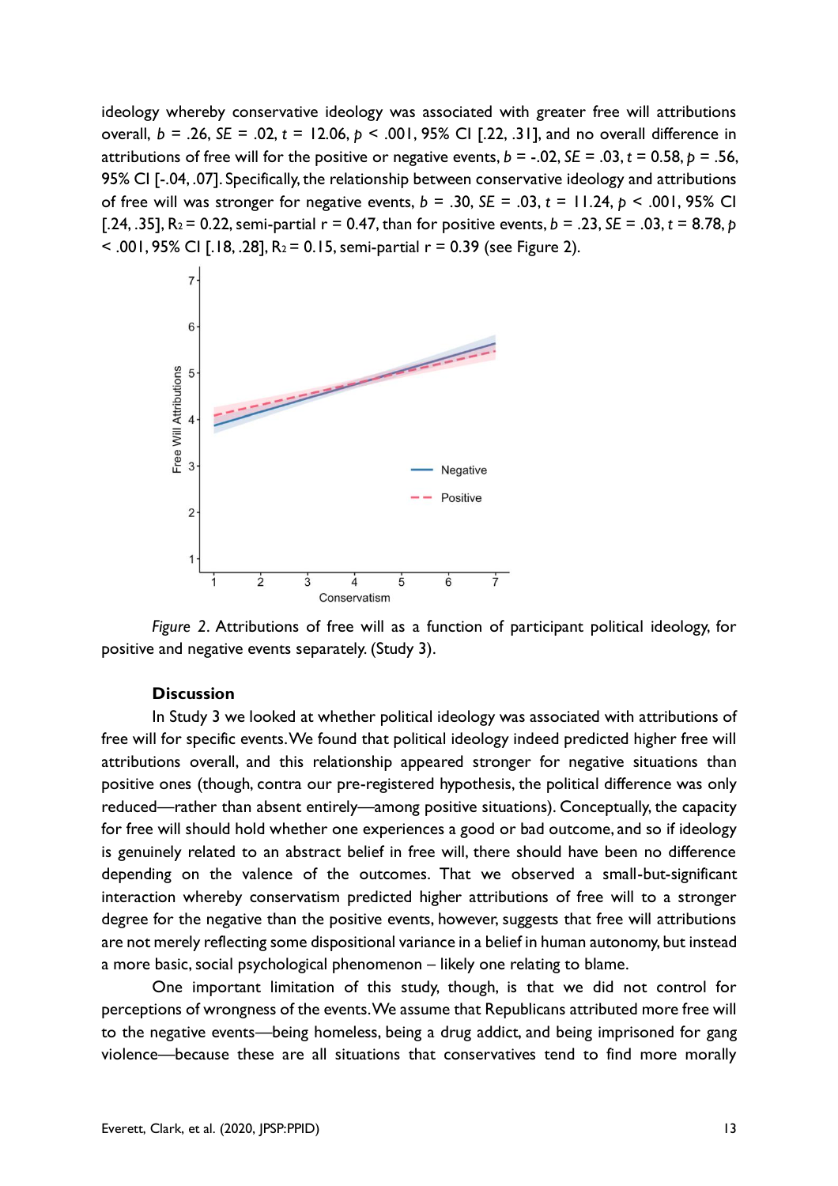ideology whereby conservative ideology was associated with greater free will attributions overall, $b = .26$, $SE = .02$, $t = 12.06$, $p < .001$, 95% CI [.22, .31], and no overall difference in attributions of free will for the positive or negative events, $b = -.02$, $SE = .03$, $t = 0.58$, $p = .56$, 95% CI [-.04, .07]. Specifically, the relationship between conservative ideology and attributions of free will was stronger for negative events, $b = .30$, $SE = .03$, $t = 11.24$, $p < .001$, 95% CI [.24, .35], $R_2 = 0.22$, semi-partial r = 0.47, than for positive events, $b = .23$, $SE = .03$, $t = 8.78$, $p < .001$, 95% CI [.18, .28], $R_2 = 0.15$, semi-partial r = 0.39 (see Figure 2).

*Figure 2*. Attributions of free will as a function of participant political ideology, for positive and negative events separately. (Study 3).

### Discussion

In Study 3 we looked at whether political ideology was associated with attributions of free will for specific events. We found that political ideology indeed predicted higher free will attributions overall, and this relationship appeared stronger for negative situations than positive ones (though, contra our pre-registered hypothesis, the political difference was only reduced—rather than absent entirely—among positive situations). Conceptually, the capacity for free will should hold whether one experiences a good or bad outcome, and so if ideology is genuinely related to an abstract belief in free will, there should have been no difference depending on the valence of the outcomes. That we observed a small-but-significant interaction whereby conservatism predicted higher attributions of free will to a stronger degree for the negative than the positive events, however, suggests that free will attributions are not merely reflecting some dispositional variance in a belief in human autonomy, but instead a more basic, social psychological phenomenon – likely one relating to blame.

One important limitation of this study, though, is that we did not control for perceptions of wrongness of the events. We assume that Republicans attributed more free will to the negative events—being homeless, being a drug addict, and being imprisoned for gang violence—because these are all situations that conservatives tend to find more morally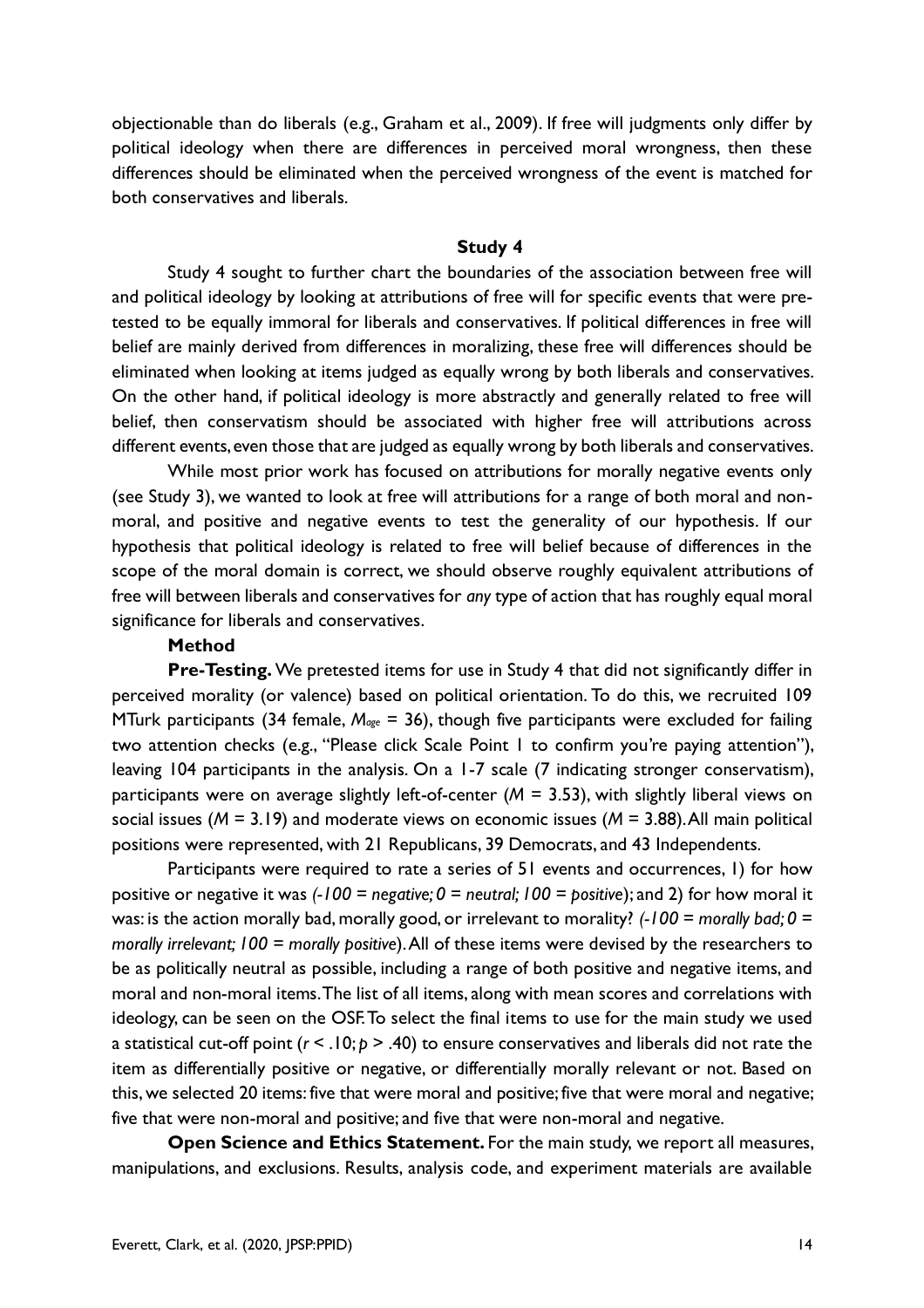objectionable than do liberals (e.g., Graham et al., 2009). If free will judgments only differ by political ideology when there are differences in perceived moral wrongness, then these differences should be eliminated when the perceived wrongness of the event is matched for both conservatives and liberals.

## Study 4

Study 4 sought to further chart the boundaries of the association between free will and political ideology by looking at attributions of free will for specific events that were pre-tested to be equally immoral for liberals and conservatives. If political differences in free will belief are mainly derived from differences in moralizing, these free will differences should be eliminated when looking at items judged as equally wrong by both liberals and conservatives. On the other hand, if political ideology is more abstractly and generally related to free will belief, then conservatism should be associated with higher free will attributions across different events, even those that are judged as equally wrong by both liberals and conservatives.

While most prior work has focused on attributions for morally negative events only (see Study 3), we wanted to look at free will attributions for a range of both moral and non-moral, and positive and negative events to test the generality of our hypothesis. If our hypothesis that political ideology is related to free will belief because of differences in the scope of the moral domain is correct, we should observe roughly equivalent attributions of free will between liberals and conservatives for *any* type of action that has roughly equal moral significance for liberals and conservatives.

### Method

**Pre-Testing.** We pretested items for use in Study 4 that did not significantly differ in perceived morality (or valence) based on political orientation. To do this, we recruited 109 MTurk participants (34 female, $M_{age}$ = 36), though five participants were excluded for failing two attention checks (e.g., "Please click Scale Point 1 to confirm you're paying attention"), leaving 104 participants in the analysis. On a 1-7 scale (7 indicating stronger conservatism), participants were on average slightly left-of-center ($M$ = 3.53), with slightly liberal views on social issues ($M$ = 3.19) and moderate views on economic issues ($M$ = 3.88). All main political positions were represented, with 21 Republicans, 39 Democrats, and 43 Independents.

Participants were required to rate a series of 51 events and occurrences, 1) for how positive or negative it was *(-100 = negative; 0 = neutral; 100 = positive*); and 2) for how moral it was: is the action morally bad, morally good, or irrelevant to morality? *(-100 = morally bad; 0 = morally irrelevant; 100 = morally positive*). All of these items were devised by the researchers to be as politically neutral as possible, including a range of both positive and negative items, and moral and non-moral items. The list of all items, along with mean scores and correlations with ideology, can be seen on the OSF. To select the final items to use for the main study we used a statistical cut-off point ($r$ < .10; $p$ > .40) to ensure conservatives and liberals did not rate the item as differentially positive or negative, or differentially morally relevant or not. Based on this, we selected 20 items: five that were moral and positive; five that were moral and negative; five that were non-moral and positive; and five that were non-moral and negative.

**Open Science and Ethics Statement.** For the main study, we report all measures, manipulations, and exclusions. Results, analysis code, and experiment materials are available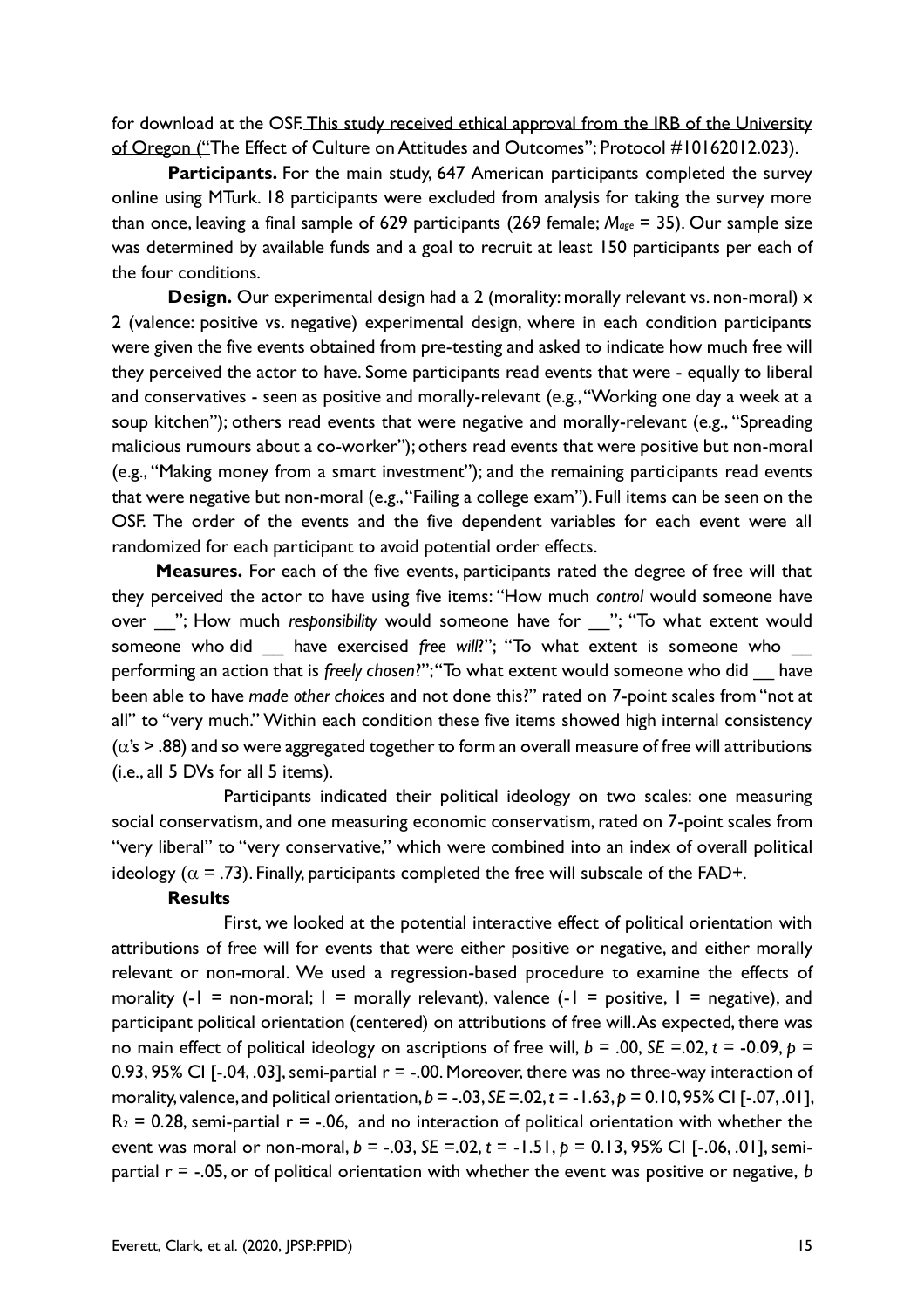for download at the OSF. This study received ethical approval from the IRB of the University of Oregon ("The Effect of Culture on Attitudes and Outcomes"; Protocol #10162012.023).

**Participants.** For the main study, 647 American participants completed the survey online using MTurk. 18 participants were excluded from analysis for taking the survey more than once, leaving a final sample of 629 participants (269 female; $M_{age}$ = 35). Our sample size was determined by available funds and a goal to recruit at least 150 participants per each of the four conditions.

**Design.** Our experimental design had a 2 (morality: morally relevant vs. non-moral) x 2 (valence: positive vs. negative) experimental design, where in each condition participants were given the five events obtained from pre-testing and asked to indicate how much free will they perceived the actor to have. Some participants read events that were - equally to liberal and conservatives - seen as positive and morally-relevant (e.g., "Working one day a week at a soup kitchen"); others read events that were negative and morally-relevant (e.g., "Spreading malicious rumours about a co-worker"); others read events that were positive but non-moral (e.g., "Making money from a smart investment"); and the remaining participants read events that were negative but non-moral (e.g., "Failing a college exam"). Full items can be seen on the OSF. The order of the events and the five dependent variables for each event were all randomized for each participant to avoid potential order effects.

**Measures.** For each of the five events, participants rated the degree of free will that they perceived the actor to have using five items: "How much *control* would someone have over \_\_"; How much *responsibility* would someone have for \_\_"; "To what extent would someone who did \_\_ have exercised *free will*?"; "To what extent is someone who \_\_ performing an action that is *freely chosen*?"; "To what extent would someone who did \_\_ have been able to have *made other choices* and not done this?" rated on 7-point scales from "not at all" to "very much." Within each condition these five items showed high internal consistency ($\alpha$'s > .88) and so were aggregated together to form an overall measure of free will attributions (i.e., all 5 DVs for all 5 items).

Participants indicated their political ideology on two scales: one measuring social conservatism, and one measuring economic conservatism, rated on 7-point scales from "very liberal" to "very conservative," which were combined into an index of overall political ideology ($\alpha$ = .73). Finally, participants completed the free will subscale of the FAD+.

**Results**

First, we looked at the potential interactive effect of political orientation with attributions of free will for events that were either positive or negative, and either morally relevant or non-moral. We used a regression-based procedure to examine the effects of morality (-1 = non-moral; 1 = morally relevant), valence (-1 = positive, 1 = negative), and participant political orientation (centered) on attributions of free will. As expected, there was no main effect of political ideology on ascriptions of free will, $b$ = .00, $SE$ =.02, $t$ = -0.09, $p$ = 0.93, 95% CI [-.04, .03], semi-partial r = -.00. Moreover, there was no three-way interaction of morality, valence, and political orientation, $b$ = -.03, $SE$ =.02, $t$ = -1.63, $p$ = 0.10, 95% CI [-.07, .01], $R_2$ = 0.28, semi-partial r = -.06, and no interaction of political orientation with whether the event was moral or non-moral, $b$ = -.03, $SE$ =.02, $t$ = -1.51, $p$ = 0.13, 95% CI [-.06, .01], semi-partial r = -.05, or of political orientation with whether the event was positive or negative, $b$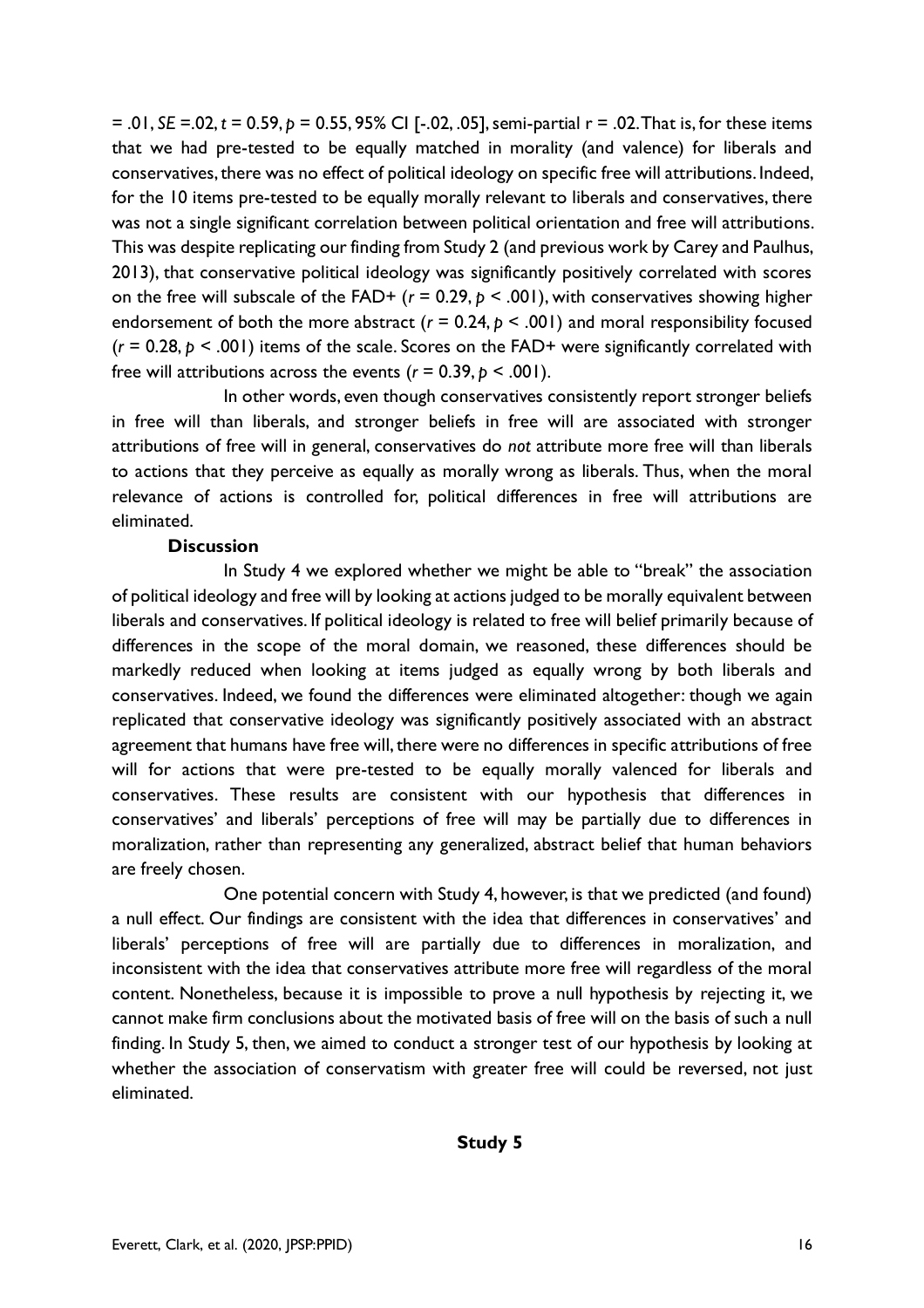= .01, *SE* =.02, $t = 0.59$, $p = 0.55$, 95% CI [-.02, .05], semi-partial $r = .02$. That is, for these items that we had pre-tested to be equally matched in morality (and valence) for liberals and conservatives, there was no effect of political ideology on specific free will attributions. Indeed, for the 10 items pre-tested to be equally morally relevant to liberals and conservatives, there was not a single significant correlation between political orientation and free will attributions. This was despite replicating our finding from Study 2 (and previous work by Carey and Paulhus, 2013), that conservative political ideology was significantly positively correlated with scores on the free will subscale of the FAD+ ($r = 0.29$, $p < .001$), with conservatives showing higher endorsement of both the more abstract ($r = 0.24$, $p < .001$) and moral responsibility focused ($r = 0.28$, $p < .001$) items of the scale. Scores on the FAD+ were significantly correlated with free will attributions across the events ($r = 0.39$, $p < .001$).

In other words, even though conservatives consistently report stronger beliefs in free will than liberals, and stronger beliefs in free will are associated with stronger attributions of free will in general, conservatives do *not* attribute more free will than liberals to actions that they perceive as equally as morally wrong as liberals. Thus, when the moral relevance of actions is controlled for, political differences in free will attributions are eliminated.

### Discussion

In Study 4 we explored whether we might be able to "break" the association of political ideology and free will by looking at actions judged to be morally equivalent between liberals and conservatives. If political ideology is related to free will belief primarily because of differences in the scope of the moral domain, we reasoned, these differences should be markedly reduced when looking at items judged as equally wrong by both liberals and conservatives. Indeed, we found the differences were eliminated altogether: though we again replicated that conservative ideology was significantly positively associated with an abstract agreement that humans have free will, there were no differences in specific attributions of free will for actions that were pre-tested to be equally morally valenced for liberals and conservatives. These results are consistent with our hypothesis that differences in conservatives' and liberals' perceptions of free will may be partially due to differences in moralization, rather than representing any generalized, abstract belief that human behaviors are freely chosen.

One potential concern with Study 4, however, is that we predicted (and found) a null effect. Our findings are consistent with the idea that differences in conservatives' and liberals' perceptions of free will are partially due to differences in moralization, and inconsistent with the idea that conservatives attribute more free will regardless of the moral content. Nonetheless, because it is impossible to prove a null hypothesis by rejecting it, we cannot make firm conclusions about the motivated basis of free will on the basis of such a null finding. In Study 5, then, we aimed to conduct a stronger test of our hypothesis by looking at whether the association of conservatism with greater free will could be reversed, not just eliminated.

## Study 5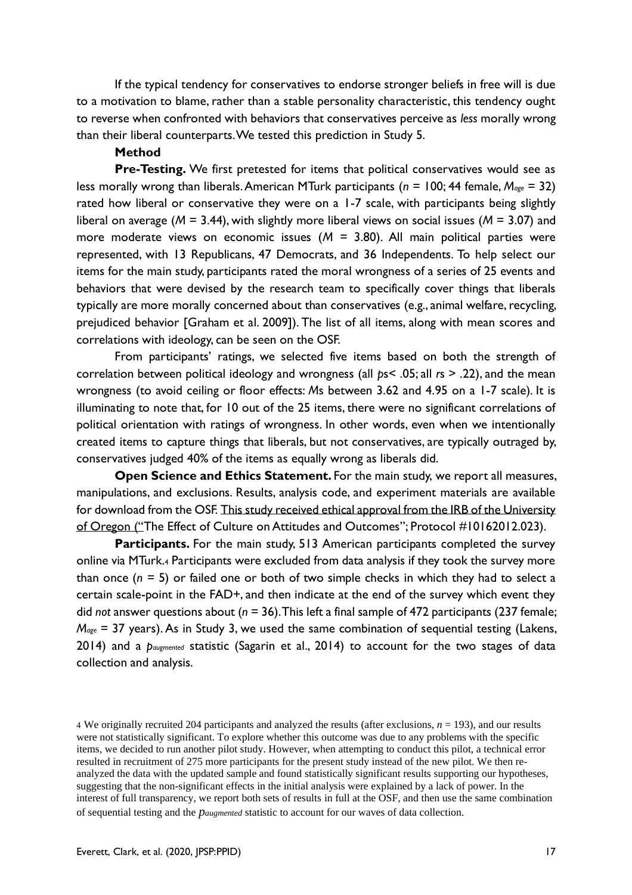If the typical tendency for conservatives to endorse stronger beliefs in free will is due to a motivation to blame, rather than a stable personality characteristic, this tendency ought to reverse when confronted with behaviors that conservatives perceive as *less* morally wrong than their liberal counterparts. We tested this prediction in Study 5.

**Method**

**Pre-Testing.** We first pretested for items that political conservatives would see as less morally wrong than liberals. American MTurk participants ($n$ = 100; 44 female, $M_{age}$ = 32) rated how liberal or conservative they were on a 1-7 scale, with participants being slightly liberal on average ($M$ = 3.44), with slightly more liberal views on social issues ($M$ = 3.07) and more moderate views on economic issues ($M$ = 3.80). All main political parties were represented, with 13 Republicans, 47 Democrats, and 36 Independents. To help select our items for the main study, participants rated the moral wrongness of a series of 25 events and behaviors that were devised by the research team to specifically cover things that liberals typically are more morally concerned about than conservatives (e.g., animal welfare, recycling, prejudiced behavior [Graham et al. 2009]). The list of all items, along with mean scores and correlations with ideology, can be seen on the OSF.

From participants' ratings, we selected five items based on both the strength of correlation between political ideology and wrongness (all $p$s< .05; all $r$s > .22), and the mean wrongness (to avoid ceiling or floor effects: $M$s between 3.62 and 4.95 on a 1-7 scale). It is illuminating to note that, for 10 out of the 25 items, there were no significant correlations of political orientation with ratings of wrongness. In other words, even when we intentionally created items to capture things that liberals, but not conservatives, are typically outraged by, conservatives judged 40% of the items as equally wrong as liberals did.

**Open Science and Ethics Statement.** For the main study, we report all measures, manipulations, and exclusions. Results, analysis code, and experiment materials are available for download from the OSF. This study received ethical approval from the IRB of the University of Oregon ("The Effect of Culture on Attitudes and Outcomes"; Protocol #10162012.023).

**Participants.** For the main study, 513 American participants completed the survey online via MTurk.[4] Participants were excluded from data analysis if they took the survey more than once ($n$ = 5) or failed one or both of two simple checks in which they had to select a certain scale-point in the FAD+, and then indicate at the end of the survey which event they did *not* answer questions about ($n$ = 36). This left a final sample of 472 participants (237 female; $M_{age}$ = 37 years). As in Study 3, we used the same combination of sequential testing (Lakens, 2014) and a $p_{augmented}$ statistic (Sagarin et al., 2014) to account for the two stages of data collection and analysis.

[4] We originally recruited 204 participants and analyzed the results (after exclusions, $n$ = 193), and our results were not statistically significant. To explore whether this outcome was due to any problems with the specific items, we decided to run another pilot study. However, when attempting to conduct this pilot, a technical error resulted in recruitment of 275 more participants for the present study instead of the new pilot. We then re-analyzed the data with the updated sample and found statistically significant results supporting our hypotheses, suggesting that the non-significant effects in the initial analysis were explained by a lack of power. In the interest of full transparency, we report both sets of results in full at the OSF, and then use the same combination of sequential testing and the $p_{augmented}$ statistic to account for our waves of data collection.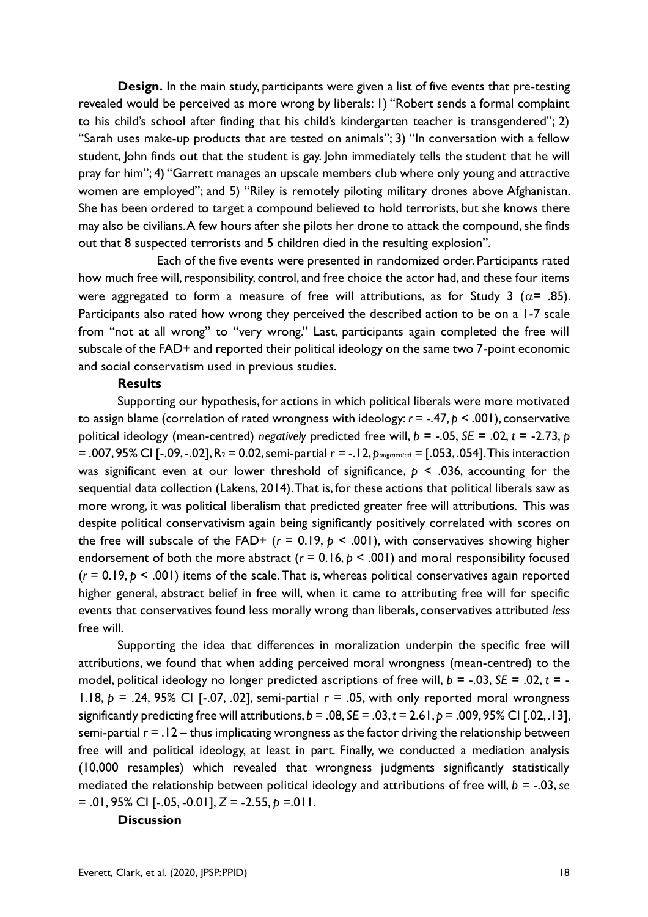**Design.** In the main study, participants were given a list of five events that pre-testing revealed would be perceived as more wrong by liberals: 1) "Robert sends a formal complaint to his child's school after finding that his child's kindergarten teacher is transgendered"; 2) "Sarah uses make-up products that are tested on animals"; 3) "In conversation with a fellow student, John finds out that the student is gay. John immediately tells the student that he will pray for him"; 4) "Garrett manages an upscale members club where only young and attractive women are employed"; and 5) "Riley is remotely piloting military drones above Afghanistan. She has been ordered to target a compound believed to hold terrorists, but she knows there may also be civilians. A few hours after she pilots her drone to attack the compound, she finds out that 8 suspected terrorists and 5 children died in the resulting explosion".

Each of the five events were presented in randomized order. Participants rated how much free will, responsibility, control, and free choice the actor had, and these four items were aggregated to form a measure of free will attributions, as for Study 3 ($\alpha$= .85). Participants also rated how wrong they perceived the described action to be on a 1-7 scale from "not at all wrong" to "very wrong." Last, participants again completed the free will subscale of the FAD+ and reported their political ideology on the same two 7-point economic and social conservatism used in previous studies.

**Results**

Supporting our hypothesis, for actions in which political liberals were more motivated to assign blame (correlation of rated wrongness with ideology: $r$ = -.47, $p$ < .001), conservative political ideology (mean-centred) *negatively* predicted free will, $b$ = -.05, $SE$ = .02, $t$ = -2.73, $p$ = .007, 95% CI [-.09, -.02], $R_2$ = 0.02, semi-partial r = -.12, $p_{augmented}$ = [.053, .054]. This interaction was significant even at our lower threshold of significance, $p$ < .036, accounting for the sequential data collection (Lakens, 2014). That is, for these actions that political liberals saw as more wrong, it was political liberalism that predicted greater free will attributions. This was despite political conservativism again being significantly positively correlated with scores on the free will subscale of the FAD+ ($r$ = 0.19, $p$ < .001), with conservatives showing higher endorsement of both the more abstract ($r$ = 0.16, $p$ < .001) and moral responsibility focused ($r$ = 0.19, $p$ < .001) items of the scale. That is, whereas political conservatives again reported higher general, abstract belief in free will, when it came to attributing free will for specific events that conservatives found less morally wrong than liberals, conservatives attributed *less* free will.

Supporting the idea that differences in moralization underpin the specific free will attributions, we found that when adding perceived moral wrongness (mean-centred) to the model, political ideology no longer predicted ascriptions of free will, $b$ = -.03, $SE$ = .02, $t$ = -1.18, $p$ = .24, 95% CI [-.07, .02], semi-partial r = .05, with only reported moral wrongness significantly predicting free will attributions, $b$ = .08, $SE$ = .03, $t$ = 2.61, $p$ = .009, 95% CI [.02, .13], semi-partial r = .12 – thus implicating wrongness as the factor driving the relationship between free will and political ideology, at least in part. Finally, we conducted a mediation analysis (10,000 resamples) which revealed that wrongness judgments significantly statistically mediated the relationship between political ideology and attributions of free will, $b$ = -.03, $se$ = .01, 95% CI [-.05, -0.01], $Z$ = -2.55, $p$ =.011.

**Discussion**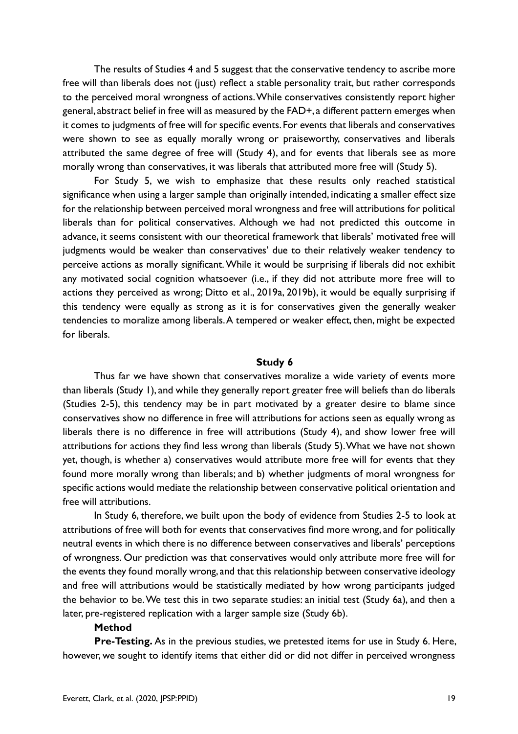The results of Studies 4 and 5 suggest that the conservative tendency to ascribe more free will than liberals does not (just) reflect a stable personality trait, but rather corresponds to the perceived moral wrongness of actions. While conservatives consistently report higher general, abstract belief in free will as measured by the FAD+, a different pattern emerges when it comes to judgments of free will for specific events. For events that liberals and conservatives were shown to see as equally morally wrong or praiseworthy, conservatives and liberals attributed the same degree of free will (Study 4), and for events that liberals see as more morally wrong than conservatives, it was liberals that attributed more free will (Study 5).

For Study 5, we wish to emphasize that these results only reached statistical significance when using a larger sample than originally intended, indicating a smaller effect size for the relationship between perceived moral wrongness and free will attributions for political liberals than for political conservatives. Although we had not predicted this outcome in advance, it seems consistent with our theoretical framework that liberals' motivated free will judgments would be weaker than conservatives' due to their relatively weaker tendency to perceive actions as morally significant. While it would be surprising if liberals did not exhibit any motivated social cognition whatsoever (i.e., if they did not attribute more free will to actions they perceived as wrong; Ditto et al., 2019a, 2019b), it would be equally surprising if this tendency were equally as strong as it is for conservatives given the generally weaker tendencies to moralize among liberals. A tempered or weaker effect, then, might be expected for liberals.

## Study 6

Thus far we have shown that conservatives moralize a wide variety of events more than liberals (Study 1), and while they generally report greater free will beliefs than do liberals (Studies 2-5), this tendency may be in part motivated by a greater desire to blame since conservatives show no difference in free will attributions for actions seen as equally wrong as liberals there is no difference in free will attributions (Study 4), and show lower free will attributions for actions they find less wrong than liberals (Study 5). What we have not shown yet, though, is whether a) conservatives would attribute more free will for events that they found more morally wrong than liberals; and b) whether judgments of moral wrongness for specific actions would mediate the relationship between conservative political orientation and free will attributions.

In Study 6, therefore, we built upon the body of evidence from Studies 2-5 to look at attributions of free will both for events that conservatives find more wrong, and for politically neutral events in which there is no difference between conservatives and liberals' perceptions of wrongness. Our prediction was that conservatives would only attribute more free will for the events they found morally wrong, and that this relationship between conservative ideology and free will attributions would be statistically mediated by how wrong participants judged the behavior to be. We test this in two separate studies: an initial test (Study 6a), and then a later, pre-registered replication with a larger sample size (Study 6b).

### Method

**Pre-Testing.** As in the previous studies, we pretested items for use in Study 6. Here, however, we sought to identify items that either did or did not differ in perceived wrongness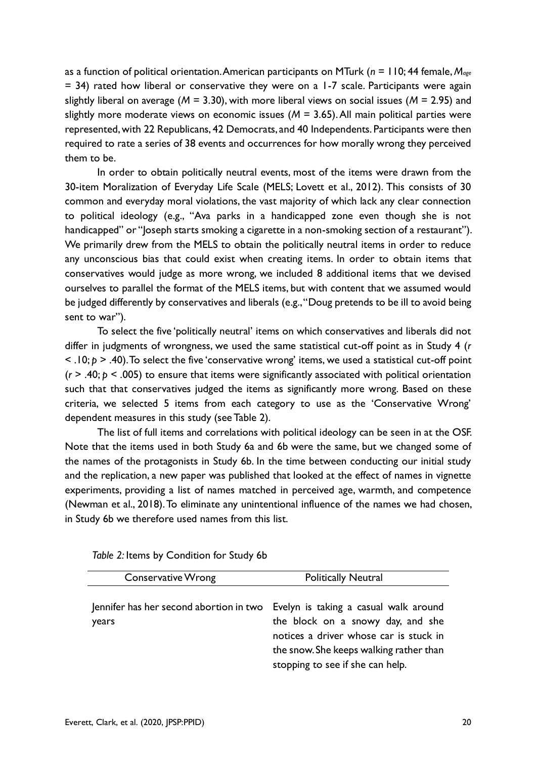as a function of political orientation. American participants on MTurk ($n$ = 110; 44 female, $M_{age}$ = 34) rated how liberal or conservative they were on a 1-7 scale. Participants were again slightly liberal on average ($M$ = 3.30), with more liberal views on social issues ($M$ = 2.95) and slightly more moderate views on economic issues ($M$ = 3.65). All main political parties were represented, with 22 Republicans, 42 Democrats, and 40 Independents. Participants were then required to rate a series of 38 events and occurrences for how morally wrong they perceived them to be.

In order to obtain politically neutral events, most of the items were drawn from the 30-item Moralization of Everyday Life Scale (MELS; Lovett et al., 2012). This consists of 30 common and everyday moral violations, the vast majority of which lack any clear connection to political ideology (e.g., "Ava parks in a handicapped zone even though she is not handicapped" or "Joseph starts smoking a cigarette in a non-smoking section of a restaurant"). We primarily drew from the MELS to obtain the politically neutral items in order to reduce any unconscious bias that could exist when creating items. In order to obtain items that conservatives would judge as more wrong, we included 8 additional items that we devised ourselves to parallel the format of the MELS items, but with content that we assumed would be judged differently by conservatives and liberals (e.g., "Doug pretends to be ill to avoid being sent to war").

To select the five 'politically neutral' items on which conservatives and liberals did not differ in judgments of wrongness, we used the same statistical cut-off point as in Study 4 ($r$ < .10; $p$ > .40). To select the five 'conservative wrong' items, we used a statistical cut-off point ($r$ > .40; $p$ < .005) to ensure that items were significantly associated with political orientation such that that conservatives judged the items as significantly more wrong. Based on these criteria, we selected 5 items from each category to use as the 'Conservative Wrong' dependent measures in this study (see Table 2).

The list of full items and correlations with political ideology can be seen in at the OSF. Note that the items used in both Study 6a and 6b were the same, but we changed some of the names of the protagonists in Study 6b. In the time between conducting our initial study and the replication, a new paper was published that looked at the effect of names in vignette experiments, providing a list of names matched in perceived age, warmth, and competence (Newman et al., 2018). To eliminate any unintentional influence of the names we had chosen, in Study 6b we therefore used names from this list.

*Table 2:* Items by Condition for Study 6b

| Conservative Wrong | Politically Neutral |
|---|---|
| Jennifer has her second abortion in two years | Evelyn is taking a casual walk around the block on a snowy day, and she notices a driver whose car is stuck in the snow. She keeps walking rather than stopping to see if she can help. |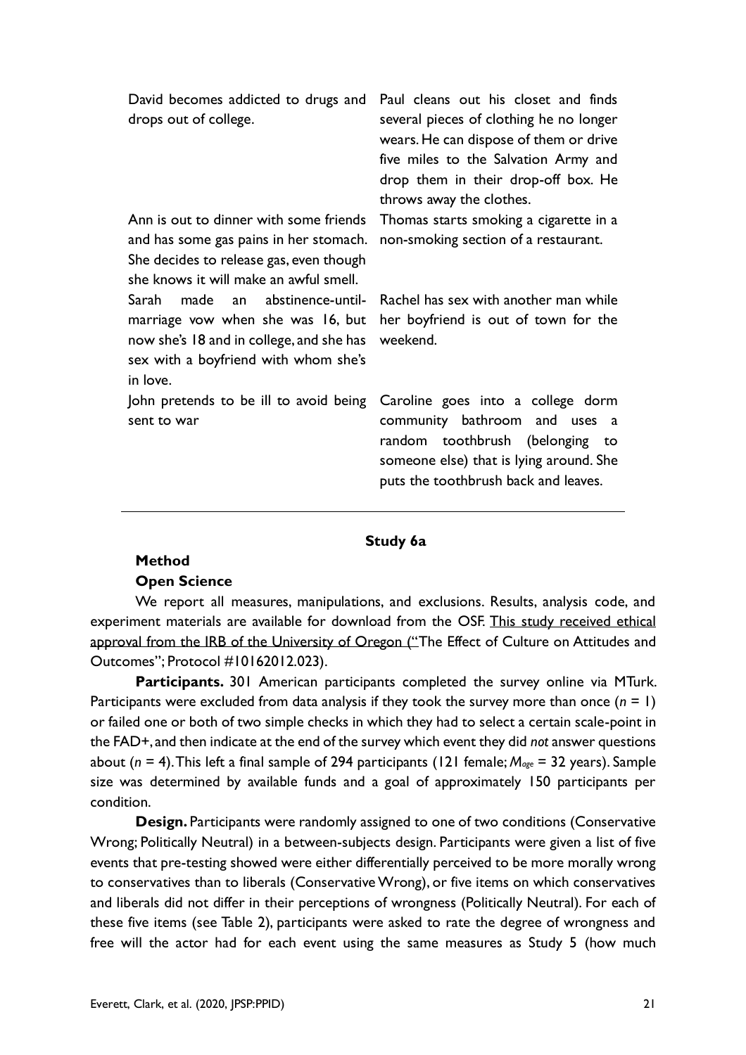| | |
|---|---|
| David becomes addicted to drugs and drops out of college. | Paul cleans out his closet and finds several pieces of clothing he no longer wears. He can dispose of them or drive five miles to the Salvation Army and drop them in their drop-off box. He throws away the clothes. |
| Ann is out to dinner with some friends and has some gas pains in her stomach. She decides to release gas, even though she knows it will make an awful smell. | Thomas starts smoking a cigarette in a non-smoking section of a restaurant. |
| Sarah made an abstinence-until-marriage vow when she was 16, but now she's 18 and in college, and she has sex with a boyfriend with whom she's in love. | Rachel has sex with another man while her boyfriend is out of town for the weekend. |
| John pretends to be ill to avoid being sent to war | Caroline goes into a college dorm community bathroom and uses a random toothbrush (belonging to someone else) that is lying around. She puts the toothbrush back and leaves. |

## Study 6a

### Method

#### Open Science

We report all measures, manipulations, and exclusions. Results, analysis code, and experiment materials are available for download from the OSF. This study received ethical approval from the IRB of the University of Oregon ("The Effect of Culture on Attitudes and Outcomes"; Protocol #10162012.023).

**Participants.** 301 American participants completed the survey online via MTurk. Participants were excluded from data analysis if they took the survey more than once ($n$ = 1) or failed one or both of two simple checks in which they had to select a certain scale-point in the FAD+, and then indicate at the end of the survey which event they did *not* answer questions about ($n$ = 4). This left a final sample of 294 participants (121 female; $M_{age}$ = 32 years). Sample size was determined by available funds and a goal of approximately 150 participants per condition.

**Design.** Participants were randomly assigned to one of two conditions (Conservative Wrong; Politically Neutral) in a between-subjects design. Participants were given a list of five events that pre-testing showed were either differentially perceived to be more morally wrong to conservatives than to liberals (Conservative Wrong), or five items on which conservatives and liberals did not differ in their perceptions of wrongness (Politically Neutral). For each of these five items (see Table 2), participants were asked to rate the degree of wrongness and free will the actor had for each event using the same measures as Study 5 (how much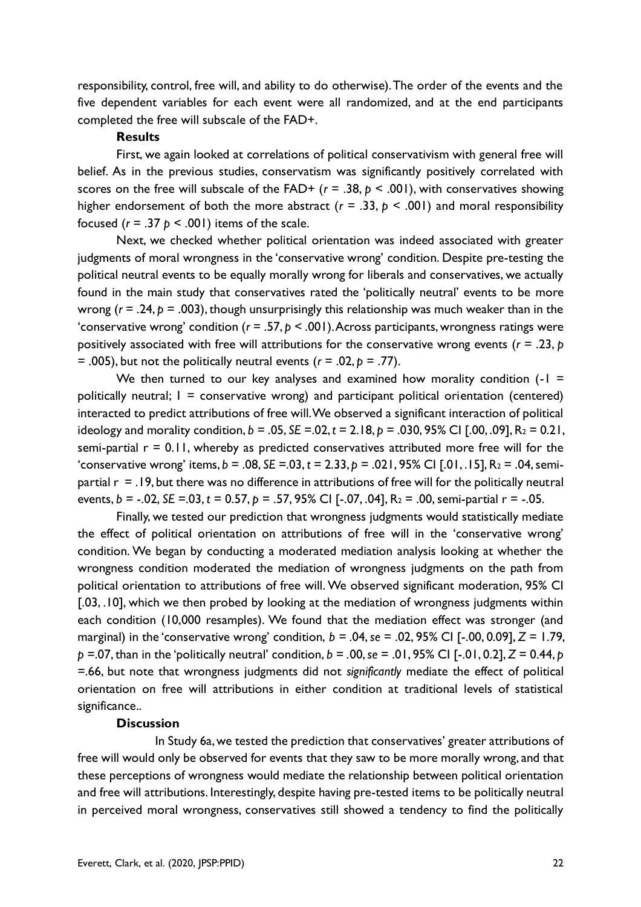responsibility, control, free will, and ability to do otherwise). The order of the events and the five dependent variables for each event were all randomized, and at the end participants completed the free will subscale of the FAD+.

**Results**

First, we again looked at correlations of political conservativism with general free will belief. As in the previous studies, conservatism was significantly positively correlated with scores on the free will subscale of the FAD+ ($r = .38$, $p < .001$), with conservatives showing higher endorsement of both the more abstract ($r = .33$, $p < .001$) and moral responsibility focused ($r = .37$ $p < .001$) items of the scale.

Next, we checked whether political orientation was indeed associated with greater judgments of moral wrongness in the 'conservative wrong' condition. Despite pre-testing the political neutral events to be equally morally wrong for liberals and conservatives, we actually found in the main study that conservatives rated the 'politically neutral' events to be more wrong ($r = .24$, $p = .003$), though unsurprisingly this relationship was much weaker than in the 'conservative wrong' condition ($r = .57$, $p < .001$). Across participants, wrongness ratings were positively associated with free will attributions for the conservative wrong events ($r = .23$, $p = .005$), but not the politically neutral events ($r = .02$, $p = .77$).

We then turned to our key analyses and examined how morality condition (-1 = politically neutral; 1 = conservative wrong) and participant political orientation (centered) interacted to predict attributions of free will. We observed a significant interaction of political ideology and morality condition, $b = .05$, $SE = .02$, $t = 2.18$, $p = .030$, 95% CI [.00, .09], $R_2 = 0.21$, semi-partial $r = 0.11$, whereby as predicted conservatives attributed more free will for the 'conservative wrong' items, $b = .08$, $SE = .03$, $t = 2.33$, $p = .021$, 95% CI [.01, .15], $R_2 = .04$, semi-partial $r = .19$, but there was no difference in attributions of free will for the politically neutral events, $b = -.02$, $SE = .03$, $t = 0.57$, $p = .57$, 95% CI [-.07, .04], $R_2 = .00$, semi-partial $r = -.05$.

Finally, we tested our prediction that wrongness judgments would statistically mediate the effect of political orientation on attributions of free will in the 'conservative wrong' condition. We began by conducting a moderated mediation analysis looking at whether the wrongness condition moderated the mediation of wrongness judgments on the path from political orientation to attributions of free will. We observed significant moderation, 95% CI [.03, .10], which we then probed by looking at the mediation of wrongness judgments within each condition (10,000 resamples). We found that the mediation effect was stronger (and marginal) in the 'conservative wrong' condition, $b = .04$, $se = .02$, 95% CI [-.00, 0.09], $Z = 1.79$, $p = .07$, than in the 'politically neutral' condition, $b = .00$, $se = .01$, 95% CI [-.01, 0.2], $Z = 0.44$, $p = .66$, but note that wrongness judgments did not *significantly* mediate the effect of political orientation on free will attributions in either condition at traditional levels of statistical significance..

**Discussion**

In Study 6a, we tested the prediction that conservatives' greater attributions of free will would only be observed for events that they saw to be more morally wrong, and that these perceptions of wrongness would mediate the relationship between political orientation and free will attributions. Interestingly, despite having pre-tested items to be politically neutral in perceived moral wrongness, conservatives still showed a tendency to find the politically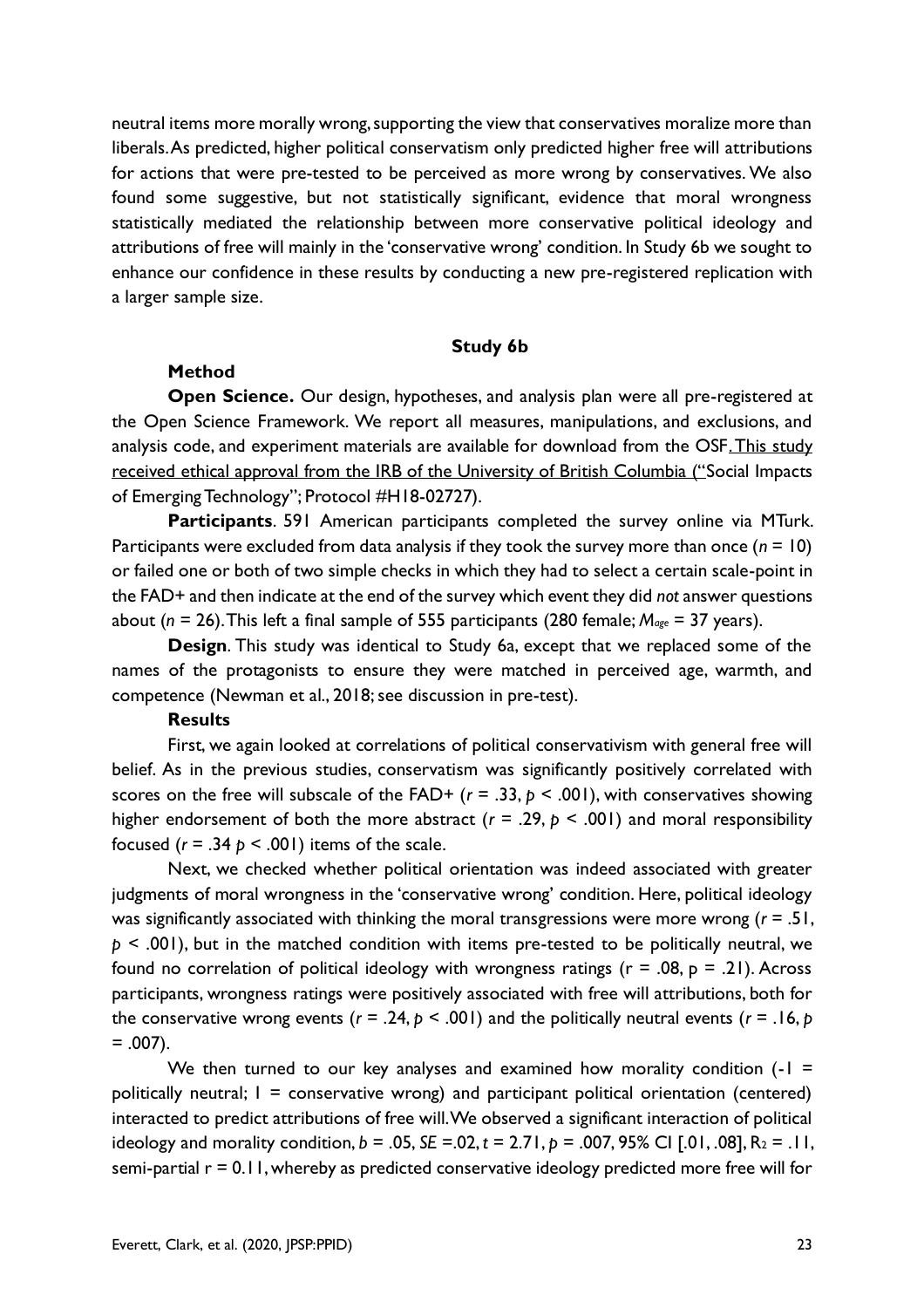neutral items more morally wrong, supporting the view that conservatives moralize more than liberals. As predicted, higher political conservatism only predicted higher free will attributions for actions that were pre-tested to be perceived as more wrong by conservatives. We also found some suggestive, but not statistically significant, evidence that moral wrongness statistically mediated the relationship between more conservative political ideology and attributions of free will mainly in the 'conservative wrong' condition. In Study 6b we sought to enhance our confidence in these results by conducting a new pre-registered replication with a larger sample size.

## Study 6b

### Method

**Open Science.** Our design, hypotheses, and analysis plan were all pre-registered at the Open Science Framework. We report all measures, manipulations, and exclusions, and analysis code, and experiment materials are available for download from the OSF. This study received ethical approval from the IRB of the University of British Columbia ("Social Impacts of Emerging Technology"; Protocol #H18-02727).

**Participants**. 591 American participants completed the survey online via MTurk. Participants were excluded from data analysis if they took the survey more than once ($n$ = 10) or failed one or both of two simple checks in which they had to select a certain scale-point in the FAD+ and then indicate at the end of the survey which event they did *not* answer questions about ($n$ = 26). This left a final sample of 555 participants (280 female; $M_{age}$ = 37 years).

**Design**. This study was identical to Study 6a, except that we replaced some of the names of the protagonists to ensure they were matched in perceived age, warmth, and competence (Newman et al., 2018; see discussion in pre-test).

### Results

First, we again looked at correlations of political conservativism with general free will belief. As in the previous studies, conservatism was significantly positively correlated with scores on the free will subscale of the FAD+ ($r$ = .33, $p$ < .001), with conservatives showing higher endorsement of both the more abstract ($r$ = .29, $p$ < .001) and moral responsibility focused ($r$ = .34 $p$ < .001) items of the scale.

Next, we checked whether political orientation was indeed associated with greater judgments of moral wrongness in the 'conservative wrong' condition. Here, political ideology was significantly associated with thinking the moral transgressions were more wrong ($r$ = .51, $p$ < .001), but in the matched condition with items pre-tested to be politically neutral, we found no correlation of political ideology with wrongness ratings (r = .08, p = .21). Across participants, wrongness ratings were positively associated with free will attributions, both for the conservative wrong events ($r$ = .24, $p$ < .001) and the politically neutral events ($r$ = .16, $p$ = .007).

We then turned to our key analyses and examined how morality condition (-1 = politically neutral; 1 = conservative wrong) and participant political orientation (centered) interacted to predict attributions of free will. We observed a significant interaction of political ideology and morality condition, $b$ = .05, $SE$ =.02, $t$ = 2.71, $p$ = .007, 95% CI [.01, .08], $R^2$ = .11, semi-partial r = 0.11, whereby as predicted conservative ideology predicted more free will for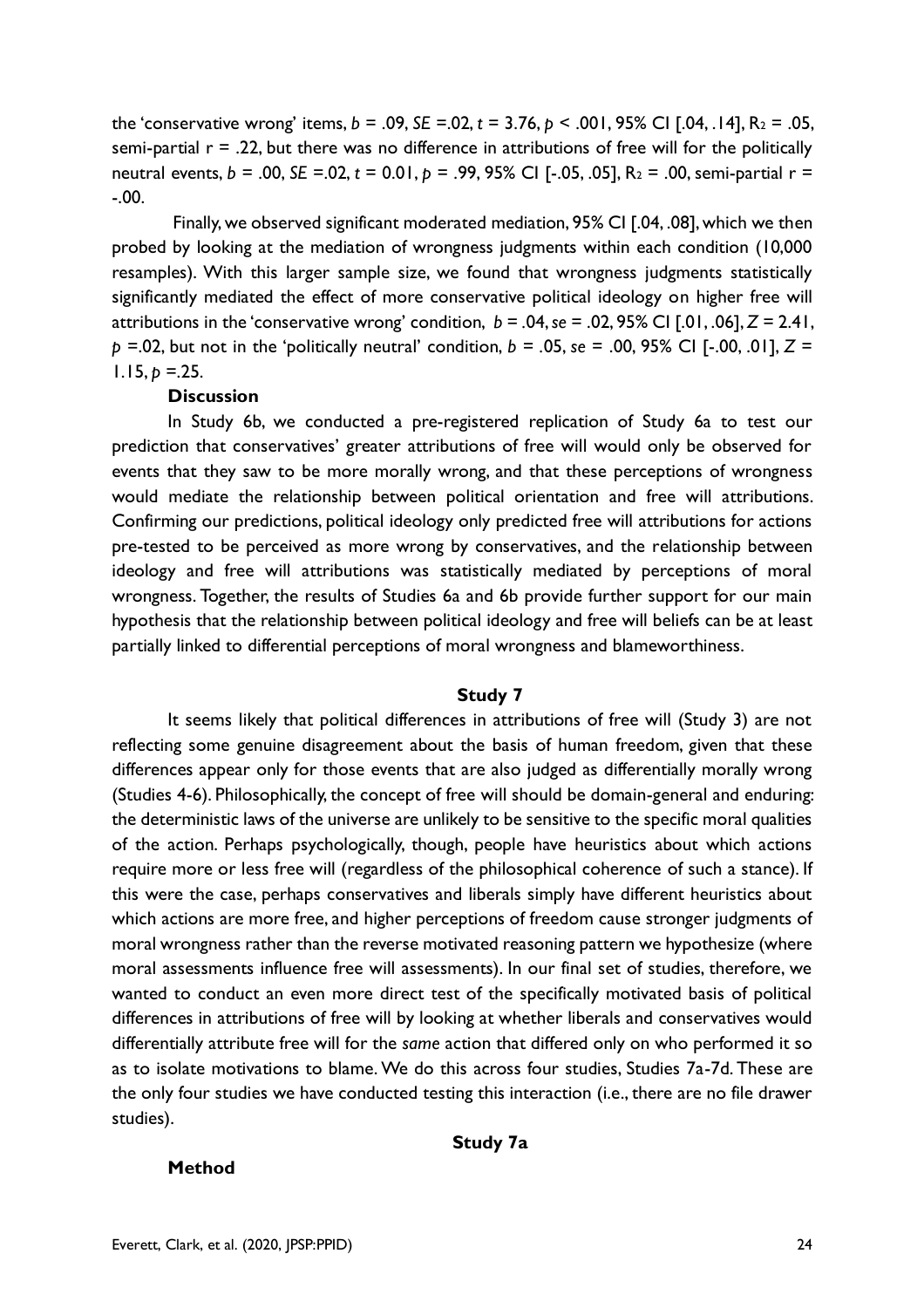the 'conservative wrong' items, $b = .09$, $SE = .02$, $t = 3.76$, $p < .001$, 95% CI [.04, .14], $R_2 = .05$, semi-partial $r = .22$, but there was no difference in attributions of free will for the politically neutral events, $b = .00$, $SE = .02$, $t = 0.01$, $p = .99$, 95% CI [-.05, .05], $R_2 = .00$, semi-partial $r = -.00$.

Finally, we observed significant moderated mediation, 95% CI [.04, .08], which we then probed by looking at the mediation of wrongness judgments within each condition (10,000 resamples). With this larger sample size, we found that wrongness judgments statistically significantly mediated the effect of more conservative political ideology on higher free will attributions in the 'conservative wrong' condition, $b = .04$, $se = .02$, 95% CI [.01, .06], $Z = 2.41$, $p = .02$, but not in the 'politically neutral' condition, $b = .05$, $se = .00$, 95% CI [-.00, .01], $Z = 1.15$, $p = .25$.

**Discussion**

In Study 6b, we conducted a pre-registered replication of Study 6a to test our prediction that conservatives' greater attributions of free will would only be observed for events that they saw to be more morally wrong, and that these perceptions of wrongness would mediate the relationship between political orientation and free will attributions. Confirming our predictions, political ideology only predicted free will attributions for actions pre-tested to be perceived as more wrong by conservatives, and the relationship between ideology and free will attributions was statistically mediated by perceptions of moral wrongness. Together, the results of Studies 6a and 6b provide further support for our main hypothesis that the relationship between political ideology and free will beliefs can be at least partially linked to differential perceptions of moral wrongness and blameworthiness.

## Study 7

It seems likely that political differences in attributions of free will (Study 3) are not reflecting some genuine disagreement about the basis of human freedom, given that these differences appear only for those events that are also judged as differentially morally wrong (Studies 4-6). Philosophically, the concept of free will should be domain-general and enduring: the deterministic laws of the universe are unlikely to be sensitive to the specific moral qualities of the action. Perhaps psychologically, though, people have heuristics about which actions require more or less free will (regardless of the philosophical coherence of such a stance). If this were the case, perhaps conservatives and liberals simply have different heuristics about which actions are more free, and higher perceptions of freedom cause stronger judgments of moral wrongness rather than the reverse motivated reasoning pattern we hypothesize (where moral assessments influence free will assessments). In our final set of studies, therefore, we wanted to conduct an even more direct test of the specifically motivated basis of political differences in attributions of free will by looking at whether liberals and conservatives would differentially attribute free will for the *same* action that differed only on who performed it so as to isolate motivations to blame. We do this across four studies, Studies 7a-7d. These are the only four studies we have conducted testing this interaction (i.e., there are no file drawer studies).

### Study 7a

**Method**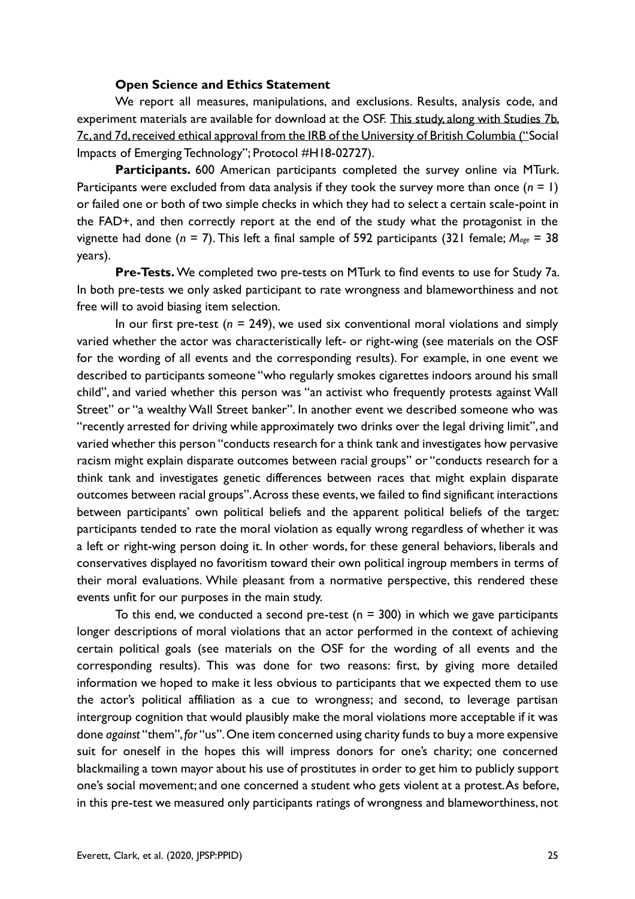**Open Science and Ethics Statement**

We report all measures, manipulations, and exclusions. Results, analysis code, and experiment materials are available for download at the OSF. This study, along with Studies 7b, 7c, and 7d, received ethical approval from the IRB of the University of British Columbia ("Social Impacts of Emerging Technology"; Protocol #H18-02727).

**Participants.** 600 American participants completed the survey online via MTurk. Participants were excluded from data analysis if they took the survey more than once ($n$ = 1) or failed one or both of two simple checks in which they had to select a certain scale-point in the FAD+, and then correctly report at the end of the study what the protagonist in the vignette had done ($n$ = 7). This left a final sample of 592 participants (321 female; $M_{age}$ = 38 years).

**Pre-Tests.** We completed two pre-tests on MTurk to find events to use for Study 7a. In both pre-tests we only asked participant to rate wrongness and blameworthiness and not free will to avoid biasing item selection.

In our first pre-test ($n$ = 249), we used six conventional moral violations and simply varied whether the actor was characteristically left- or right-wing (see materials on the OSF for the wording of all events and the corresponding results). For example, in one event we described to participants someone "who regularly smokes cigarettes indoors around his small child", and varied whether this person was "an activist who frequently protests against Wall Street" or "a wealthy Wall Street banker". In another event we described someone who was "recently arrested for driving while approximately two drinks over the legal driving limit", and varied whether this person "conducts research for a think tank and investigates how pervasive racism might explain disparate outcomes between racial groups" or "conducts research for a think tank and investigates genetic differences between races that might explain disparate outcomes between racial groups". Across these events, we failed to find significant interactions between participants' own political beliefs and the apparent political beliefs of the target: participants tended to rate the moral violation as equally wrong regardless of whether it was a left or right-wing person doing it. In other words, for these general behaviors, liberals and conservatives displayed no favoritism toward their own political ingroup members in terms of their moral evaluations. While pleasant from a normative perspective, this rendered these events unfit for our purposes in the main study.

To this end, we conducted a second pre-test (n = 300) in which we gave participants longer descriptions of moral violations that an actor performed in the context of achieving certain political goals (see materials on the OSF for the wording of all events and the corresponding results). This was done for two reasons: first, by giving more detailed information we hoped to make it less obvious to participants that we expected them to use the actor's political affiliation as a cue to wrongness; and second, to leverage partisan intergroup cognition that would plausibly make the moral violations more acceptable if it was done *against* "them", *for* "us". One item concerned using charity funds to buy a more expensive suit for oneself in the hopes this will impress donors for one's charity; one concerned blackmailing a town mayor about his use of prostitutes in order to get him to publicly support one's social movement; and one concerned a student who gets violent at a protest. As before, in this pre-test we measured only participants ratings of wrongness and blameworthiness, not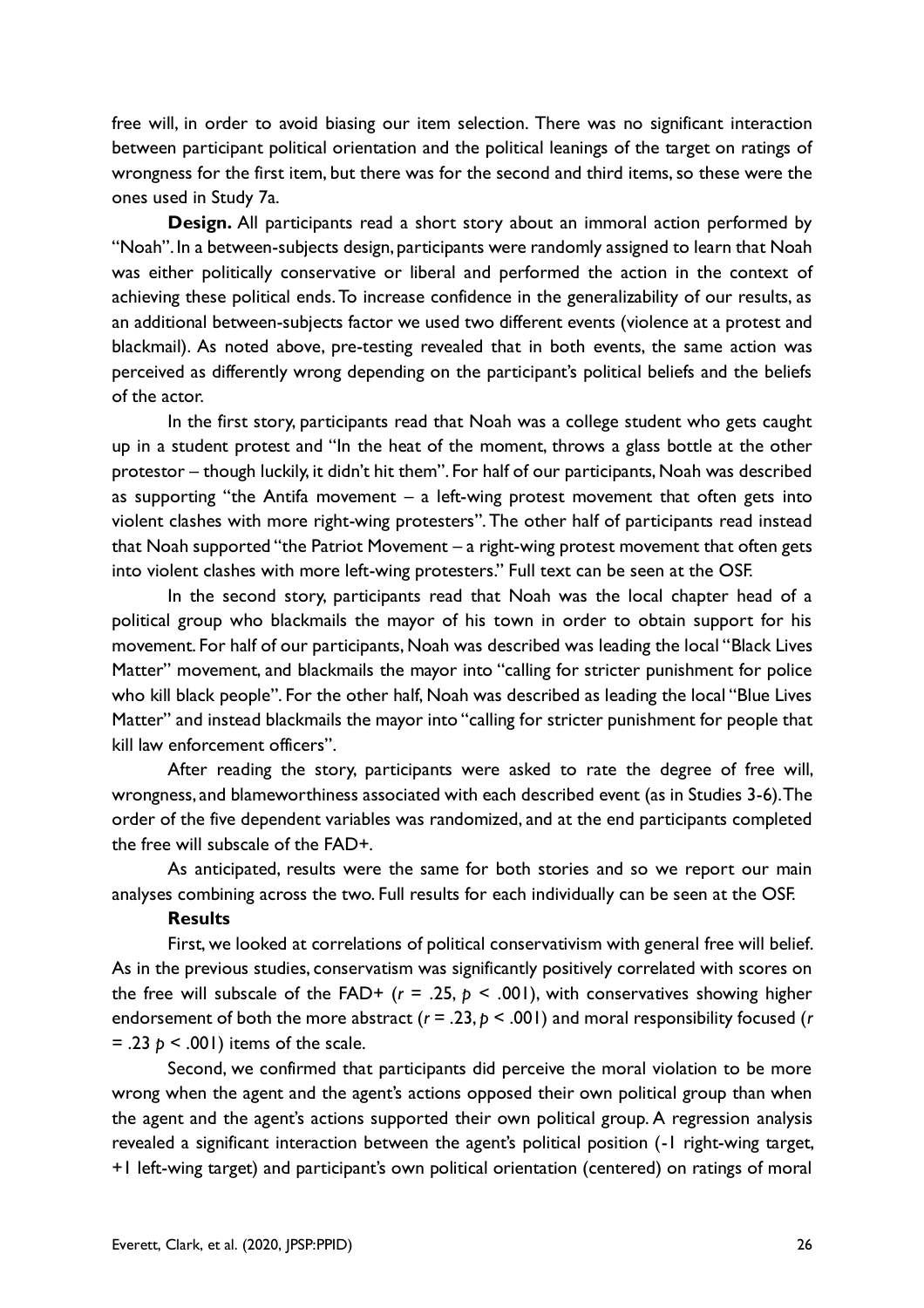free will, in order to avoid biasing our item selection. There was no significant interaction between participant political orientation and the political leanings of the target on ratings of wrongness for the first item, but there was for the second and third items, so these were the ones used in Study 7a.

**Design.** All participants read a short story about an immoral action performed by "Noah". In a between-subjects design, participants were randomly assigned to learn that Noah was either politically conservative or liberal and performed the action in the context of achieving these political ends. To increase confidence in the generalizability of our results, as an additional between-subjects factor we used two different events (violence at a protest and blackmail). As noted above, pre-testing revealed that in both events, the same action was perceived as differently wrong depending on the participant's political beliefs and the beliefs of the actor.

In the first story, participants read that Noah was a college student who gets caught up in a student protest and "In the heat of the moment, throws a glass bottle at the other protestor – though luckily, it didn't hit them". For half of our participants, Noah was described as supporting "the Antifa movement – a left-wing protest movement that often gets into violent clashes with more right-wing protesters". The other half of participants read instead that Noah supported "the Patriot Movement – a right-wing protest movement that often gets into violent clashes with more left-wing protesters." Full text can be seen at the OSF.

In the second story, participants read that Noah was the local chapter head of a political group who blackmails the mayor of his town in order to obtain support for his movement. For half of our participants, Noah was described was leading the local "Black Lives Matter" movement, and blackmails the mayor into "calling for stricter punishment for police who kill black people". For the other half, Noah was described as leading the local "Blue Lives Matter" and instead blackmails the mayor into "calling for stricter punishment for people that kill law enforcement officers".

After reading the story, participants were asked to rate the degree of free will, wrongness, and blameworthiness associated with each described event (as in Studies 3-6). The order of the five dependent variables was randomized, and at the end participants completed the free will subscale of the FAD+.

As anticipated, results were the same for both stories and so we report our main analyses combining across the two. Full results for each individually can be seen at the OSF.

**Results**

First, we looked at correlations of political conservativism with general free will belief. As in the previous studies, conservatism was significantly positively correlated with scores on the free will subscale of the FAD+ ($r$ = .25, $p$ < .001), with conservatives showing higher endorsement of both the more abstract ($r$ = .23, $p$ < .001) and moral responsibility focused ($r$ = .23 $p$ < .001) items of the scale.

Second, we confirmed that participants did perceive the moral violation to be more wrong when the agent and the agent's actions opposed their own political group than when the agent and the agent's actions supported their own political group. A regression analysis revealed a significant interaction between the agent's political position (-1 right-wing target, +1 left-wing target) and participant's own political orientation (centered) on ratings of moral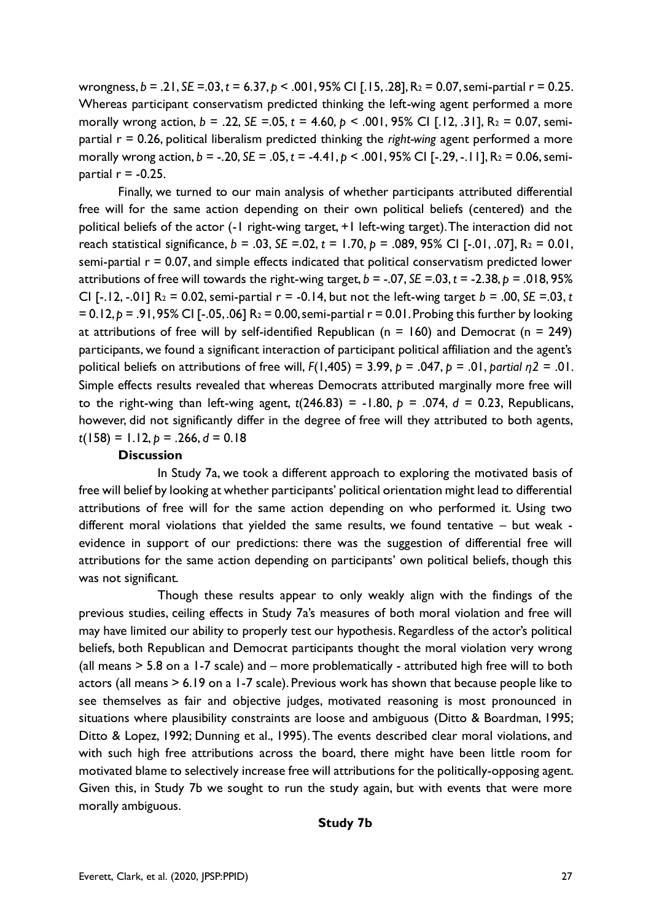wrongness, $b$ = .21, $SE$ =.03, $t$ = 6.37, $p$ < .001, 95% CI [.15, .28], $R_2$ = 0.07, semi-partial r = 0.25. Whereas participant conservatism predicted thinking the left-wing agent performed a more morally wrong action, $b$ = .22, $SE$ =.05, $t$ = 4.60, $p$ < .001, 95% CI [.12, .31], $R_2$ = 0.07, semi-partial r = 0.26, political liberalism predicted thinking the *right-wing* agent performed a more morally wrong action, $b$ = -.20, $SE$ = .05, $t$ = -4.41, $p$ < .001, 95% CI [-.29, -.11], $R_2$ = 0.06, semi-partial r = -0.25.

Finally, we turned to our main analysis of whether participants attributed differential free will for the same action depending on their own political beliefs (centered) and the political beliefs of the actor (-1 right-wing target, +1 left-wing target). The interaction did not reach statistical significance, $b$ = .03, $SE$ =.02, $t$ = 1.70, $p$ = .089, 95% CI [-.01, .07], $R_2$ = 0.01, semi-partial r = 0.07, and simple effects indicated that political conservatism predicted lower attributions of free will towards the right-wing target, $b$ = -.07, $SE$ =.03, $t$ = -2.38, $p$ = .018, 95% CI [-.12, -.01] $R_2$ = 0.02, semi-partial r = -0.14, but not the left-wing target $b$ = .00, $SE$ =.03, $t$ = 0.12, $p$ = .91, 95% CI [-.05, .06] $R_2$ = 0.00, semi-partial r = 0.01. Probing this further by looking at attributions of free will by self-identified Republican (n = 160) and Democrat (n = 249) participants, we found a significant interaction of participant political affiliation and the agent's political beliefs on attributions of free will, $F$(1,405) = 3.99, $p$ = .047, $p$ = .01, *partial* $\eta 2$ = .01. Simple effects results revealed that whereas Democrats attributed marginally more free will to the right-wing than left-wing agent, $t$(246.83) = -1.80, $p$ = .074, $d$ = 0.23, Republicans, however, did not significantly differ in the degree of free will they attributed to both agents, $t$(158) = 1.12, $p$ = .266, $d$ = 0.18

**Discussion**

In Study 7a, we took a different approach to exploring the motivated basis of free will belief by looking at whether participants' political orientation might lead to differential attributions of free will for the same action depending on who performed it. Using two different moral violations that yielded the same results, we found tentative – but weak - evidence in support of our predictions: there was the suggestion of differential free will attributions for the same action depending on participants' own political beliefs, though this was not significant.

Though these results appear to only weakly align with the findings of the previous studies, ceiling effects in Study 7a's measures of both moral violation and free will may have limited our ability to properly test our hypothesis. Regardless of the actor's political beliefs, both Republican and Democrat participants thought the moral violation very wrong (all means > 5.8 on a 1-7 scale) and – more problematically - attributed high free will to both actors (all means > 6.19 on a 1-7 scale). Previous work has shown that because people like to see themselves as fair and objective judges, motivated reasoning is most pronounced in situations where plausibility constraints are loose and ambiguous (Ditto & Boardman, 1995; Ditto & Lopez, 1992; Dunning et al., 1995). The events described clear moral violations, and with such high free attributions across the board, there might have been little room for motivated blame to selectively increase free will attributions for the politically-opposing agent. Given this, in Study 7b we sought to run the study again, but with events that were more morally ambiguous.

**Study 7b**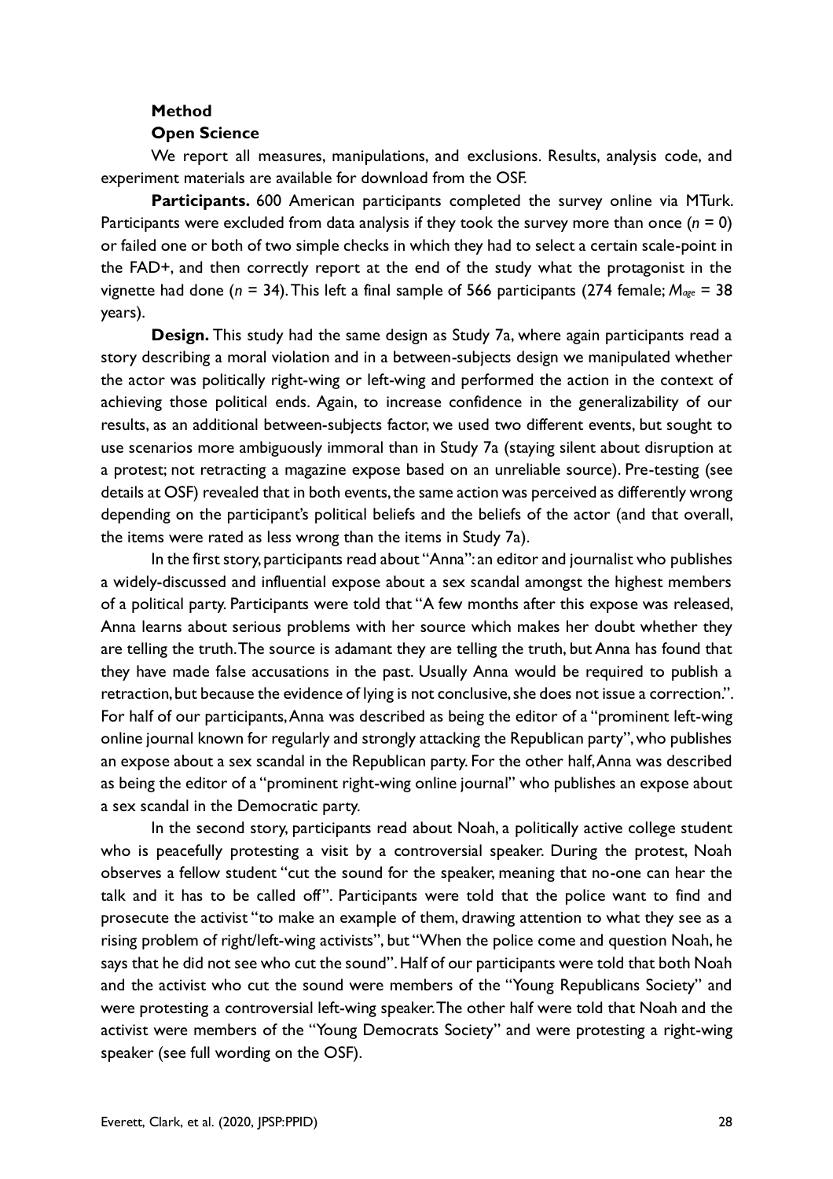### Method

#### Open Science

We report all measures, manipulations, and exclusions. Results, analysis code, and experiment materials are available for download from the OSF.

**Participants.** 600 American participants completed the survey online via MTurk. Participants were excluded from data analysis if they took the survey more than once ($n$ = 0) or failed one or both of two simple checks in which they had to select a certain scale-point in the FAD+, and then correctly report at the end of the study what the protagonist in the vignette had done ($n$ = 34). This left a final sample of 566 participants (274 female; $M_{age}$ = 38 years).

**Design.** This study had the same design as Study 7a, where again participants read a story describing a moral violation and in a between-subjects design we manipulated whether the actor was politically right-wing or left-wing and performed the action in the context of achieving those political ends. Again, to increase confidence in the generalizability of our results, as an additional between-subjects factor, we used two different events, but sought to use scenarios more ambiguously immoral than in Study 7a (staying silent about disruption at a protest; not retracting a magazine expose based on an unreliable source). Pre-testing (see details at OSF) revealed that in both events, the same action was perceived as differently wrong depending on the participant's political beliefs and the beliefs of the actor (and that overall, the items were rated as less wrong than the items in Study 7a).

In the first story, participants read about "Anna": an editor and journalist who publishes a widely-discussed and influential expose about a sex scandal amongst the highest members of a political party. Participants were told that "A few months after this expose was released, Anna learns about serious problems with her source which makes her doubt whether they are telling the truth. The source is adamant they are telling the truth, but Anna has found that they have made false accusations in the past. Usually Anna would be required to publish a retraction, but because the evidence of lying is not conclusive, she does not issue a correction.". For half of our participants, Anna was described as being the editor of a "prominent left-wing online journal known for regularly and strongly attacking the Republican party", who publishes an expose about a sex scandal in the Republican party. For the other half, Anna was described as being the editor of a "prominent right-wing online journal" who publishes an expose about a sex scandal in the Democratic party.

In the second story, participants read about Noah, a politically active college student who is peacefully protesting a visit by a controversial speaker. During the protest, Noah observes a fellow student "cut the sound for the speaker, meaning that no-one can hear the talk and it has to be called off". Participants were told that the police want to find and prosecute the activist "to make an example of them, drawing attention to what they see as a rising problem of right/left-wing activists", but "When the police come and question Noah, he says that he did not see who cut the sound". Half of our participants were told that both Noah and the activist who cut the sound were members of the "Young Republicans Society" and were protesting a controversial left-wing speaker. The other half were told that Noah and the activist were members of the "Young Democrats Society" and were protesting a right-wing speaker (see full wording on the OSF).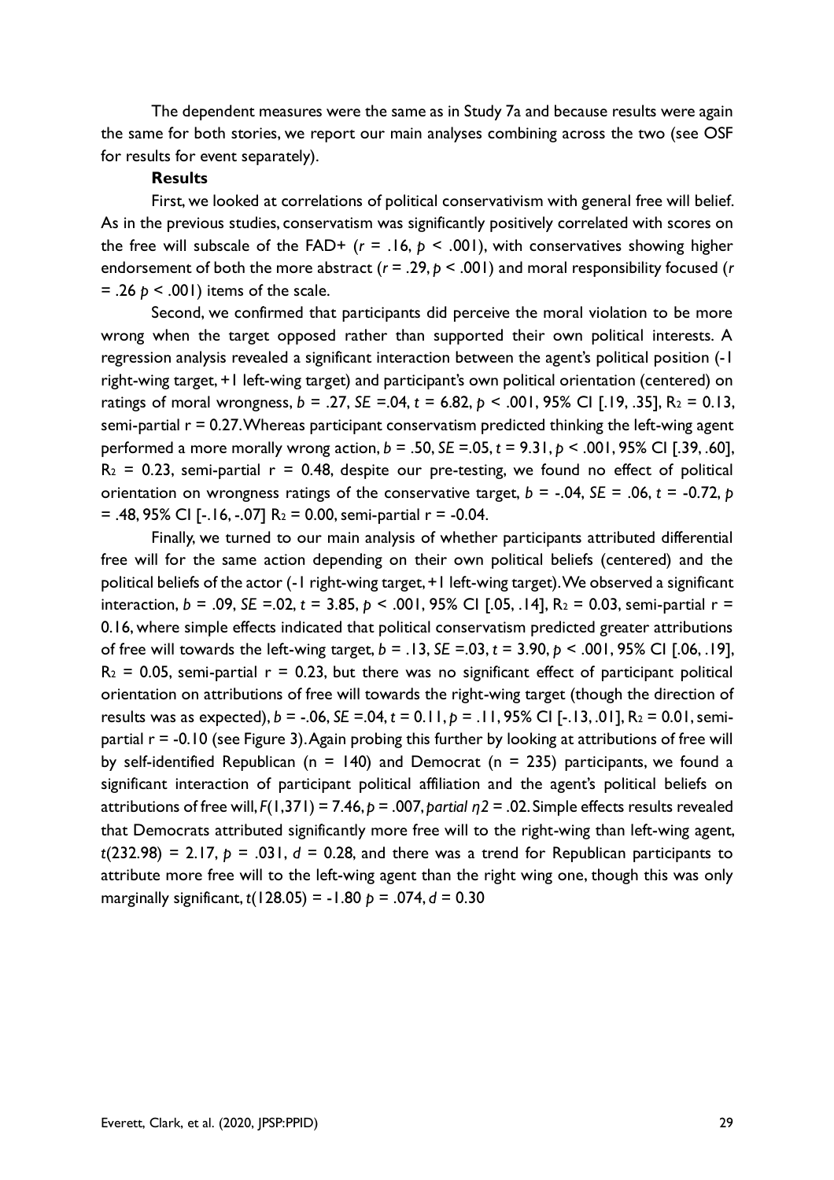The dependent measures were the same as in Study 7a and because results were again the same for both stories, we report our main analyses combining across the two (see OSF for results for event separately).

**Results**

First, we looked at correlations of political conservativism with general free will belief. As in the previous studies, conservatism was significantly positively correlated with scores on the free will subscale of the FAD+ ($r$ = .16, $p$ < .001), with conservatives showing higher endorsement of both the more abstract ($r$ = .29, $p$ < .001) and moral responsibility focused ($r$ = .26 $p$ < .001) items of the scale.

Second, we confirmed that participants did perceive the moral violation to be more wrong when the target opposed rather than supported their own political interests. A regression analysis revealed a significant interaction between the agent's political position (-1 right-wing target, +1 left-wing target) and participant's own political orientation (centered) on ratings of moral wrongness, $b$ = .27, $SE$ =.04, $t$ = 6.82, $p$ < .001, 95% CI [.19, .35], $R_2$ = 0.13, semi-partial r = 0.27. Whereas participant conservatism predicted thinking the left-wing agent performed a more morally wrong action, $b$ = .50, $SE$ =.05, $t$ = 9.31, $p$ < .001, 95% CI [.39, .60], $R_2$ = 0.23, semi-partial r = 0.48, despite our pre-testing, we found no effect of political orientation on wrongness ratings of the conservative target, $b$ = -.04, $SE$ = .06, $t$ = -0.72, $p$ = .48, 95% CI [-.16, -.07] $R_2$ = 0.00, semi-partial r = -0.04.

Finally, we turned to our main analysis of whether participants attributed differential free will for the same action depending on their own political beliefs (centered) and the political beliefs of the actor (-1 right-wing target, +1 left-wing target). We observed a significant interaction, $b$ = .09, $SE$ =.02, $t$ = 3.85, $p$ < .001, 95% CI [.05, .14], $R_2$ = 0.03, semi-partial r = 0.16, where simple effects indicated that political conservatism predicted greater attributions of free will towards the left-wing target, $b$ = .13, $SE$ =.03, $t$ = 3.90, $p$ < .001, 95% CI [.06, .19], $R_2$ = 0.05, semi-partial r = 0.23, but there was no significant effect of participant political orientation on attributions of free will towards the right-wing target (though the direction of results was as expected), $b$ = -.06, $SE$ =.04, $t$ = 0.11, $p$ = .11, 95% CI [-.13, .01], $R_2$ = 0.01, semi-partial r = -0.10 (see Figure 3). Again probing this further by looking at attributions of free will by self-identified Republican (n = 140) and Democrat (n = 235) participants, we found a significant interaction of participant political affiliation and the agent's political beliefs on attributions of free will, $F$(1,371) = 7.46, $p$ = .007, *partial* $\eta 2$ = .02. Simple effects results revealed that Democrats attributed significantly more free will to the right-wing than left-wing agent, $t$(232.98) = 2.17, $p$ = .031, $d$ = 0.28, and there was a trend for Republican participants to attribute more free will to the left-wing agent than the right wing one, though this was only marginally significant, $t$(128.05) = -1.80 $p$ = .074, $d$ = 0.30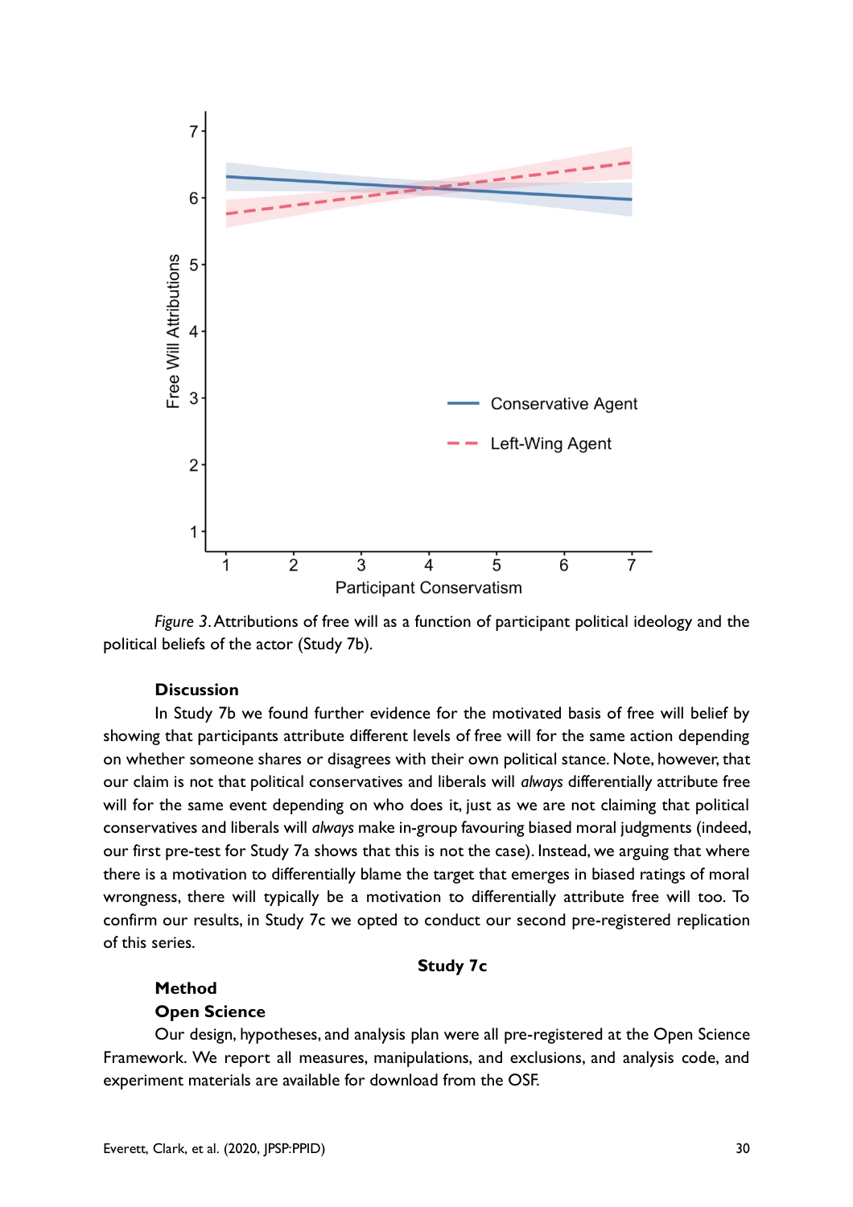*Figure 3.* Attributions of free will as a function of participant political ideology and the political beliefs of the actor (Study 7b).

**Discussion**

In Study 7b we found further evidence for the motivated basis of free will belief by showing that participants attribute different levels of free will for the same action depending on whether someone shares or disagrees with their own political stance. Note, however, that our claim is not that political conservatives and liberals will *always* differentially attribute free will for the same event depending on who does it, just as we are not claiming that political conservatives and liberals will *always* make in-group favouring biased moral judgments (indeed, our first pre-test for Study 7a shows that this is not the case). Instead, we arguing that where there is a motivation to differentially blame the target that emerges in biased ratings of moral wrongness, there will typically be a motivation to differentially attribute free will too. To confirm our results, in Study 7c we opted to conduct our second pre-registered replication of this series.

## Study 7c

### Method

**Open Science**

Our design, hypotheses, and analysis plan were all pre-registered at the Open Science Framework. We report all measures, manipulations, and exclusions, and analysis code, and experiment materials are available for download from the OSF.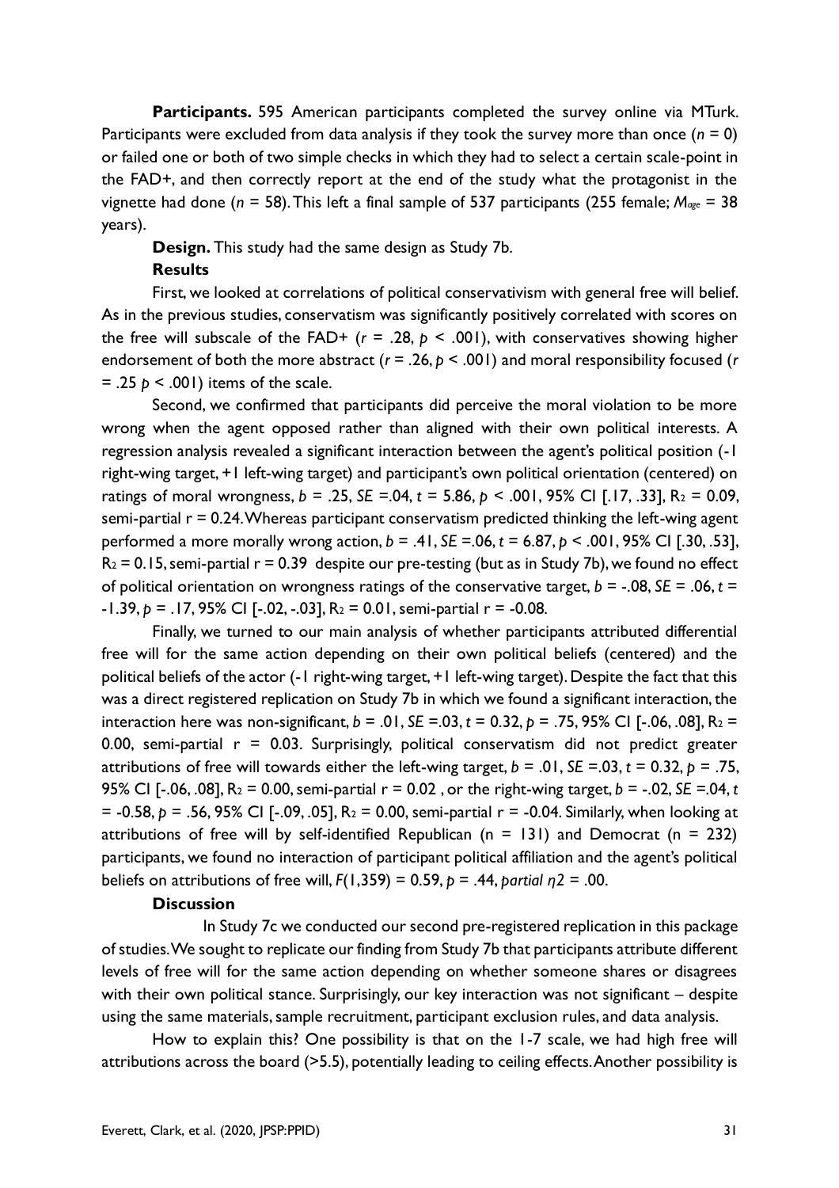**Participants.** 595 American participants completed the survey online via MTurk. Participants were excluded from data analysis if they took the survey more than once ($n$ = 0) or failed one or both of two simple checks in which they had to select a certain scale-point in the FAD+, and then correctly report at the end of the study what the protagonist in the vignette had done ($n$ = 58). This left a final sample of 537 participants (255 female; $M_{age}$ = 38 years).

**Design.** This study had the same design as Study 7b.

**Results**

First, we looked at correlations of political conservativism with general free will belief. As in the previous studies, conservatism was significantly positively correlated with scores on the free will subscale of the FAD+ ($r$ = .28, $p$ < .001), with conservatives showing higher endorsement of both the more abstract ($r$ = .26, $p$ < .001) and moral responsibility focused ($r$ = .25 $p$ < .001) items of the scale.

Second, we confirmed that participants did perceive the moral violation to be more wrong when the agent opposed rather than aligned with their own political interests. A regression analysis revealed a significant interaction between the agent's political position (-1 right-wing target, +1 left-wing target) and participant's own political orientation (centered) on ratings of moral wrongness, $b$ = .25, $SE$ =.04, $t$ = 5.86, $p$ < .001, 95% CI [.17, .33], $R_2$ = 0.09, semi-partial r = 0.24. Whereas participant conservatism predicted thinking the left-wing agent performed a more morally wrong action, $b$ = .41, $SE$ =.06, $t$ = 6.87, $p$ < .001, 95% CI [.30, .53], $R_2$ = 0.15, semi-partial r = 0.39 despite our pre-testing (but as in Study 7b), we found no effect of political orientation on wrongness ratings of the conservative target, $b$ = -.08, $SE$ = .06, $t$ = -1.39, $p$ = .17, 95% CI [-.02, -.03], $R_2$ = 0.01, semi-partial r = -0.08.

Finally, we turned to our main analysis of whether participants attributed differential free will for the same action depending on their own political beliefs (centered) and the political beliefs of the actor (-1 right-wing target, +1 left-wing target). Despite the fact that this was a direct registered replication on Study 7b in which we found a significant interaction, the interaction here was non-significant, $b$ = .01, $SE$ =.03, $t$ = 0.32, $p$ = .75, 95% CI [-.06, .08], $R_2$ = 0.00, semi-partial r = 0.03. Surprisingly, political conservatism did not predict greater attributions of free will towards either the left-wing target, $b$ = .01, $SE$ =.03, $t$ = 0.32, $p$ = .75, 95% CI [-.06, .08], $R_2$ = 0.00, semi-partial r = 0.02 , or the right-wing target, $b$ = -.02, $SE$ =.04, $t$ = -0.58, $p$ = .56, 95% CI [-.09, .05], $R_2$ = 0.00, semi-partial r = -0.04. Similarly, when looking at attributions of free will by self-identified Republican (n = 131) and Democrat (n = 232) participants, we found no interaction of participant political affiliation and the agent's political beliefs on attributions of free will, $F$(1,359) = 0.59, $p$ = .44, *partial* $\eta 2$ = .00.

**Discussion**

In Study 7c we conducted our second pre-registered replication in this package of studies. We sought to replicate our finding from Study 7b that participants attribute different levels of free will for the same action depending on whether someone shares or disagrees with their own political stance. Surprisingly, our key interaction was not significant – despite using the same materials, sample recruitment, participant exclusion rules, and data analysis.

How to explain this? One possibility is that on the 1-7 scale, we had high free will attributions across the board (>5.5), potentially leading to ceiling effects. Another possibility is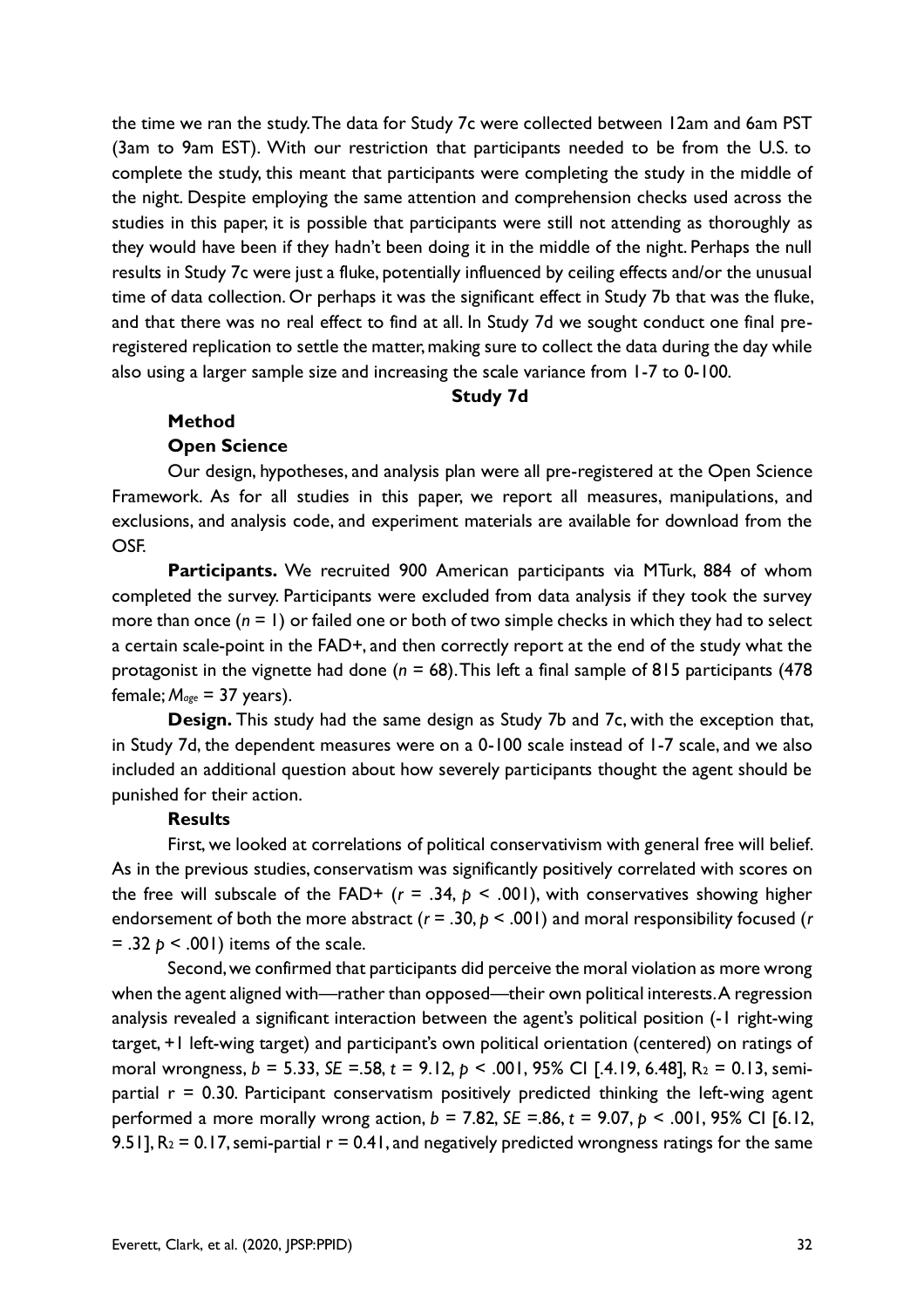the time we ran the study. The data for Study 7c were collected between 12am and 6am PST (3am to 9am EST). With our restriction that participants needed to be from the U.S. to complete the study, this meant that participants were completing the study in the middle of the night. Despite employing the same attention and comprehension checks used across the studies in this paper, it is possible that participants were still not attending as thoroughly as they would have been if they hadn't been doing it in the middle of the night. Perhaps the null results in Study 7c were just a fluke, potentially influenced by ceiling effects and/or the unusual time of data collection. Or perhaps it was the significant effect in Study 7b that was the fluke, and that there was no real effect to find at all. In Study 7d we sought conduct one final pre-registered replication to settle the matter, making sure to collect the data during the day while also using a larger sample size and increasing the scale variance from 1-7 to 0-100.

## Study 7d

### Method

### Open Science

Our design, hypotheses, and analysis plan were all pre-registered at the Open Science Framework. As for all studies in this paper, we report all measures, manipulations, and exclusions, and analysis code, and experiment materials are available for download from the OSF.

**Participants.** We recruited 900 American participants via MTurk, 884 of whom completed the survey. Participants were excluded from data analysis if they took the survey more than once ($n = 1$) or failed one or both of two simple checks in which they had to select a certain scale-point in the FAD+, and then correctly report at the end of the study what the protagonist in the vignette had done ($n = 68$). This left a final sample of 815 participants (478 female; $M_{age}$ = 37 years).

**Design.** This study had the same design as Study 7b and 7c, with the exception that, in Study 7d, the dependent measures were on a 0-100 scale instead of 1-7 scale, and we also included an additional question about how severely participants thought the agent should be punished for their action.

### Results

First, we looked at correlations of political conservativism with general free will belief. As in the previous studies, conservatism was significantly positively correlated with scores on the free will subscale of the FAD+ ($r = .34$, $p < .001$), with conservatives showing higher endorsement of both the more abstract ($r = .30$, $p < .001$) and moral responsibility focused ($r = .32$ $p < .001$) items of the scale.

Second, we confirmed that participants did perceive the moral violation as more wrong when the agent aligned with—rather than opposed—their own political interests. A regression analysis revealed a significant interaction between the agent's political position (-1 right-wing target, +1 left-wing target) and participant's own political orientation (centered) on ratings of moral wrongness, $b = 5.33$, $SE = .58$, $t = 9.12$, $p < .001$, 95% CI [.4.19, 6.48], $R_2 = 0.13$, semi-partial $r = 0.30$. Participant conservatism positively predicted thinking the left-wing agent performed a more morally wrong action, $b = 7.82$, $SE = .86$, $t = 9.07$, $p < .001$, 95% CI [6.12, 9.51], $R_2 = 0.17$, semi-partial $r = 0.41$, and negatively predicted wrongness ratings for the same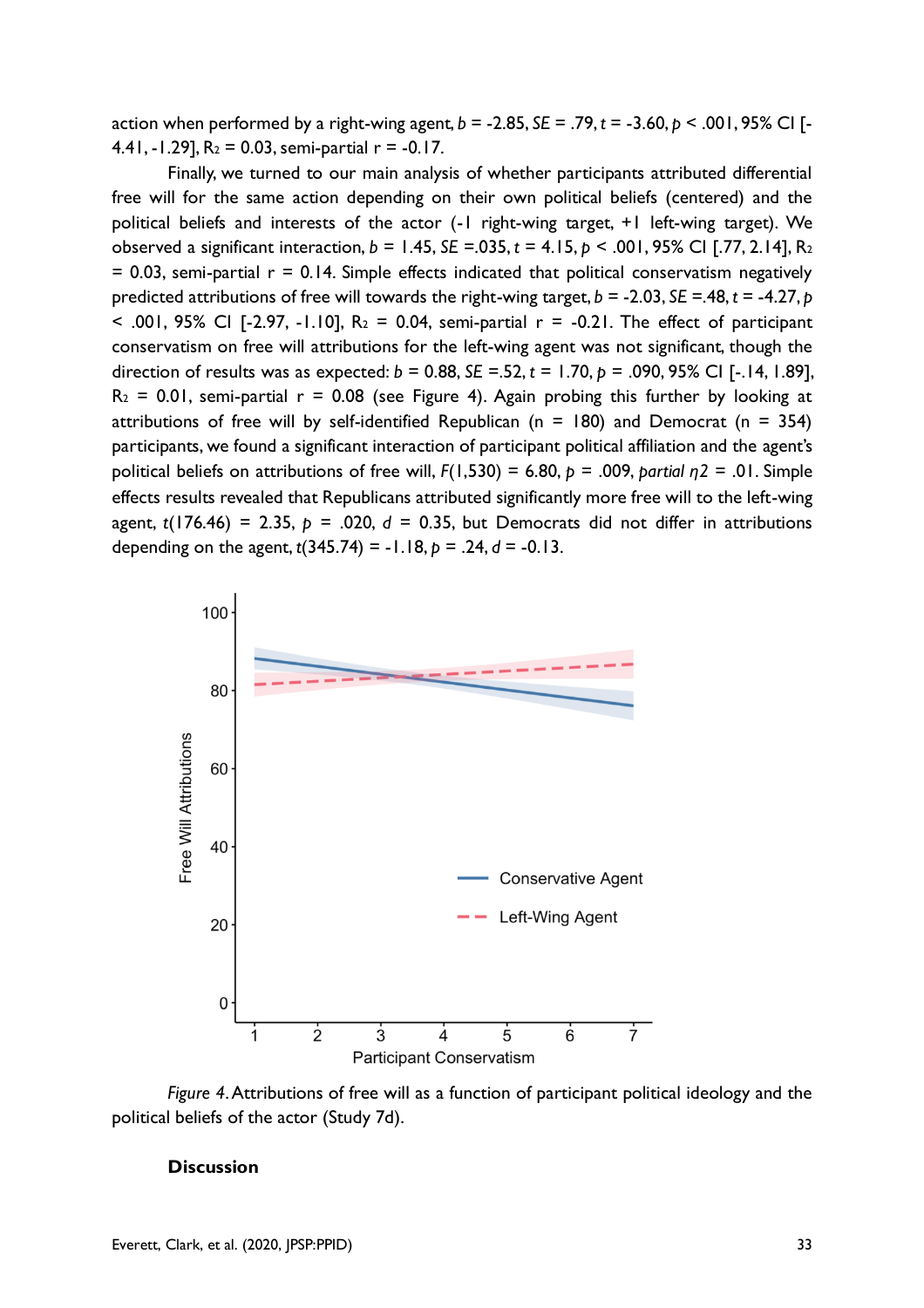action when performed by a right-wing agent, $b = -2.85$, $SE = .79$, $t = -3.60$, $p < .001$, 95% CI [-4.41, -1.29], $R_2 = 0.03$, semi-partial $r = -0.17$.

Finally, we turned to our main analysis of whether participants attributed differential free will for the same action depending on their own political beliefs (centered) and the political beliefs and interests of the actor (-1 right-wing target, +1 left-wing target). We observed a significant interaction, $b = 1.45$, $SE = .035$, $t = 4.15$, $p < .001$, 95% CI [.77, 2.14], $R_2 = 0.03$, semi-partial $r = 0.14$. Simple effects indicated that political conservatism negatively predicted attributions of free will towards the right-wing target, $b = -2.03$, $SE = .48$, $t = -4.27$, $p < .001$, 95% CI [-2.97, -1.10], $R_2 = 0.04$, semi-partial $r = -0.21$. The effect of participant conservatism on free will attributions for the left-wing agent was not significant, though the direction of results was as expected: $b = 0.88$, $SE = .52$, $t = 1.70$, $p = .090$, 95% CI [-.14, 1.89], $R_2 = 0.01$, semi-partial $r = 0.08$ (see Figure 4). Again probing this further by looking at attributions of free will by self-identified Republican ($n = 180$) and Democrat ($n = 354$) participants, we found a significant interaction of participant political affiliation and the agent's political beliefs on attributions of free will, $F(1,530) = 6.80$, $p = .009$, *partial* $\eta 2 = .01$. Simple effects results revealed that Republicans attributed significantly more free will to the left-wing agent, $t(176.46) = 2.35$, $p = .020$, $d = 0.35$, but Democrats did not differ in attributions depending on the agent, $t(345.74) = -1.18$, $p = .24$, $d = -0.13$.

*Figure 4*. Attributions of free will as a function of participant political ideology and the political beliefs of the actor (Study 7d).

### Discussion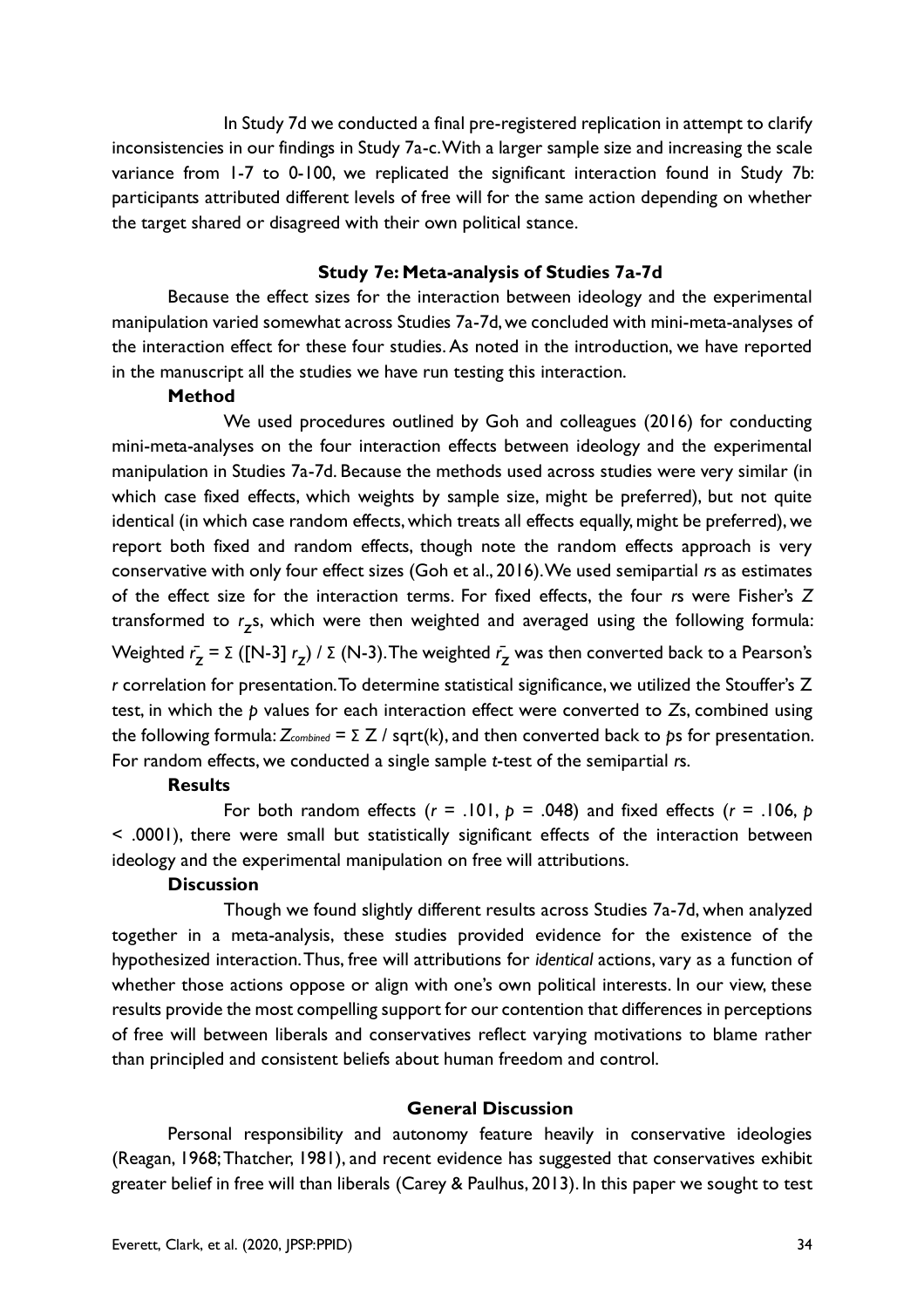In Study 7d we conducted a final pre-registered replication in attempt to clarify inconsistencies in our findings in Study 7a-c. With a larger sample size and increasing the scale variance from 1-7 to 0-100, we replicated the significant interaction found in Study 7b: participants attributed different levels of free will for the same action depending on whether the target shared or disagreed with their own political stance.

### Study 7e: Meta-analysis of Studies 7a-7d

Because the effect sizes for the interaction between ideology and the experimental manipulation varied somewhat across Studies 7a-7d, we concluded with mini-meta-analyses of the interaction effect for these four studies. As noted in the introduction, we have reported in the manuscript all the studies we have run testing this interaction.

#### Method

We used procedures outlined by Goh and colleagues (2016) for conducting mini-meta-analyses on the four interaction effects between ideology and the experimental manipulation in Studies 7a-7d. Because the methods used across studies were very similar (in which case fixed effects, which weights by sample size, might be preferred), but not quite identical (in which case random effects, which treats all effects equally, might be preferred), we report both fixed and random effects, though note the random effects approach is very conservative with only four effect sizes (Goh et al., 2016). We used semipartial *r*s as estimates of the effect size for the interaction terms. For fixed effects, the four *r*s were Fisher's *Z* transformed to $r_Z$s, which were then weighted and averaged using the following formula: Weighted $\bar{r}_Z = \Sigma\ ([N\text{-}3]\ r_Z)\ /\ \Sigma\ (N\text{-}3)$. The weighted $\bar{r}_Z$ was then converted back to a Pearson's *r* correlation for presentation. To determine statistical significance, we utilized the Stouffer's Z test, in which the *p* values for each interaction effect were converted to *Z*s, combined using the following formula: $Z_{combined} = \Sigma\ Z\ /\ \text{sqrt}(k)$, and then converted back to *p*s for presentation. For random effects, we conducted a single sample *t*-test of the semipartial *r*s.

#### Results

For both random effects ($r = .101$, $p = .048$) and fixed effects ($r = .106$, $p < .0001$), there were small but statistically significant effects of the interaction between ideology and the experimental manipulation on free will attributions.

#### Discussion

Though we found slightly different results across Studies 7a-7d, when analyzed together in a meta-analysis, these studies provided evidence for the existence of the hypothesized interaction. Thus, free will attributions for *identical* actions, vary as a function of whether those actions oppose or align with one's own political interests. In our view, these results provide the most compelling support for our contention that differences in perceptions of free will between liberals and conservatives reflect varying motivations to blame rather than principled and consistent beliefs about human freedom and control.

## General Discussion

Personal responsibility and autonomy feature heavily in conservative ideologies (Reagan, 1968; Thatcher, 1981), and recent evidence has suggested that conservatives exhibit greater belief in free will than liberals (Carey & Paulhus, 2013). In this paper we sought to test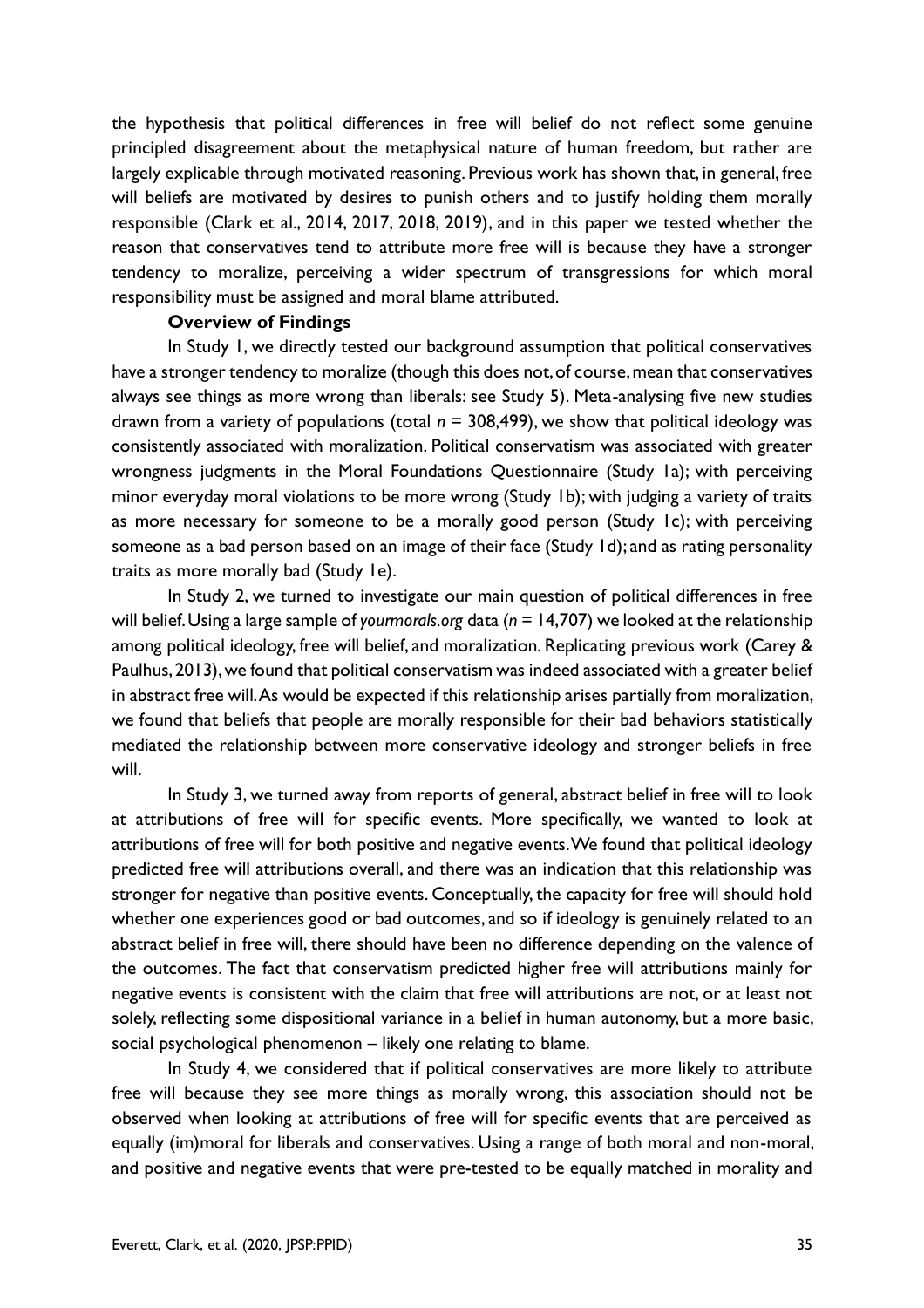the hypothesis that political differences in free will belief do not reflect some genuine principled disagreement about the metaphysical nature of human freedom, but rather are largely explicable through motivated reasoning. Previous work has shown that, in general, free will beliefs are motivated by desires to punish others and to justify holding them morally responsible (Clark et al., 2014, 2017, 2018, 2019), and in this paper we tested whether the reason that conservatives tend to attribute more free will is because they have a stronger tendency to moralize, perceiving a wider spectrum of transgressions for which moral responsibility must be assigned and moral blame attributed.

**Overview of Findings**

In Study 1, we directly tested our background assumption that political conservatives have a stronger tendency to moralize (though this does not, of course, mean that conservatives always see things as more wrong than liberals: see Study 5). Meta-analysing five new studies drawn from a variety of populations (total $n$ = 308,499), we show that political ideology was consistently associated with moralization. Political conservatism was associated with greater wrongness judgments in the Moral Foundations Questionnaire (Study 1a); with perceiving minor everyday moral violations to be more wrong (Study 1b); with judging a variety of traits as more necessary for someone to be a morally good person (Study 1c); with perceiving someone as a bad person based on an image of their face (Study 1d); and as rating personality traits as more morally bad (Study 1e).

In Study 2, we turned to investigate our main question of political differences in free will belief. Using a large sample of *yourmorals.org* data ($n$ = 14,707) we looked at the relationship among political ideology, free will belief, and moralization. Replicating previous work (Carey & Paulhus, 2013), we found that political conservatism was indeed associated with a greater belief in abstract free will. As would be expected if this relationship arises partially from moralization, we found that beliefs that people are morally responsible for their bad behaviors statistically mediated the relationship between more conservative ideology and stronger beliefs in free will.

In Study 3, we turned away from reports of general, abstract belief in free will to look at attributions of free will for specific events. More specifically, we wanted to look at attributions of free will for both positive and negative events. We found that political ideology predicted free will attributions overall, and there was an indication that this relationship was stronger for negative than positive events. Conceptually, the capacity for free will should hold whether one experiences good or bad outcomes, and so if ideology is genuinely related to an abstract belief in free will, there should have been no difference depending on the valence of the outcomes. The fact that conservatism predicted higher free will attributions mainly for negative events is consistent with the claim that free will attributions are not, or at least not solely, reflecting some dispositional variance in a belief in human autonomy, but a more basic, social psychological phenomenon – likely one relating to blame.

In Study 4, we considered that if political conservatives are more likely to attribute free will because they see more things as morally wrong, this association should not be observed when looking at attributions of free will for specific events that are perceived as equally (im)moral for liberals and conservatives. Using a range of both moral and non-moral, and positive and negative events that were pre-tested to be equally matched in morality and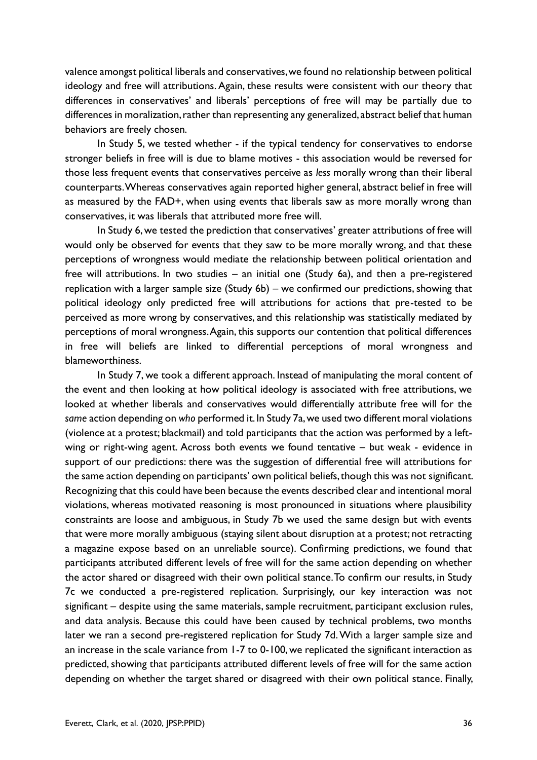valence amongst political liberals and conservatives, we found no relationship between political ideology and free will attributions. Again, these results were consistent with our theory that differences in conservatives' and liberals' perceptions of free will may be partially due to differences in moralization, rather than representing any generalized, abstract belief that human behaviors are freely chosen.

In Study 5, we tested whether - if the typical tendency for conservatives to endorse stronger beliefs in free will is due to blame motives - this association would be reversed for those less frequent events that conservatives perceive as *less* morally wrong than their liberal counterparts. Whereas conservatives again reported higher general, abstract belief in free will as measured by the FAD+, when using events that liberals saw as more morally wrong than conservatives, it was liberals that attributed more free will.

In Study 6, we tested the prediction that conservatives' greater attributions of free will would only be observed for events that they saw to be more morally wrong, and that these perceptions of wrongness would mediate the relationship between political orientation and free will attributions. In two studies – an initial one (Study 6a), and then a pre-registered replication with a larger sample size (Study 6b) – we confirmed our predictions, showing that political ideology only predicted free will attributions for actions that pre-tested to be perceived as more wrong by conservatives, and this relationship was statistically mediated by perceptions of moral wrongness. Again, this supports our contention that political differences in free will beliefs are linked to differential perceptions of moral wrongness and blameworthiness.

In Study 7, we took a different approach. Instead of manipulating the moral content of the event and then looking at how political ideology is associated with free attributions, we looked at whether liberals and conservatives would differentially attribute free will for the *same* action depending on *who* performed it. In Study 7a, we used two different moral violations (violence at a protest; blackmail) and told participants that the action was performed by a left-wing or right-wing agent. Across both events we found tentative – but weak - evidence in support of our predictions: there was the suggestion of differential free will attributions for the same action depending on participants' own political beliefs, though this was not significant. Recognizing that this could have been because the events described clear and intentional moral violations, whereas motivated reasoning is most pronounced in situations where plausibility constraints are loose and ambiguous, in Study 7b we used the same design but with events that were more morally ambiguous (staying silent about disruption at a protest; not retracting a magazine expose based on an unreliable source). Confirming predictions, we found that participants attributed different levels of free will for the same action depending on whether the actor shared or disagreed with their own political stance. To confirm our results, in Study 7c we conducted a pre-registered replication. Surprisingly, our key interaction was not significant – despite using the same materials, sample recruitment, participant exclusion rules, and data analysis. Because this could have been caused by technical problems, two months later we ran a second pre-registered replication for Study 7d. With a larger sample size and an increase in the scale variance from 1-7 to 0-100, we replicated the significant interaction as predicted, showing that participants attributed different levels of free will for the same action depending on whether the target shared or disagreed with their own political stance. Finally,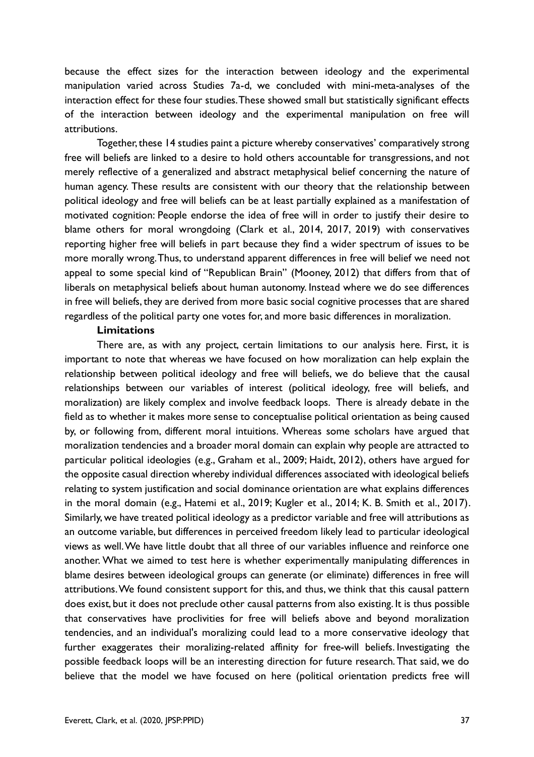because the effect sizes for the interaction between ideology and the experimental manipulation varied across Studies 7a-d, we concluded with mini-meta-analyses of the interaction effect for these four studies. These showed small but statistically significant effects of the interaction between ideology and the experimental manipulation on free will attributions.

Together, these 14 studies paint a picture whereby conservatives' comparatively strong free will beliefs are linked to a desire to hold others accountable for transgressions, and not merely reflective of a generalized and abstract metaphysical belief concerning the nature of human agency. These results are consistent with our theory that the relationship between political ideology and free will beliefs can be at least partially explained as a manifestation of motivated cognition: People endorse the idea of free will in order to justify their desire to blame others for moral wrongdoing (Clark et al., 2014, 2017, 2019) with conservatives reporting higher free will beliefs in part because they find a wider spectrum of issues to be more morally wrong. Thus, to understand apparent differences in free will belief we need not appeal to some special kind of "Republican Brain" (Mooney, 2012) that differs from that of liberals on metaphysical beliefs about human autonomy. Instead where we do see differences in free will beliefs, they are derived from more basic social cognitive processes that are shared regardless of the political party one votes for, and more basic differences in moralization.

**Limitations**

There are, as with any project, certain limitations to our analysis here. First, it is important to note that whereas we have focused on how moralization can help explain the relationship between political ideology and free will beliefs, we do believe that the causal relationships between our variables of interest (political ideology, free will beliefs, and moralization) are likely complex and involve feedback loops. There is already debate in the field as to whether it makes more sense to conceptualise political orientation as being caused by, or following from, different moral intuitions. Whereas some scholars have argued that moralization tendencies and a broader moral domain can explain why people are attracted to particular political ideologies (e.g., Graham et al., 2009; Haidt, 2012), others have argued for the opposite casual direction whereby individual differences associated with ideological beliefs relating to system justification and social dominance orientation are what explains differences in the moral domain (e.g., Hatemi et al., 2019; Kugler et al., 2014; K. B. Smith et al., 2017). Similarly, we have treated political ideology as a predictor variable and free will attributions as an outcome variable, but differences in perceived freedom likely lead to particular ideological views as well. We have little doubt that all three of our variables influence and reinforce one another. What we aimed to test here is whether experimentally manipulating differences in blame desires between ideological groups can generate (or eliminate) differences in free will attributions. We found consistent support for this, and thus, we think that this causal pattern does exist, but it does not preclude other causal patterns from also existing. It is thus possible that conservatives have proclivities for free will beliefs above and beyond moralization tendencies, and an individual's moralizing could lead to a more conservative ideology that further exaggerates their moralizing-related affinity for free-will beliefs. Investigating the possible feedback loops will be an interesting direction for future research. That said, we do believe that the model we have focused on here (political orientation predicts free will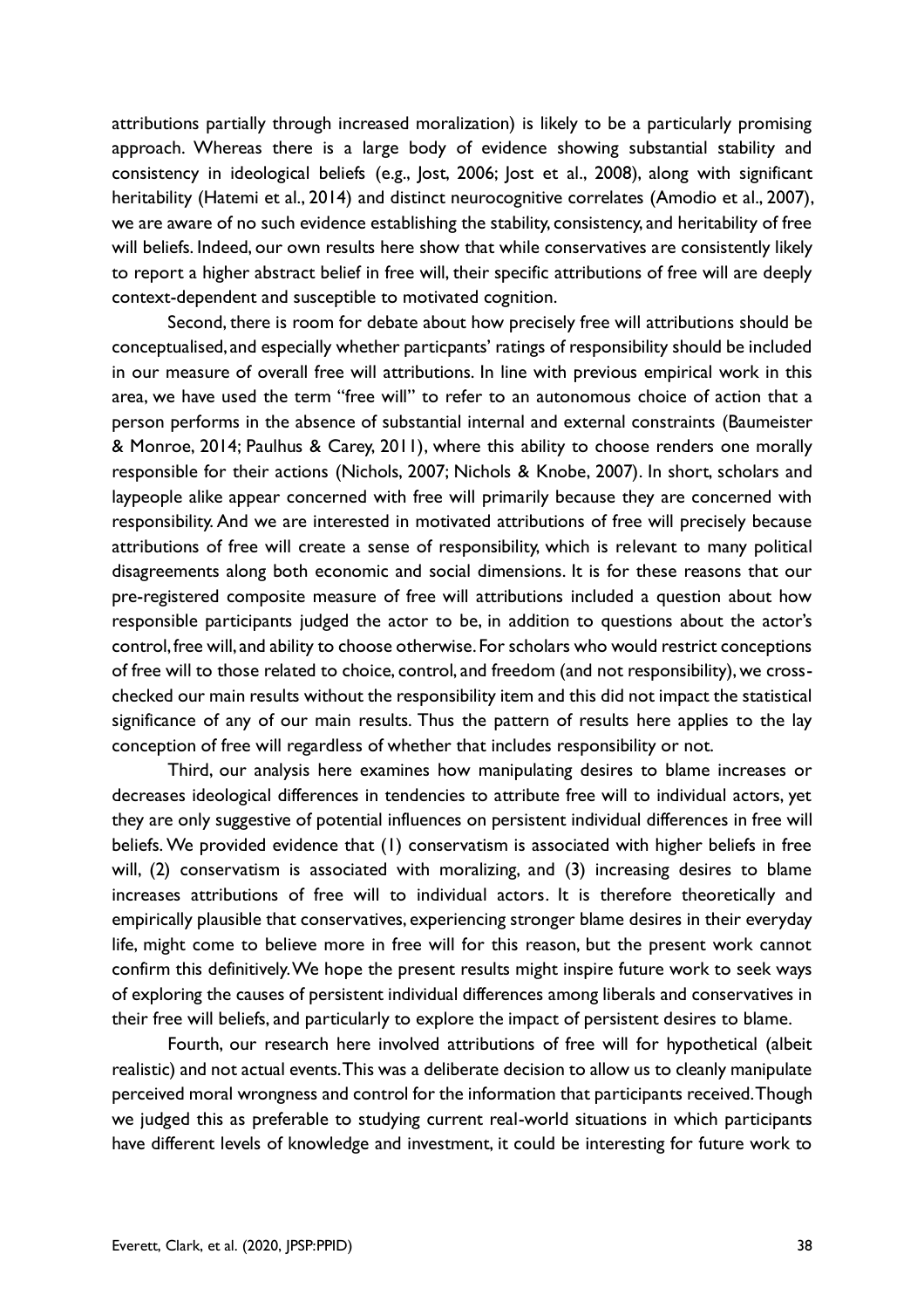attributions partially through increased moralization) is likely to be a particularly promising approach. Whereas there is a large body of evidence showing substantial stability and consistency in ideological beliefs (e.g., Jost, 2006; Jost et al., 2008), along with significant heritability (Hatemi et al., 2014) and distinct neurocognitive correlates (Amodio et al., 2007), we are aware of no such evidence establishing the stability, consistency, and heritability of free will beliefs. Indeed, our own results here show that while conservatives are consistently likely to report a higher abstract belief in free will, their specific attributions of free will are deeply context-dependent and susceptible to motivated cognition.

Second, there is room for debate about how precisely free will attributions should be conceptualised, and especially whether particpants' ratings of responsibility should be included in our measure of overall free will attributions. In line with previous empirical work in this area, we have used the term "free will" to refer to an autonomous choice of action that a person performs in the absence of substantial internal and external constraints (Baumeister & Monroe, 2014; Paulhus & Carey, 2011), where this ability to choose renders one morally responsible for their actions (Nichols, 2007; Nichols & Knobe, 2007). In short, scholars and laypeople alike appear concerned with free will primarily because they are concerned with responsibility. And we are interested in motivated attributions of free will precisely because attributions of free will create a sense of responsibility, which is relevant to many political disagreements along both economic and social dimensions. It is for these reasons that our pre-registered composite measure of free will attributions included a question about how responsible participants judged the actor to be, in addition to questions about the actor's control, free will, and ability to choose otherwise. For scholars who would restrict conceptions of free will to those related to choice, control, and freedom (and not responsibility), we cross-checked our main results without the responsibility item and this did not impact the statistical significance of any of our main results. Thus the pattern of results here applies to the lay conception of free will regardless of whether that includes responsibility or not.

Third, our analysis here examines how manipulating desires to blame increases or decreases ideological differences in tendencies to attribute free will to individual actors, yet they are only suggestive of potential influences on persistent individual differences in free will beliefs. We provided evidence that (1) conservatism is associated with higher beliefs in free will, (2) conservatism is associated with moralizing, and (3) increasing desires to blame increases attributions of free will to individual actors. It is therefore theoretically and empirically plausible that conservatives, experiencing stronger blame desires in their everyday life, might come to believe more in free will for this reason, but the present work cannot confirm this definitively. We hope the present results might inspire future work to seek ways of exploring the causes of persistent individual differences among liberals and conservatives in their free will beliefs, and particularly to explore the impact of persistent desires to blame.

Fourth, our research here involved attributions of free will for hypothetical (albeit realistic) and not actual events. This was a deliberate decision to allow us to cleanly manipulate perceived moral wrongness and control for the information that participants received. Though we judged this as preferable to studying current real-world situations in which participants have different levels of knowledge and investment, it could be interesting for future work to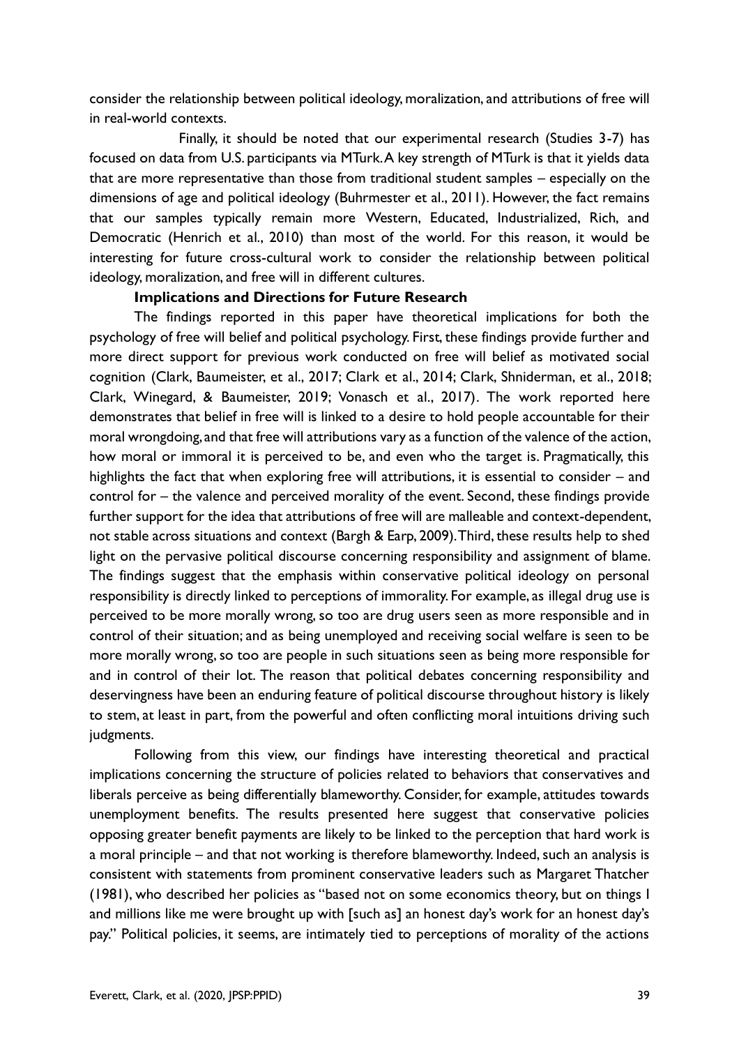consider the relationship between political ideology, moralization, and attributions of free will in real-world contexts.

Finally, it should be noted that our experimental research (Studies 3-7) has focused on data from U.S. participants via MTurk. A key strength of MTurk is that it yields data that are more representative than those from traditional student samples – especially on the dimensions of age and political ideology (Buhrmester et al., 2011). However, the fact remains that our samples typically remain more Western, Educated, Industrialized, Rich, and Democratic (Henrich et al., 2010) than most of the world. For this reason, it would be interesting for future cross-cultural work to consider the relationship between political ideology, moralization, and free will in different cultures.

**Implications and Directions for Future Research**

The findings reported in this paper have theoretical implications for both the psychology of free will belief and political psychology. First, these findings provide further and more direct support for previous work conducted on free will belief as motivated social cognition (Clark, Baumeister, et al., 2017; Clark et al., 2014; Clark, Shniderman, et al., 2018; Clark, Winegard, & Baumeister, 2019; Vonasch et al., 2017). The work reported here demonstrates that belief in free will is linked to a desire to hold people accountable for their moral wrongdoing, and that free will attributions vary as a function of the valence of the action, how moral or immoral it is perceived to be, and even who the target is. Pragmatically, this highlights the fact that when exploring free will attributions, it is essential to consider – and control for – the valence and perceived morality of the event. Second, these findings provide further support for the idea that attributions of free will are malleable and context-dependent, not stable across situations and context (Bargh & Earp, 2009). Third, these results help to shed light on the pervasive political discourse concerning responsibility and assignment of blame. The findings suggest that the emphasis within conservative political ideology on personal responsibility is directly linked to perceptions of immorality. For example, as illegal drug use is perceived to be more morally wrong, so too are drug users seen as more responsible and in control of their situation; and as being unemployed and receiving social welfare is seen to be more morally wrong, so too are people in such situations seen as being more responsible for and in control of their lot. The reason that political debates concerning responsibility and deservingness have been an enduring feature of political discourse throughout history is likely to stem, at least in part, from the powerful and often conflicting moral intuitions driving such judgments.

Following from this view, our findings have interesting theoretical and practical implications concerning the structure of policies related to behaviors that conservatives and liberals perceive as being differentially blameworthy. Consider, for example, attitudes towards unemployment benefits. The results presented here suggest that conservative policies opposing greater benefit payments are likely to be linked to the perception that hard work is a moral principle – and that not working is therefore blameworthy. Indeed, such an analysis is consistent with statements from prominent conservative leaders such as Margaret Thatcher (1981), who described her policies as "based not on some economics theory, but on things I and millions like me were brought up with [such as] an honest day's work for an honest day's pay." Political policies, it seems, are intimately tied to perceptions of morality of the actions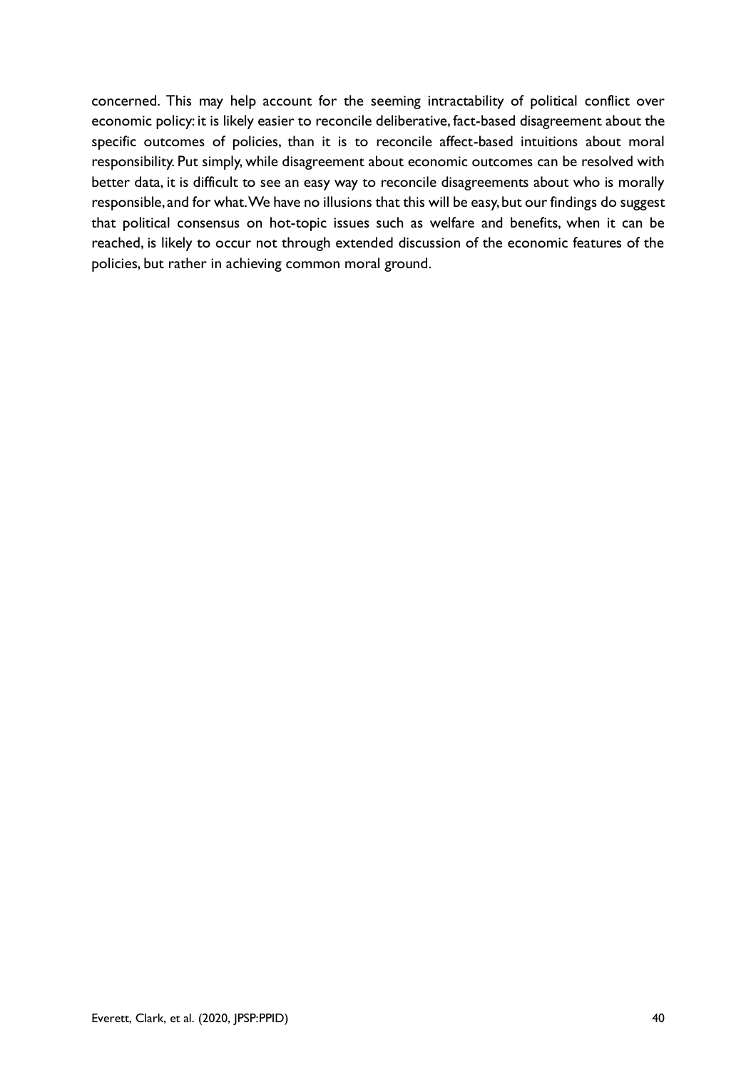concerned. This may help account for the seeming intractability of political conflict over economic policy: it is likely easier to reconcile deliberative, fact-based disagreement about the specific outcomes of policies, than it is to reconcile affect-based intuitions about moral responsibility. Put simply, while disagreement about economic outcomes can be resolved with better data, it is difficult to see an easy way to reconcile disagreements about who is morally responsible, and for what. We have no illusions that this will be easy, but our findings do suggest that political consensus on hot-topic issues such as welfare and benefits, when it can be reached, is likely to occur not through extended discussion of the economic features of the policies, but rather in achieving common moral ground.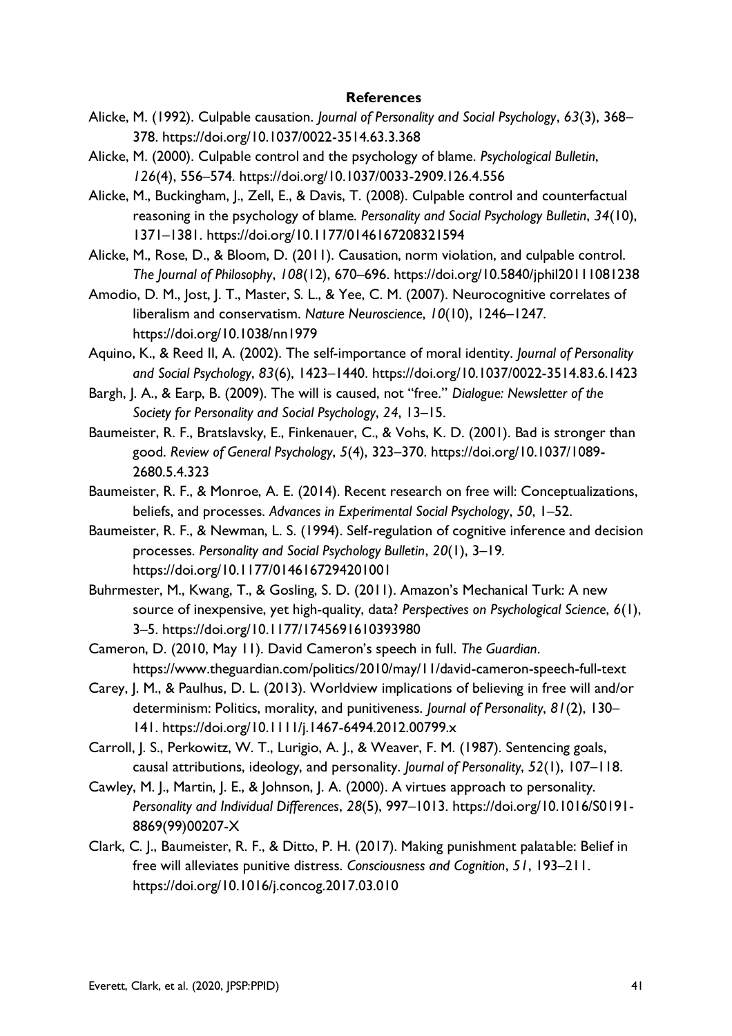## References

Alicke, M. (1992). Culpable causation. *Journal of Personality and Social Psychology*, *63*(3), 368–378. https://doi.org/10.1037/0022-3514.63.3.368

Alicke, M. (2000). Culpable control and the psychology of blame. *Psychological Bulletin*, *126*(4), 556–574. https://doi.org/10.1037/0033-2909.126.4.556

Alicke, M., Buckingham, J., Zell, E., & Davis, T. (2008). Culpable control and counterfactual reasoning in the psychology of blame. *Personality and Social Psychology Bulletin*, *34*(10), 1371–1381. https://doi.org/10.1177/0146167208321594

Alicke, M., Rose, D., & Bloom, D. (2011). Causation, norm violation, and culpable control. *The Journal of Philosophy*, *108*(12), 670–696. https://doi.org/10.5840/jphil20111081238

Amodio, D. M., Jost, J. T., Master, S. L., & Yee, C. M. (2007). Neurocognitive correlates of liberalism and conservatism. *Nature Neuroscience*, *10*(10), 1246–1247. https://doi.org/10.1038/nn1979

Aquino, K., & Reed II, A. (2002). The self-importance of moral identity. *Journal of Personality and Social Psychology*, *83*(6), 1423–1440. https://doi.org/10.1037/0022-3514.83.6.1423

Bargh, J. A., & Earp, B. (2009). The will is caused, not "free." *Dialogue: Newsletter of the Society for Personality and Social Psychology*, *24*, 13–15.

Baumeister, R. F., Bratslavsky, E., Finkenauer, C., & Vohs, K. D. (2001). Bad is stronger than good. *Review of General Psychology*, *5*(4), 323–370. https://doi.org/10.1037/1089-2680.5.4.323

Baumeister, R. F., & Monroe, A. E. (2014). Recent research on free will: Conceptualizations, beliefs, and processes. *Advances in Experimental Social Psychology*, *50*, 1–52.

Baumeister, R. F., & Newman, L. S. (1994). Self-regulation of cognitive inference and decision processes. *Personality and Social Psychology Bulletin*, *20*(1), 3–19. https://doi.org/10.1177/0146167294201001

Buhrmester, M., Kwang, T., & Gosling, S. D. (2011). Amazon's Mechanical Turk: A new source of inexpensive, yet high-quality, data? *Perspectives on Psychological Science*, *6*(1), 3–5. https://doi.org/10.1177/1745691610393980

Cameron, D. (2010, May 11). David Cameron's speech in full. *The Guardian*. https://www.theguardian.com/politics/2010/may/11/david-cameron-speech-full-text

Carey, J. M., & Paulhus, D. L. (2013). Worldview implications of believing in free will and/or determinism: Politics, morality, and punitiveness. *Journal of Personality*, *81*(2), 130–141. https://doi.org/10.1111/j.1467-6494.2012.00799.x

Carroll, J. S., Perkowitz, W. T., Lurigio, A. J., & Weaver, F. M. (1987). Sentencing goals, causal attributions, ideology, and personality. *Journal of Personality*, *52*(1), 107–118.

Cawley, M. J., Martin, J. E., & Johnson, J. A. (2000). A virtues approach to personality. *Personality and Individual Differences*, *28*(5), 997–1013. https://doi.org/10.1016/S0191-8869(99)00207-X

Clark, C. J., Baumeister, R. F., & Ditto, P. H. (2017). Making punishment palatable: Belief in free will alleviates punitive distress. *Consciousness and Cognition*, *51*, 193–211. https://doi.org/10.1016/j.concog.2017.03.010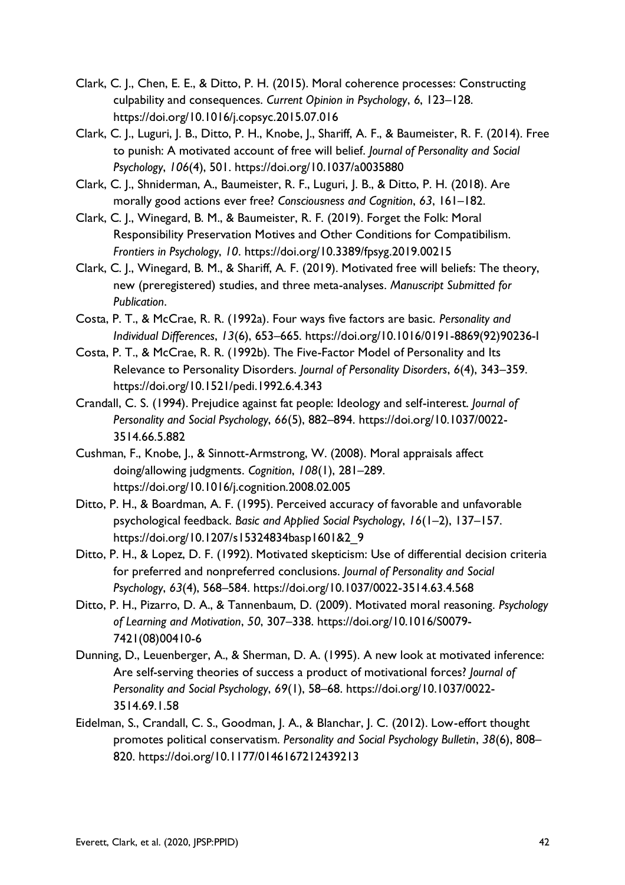Clark, C. J., Chen, E. E., & Ditto, P. H. (2015). Moral coherence processes: Constructing culpability and consequences. *Current Opinion in Psychology*, *6*, 123–128. https://doi.org/10.1016/j.copsyc.2015.07.016

Clark, C. J., Luguri, J. B., Ditto, P. H., Knobe, J., Shariff, A. F., & Baumeister, R. F. (2014). Free to punish: A motivated account of free will belief. *Journal of Personality and Social Psychology*, *106*(4), 501. https://doi.org/10.1037/a0035880

Clark, C. J., Shniderman, A., Baumeister, R. F., Luguri, J. B., & Ditto, P. H. (2018). Are morally good actions ever free? *Consciousness and Cognition*, *63*, 161–182.

Clark, C. J., Winegard, B. M., & Baumeister, R. F. (2019). Forget the Folk: Moral Responsibility Preservation Motives and Other Conditions for Compatibilism. *Frontiers in Psychology*, *10*. https://doi.org/10.3389/fpsyg.2019.00215

Clark, C. J., Winegard, B. M., & Shariff, A. F. (2019). Motivated free will beliefs: The theory, new (preregistered) studies, and three meta-analyses. *Manuscript Submitted for Publication*.

Costa, P. T., & McCrae, R. R. (1992a). Four ways five factors are basic. *Personality and Individual Differences*, *13*(6), 653–665. https://doi.org/10.1016/0191-8869(92)90236-I

Costa, P. T., & McCrae, R. R. (1992b). The Five-Factor Model of Personality and Its Relevance to Personality Disorders. *Journal of Personality Disorders*, *6*(4), 343–359. https://doi.org/10.1521/pedi.1992.6.4.343

Crandall, C. S. (1994). Prejudice against fat people: Ideology and self-interest. *Journal of Personality and Social Psychology*, *66*(5), 882–894. https://doi.org/10.1037/0022-3514.66.5.882

Cushman, F., Knobe, J., & Sinnott-Armstrong, W. (2008). Moral appraisals affect doing/allowing judgments. *Cognition*, *108*(1), 281–289. https://doi.org/10.1016/j.cognition.2008.02.005

Ditto, P. H., & Boardman, A. F. (1995). Perceived accuracy of favorable and unfavorable psychological feedback. *Basic and Applied Social Psychology*, *16*(1–2), 137–157. https://doi.org/10.1207/s15324834basp1601&2_9

Ditto, P. H., & Lopez, D. F. (1992). Motivated skepticism: Use of differential decision criteria for preferred and nonpreferred conclusions. *Journal of Personality and Social Psychology*, *63*(4), 568–584. https://doi.org/10.1037/0022-3514.63.4.568

Ditto, P. H., Pizarro, D. A., & Tannenbaum, D. (2009). Motivated moral reasoning. *Psychology of Learning and Motivation*, *50*, 307–338. https://doi.org/10.1016/S0079-7421(08)00410-6

Dunning, D., Leuenberger, A., & Sherman, D. A. (1995). A new look at motivated inference: Are self-serving theories of success a product of motivational forces? *Journal of Personality and Social Psychology*, *69*(1), 58–68. https://doi.org/10.1037/0022-3514.69.1.58

Eidelman, S., Crandall, C. S., Goodman, J. A., & Blanchar, J. C. (2012). Low-effort thought promotes political conservatism. *Personality and Social Psychology Bulletin*, *38*(6), 808–820. https://doi.org/10.1177/0146167212439213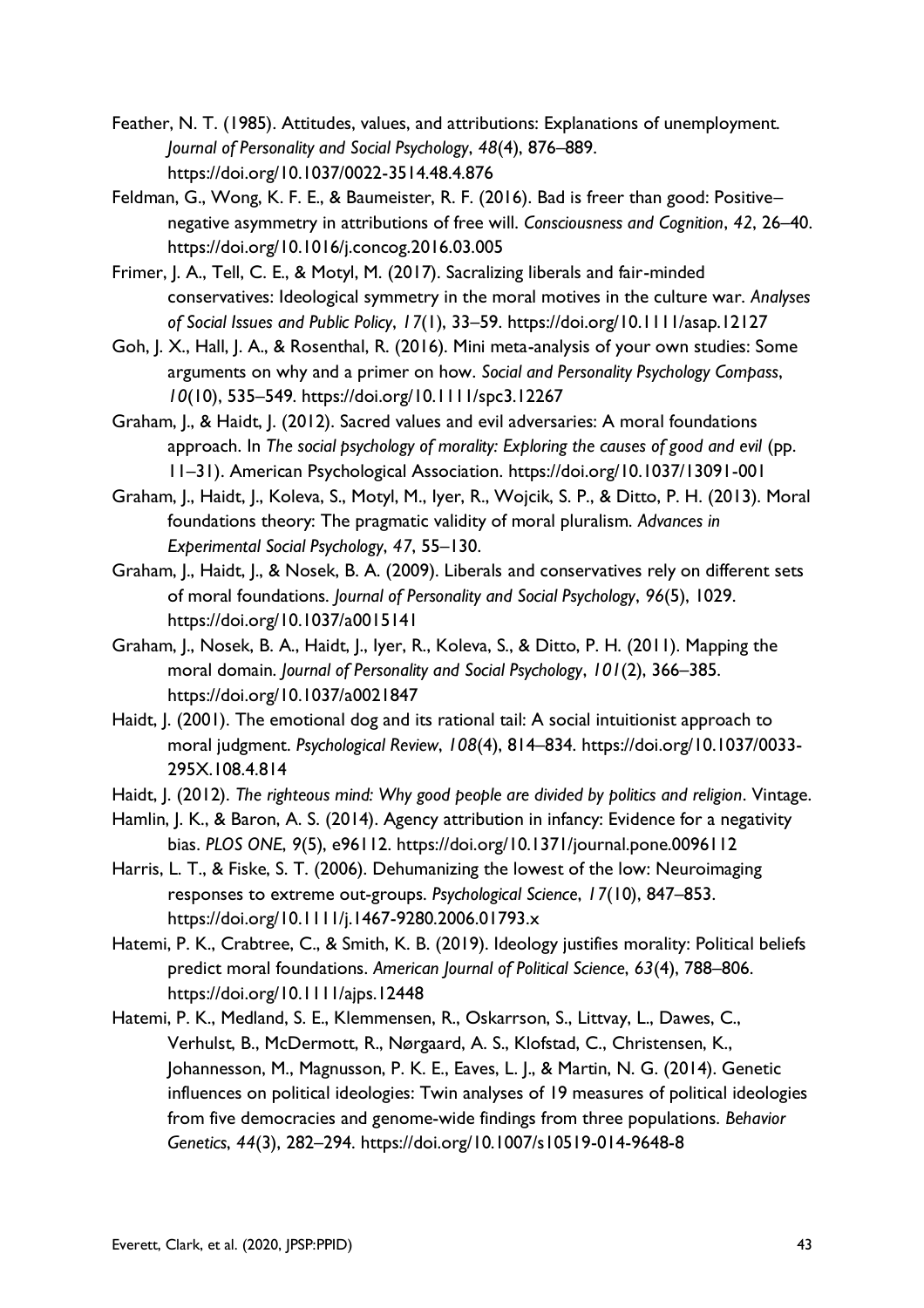Feather, N. T. (1985). Attitudes, values, and attributions: Explanations of unemployment. *Journal of Personality and Social Psychology*, *48*(4), 876–889. https://doi.org/10.1037/0022-3514.48.4.876

Feldman, G., Wong, K. F. E., & Baumeister, R. F. (2016). Bad is freer than good: Positive–negative asymmetry in attributions of free will. *Consciousness and Cognition*, *42*, 26–40. https://doi.org/10.1016/j.concog.2016.03.005

Frimer, J. A., Tell, C. E., & Motyl, M. (2017). Sacralizing liberals and fair-minded conservatives: Ideological symmetry in the moral motives in the culture war. *Analyses of Social Issues and Public Policy*, *17*(1), 33–59. https://doi.org/10.1111/asap.12127

Goh, J. X., Hall, J. A., & Rosenthal, R. (2016). Mini meta-analysis of your own studies: Some arguments on why and a primer on how. *Social and Personality Psychology Compass*, *10*(10), 535–549. https://doi.org/10.1111/spc3.12267

Graham, J., & Haidt, J. (2012). Sacred values and evil adversaries: A moral foundations approach. In *The social psychology of morality: Exploring the causes of good and evil* (pp. 11–31). American Psychological Association. https://doi.org/10.1037/13091-001

Graham, J., Haidt, J., Koleva, S., Motyl, M., Iyer, R., Wojcik, S. P., & Ditto, P. H. (2013). Moral foundations theory: The pragmatic validity of moral pluralism. *Advances in Experimental Social Psychology*, *47*, 55–130.

Graham, J., Haidt, J., & Nosek, B. A. (2009). Liberals and conservatives rely on different sets of moral foundations. *Journal of Personality and Social Psychology*, *96*(5), 1029. https://doi.org/10.1037/a0015141

Graham, J., Nosek, B. A., Haidt, J., Iyer, R., Koleva, S., & Ditto, P. H. (2011). Mapping the moral domain. *Journal of Personality and Social Psychology*, *101*(2), 366–385. https://doi.org/10.1037/a0021847

Haidt, J. (2001). The emotional dog and its rational tail: A social intuitionist approach to moral judgment. *Psychological Review*, *108*(4), 814–834. https://doi.org/10.1037/0033-295X.108.4.814

Haidt, J. (2012). *The righteous mind: Why good people are divided by politics and religion*. Vintage.

Hamlin, J. K., & Baron, A. S. (2014). Agency attribution in infancy: Evidence for a negativity bias. *PLOS ONE*, *9*(5), e96112. https://doi.org/10.1371/journal.pone.0096112

Harris, L. T., & Fiske, S. T. (2006). Dehumanizing the lowest of the low: Neuroimaging responses to extreme out-groups. *Psychological Science*, *17*(10), 847–853. https://doi.org/10.1111/j.1467-9280.2006.01793.x

Hatemi, P. K., Crabtree, C., & Smith, K. B. (2019). Ideology justifies morality: Political beliefs predict moral foundations. *American Journal of Political Science*, *63*(4), 788–806. https://doi.org/10.1111/ajps.12448

Hatemi, P. K., Medland, S. E., Klemmensen, R., Oskarrson, S., Littvay, L., Dawes, C., Verhulst, B., McDermott, R., Nørgaard, A. S., Klofstad, C., Christensen, K., Johannesson, M., Magnusson, P. K. E., Eaves, L. J., & Martin, N. G. (2014). Genetic influences on political ideologies: Twin analyses of 19 measures of political ideologies from five democracies and genome-wide findings from three populations. *Behavior Genetics*, *44*(3), 282–294. https://doi.org/10.1007/s10519-014-9648-8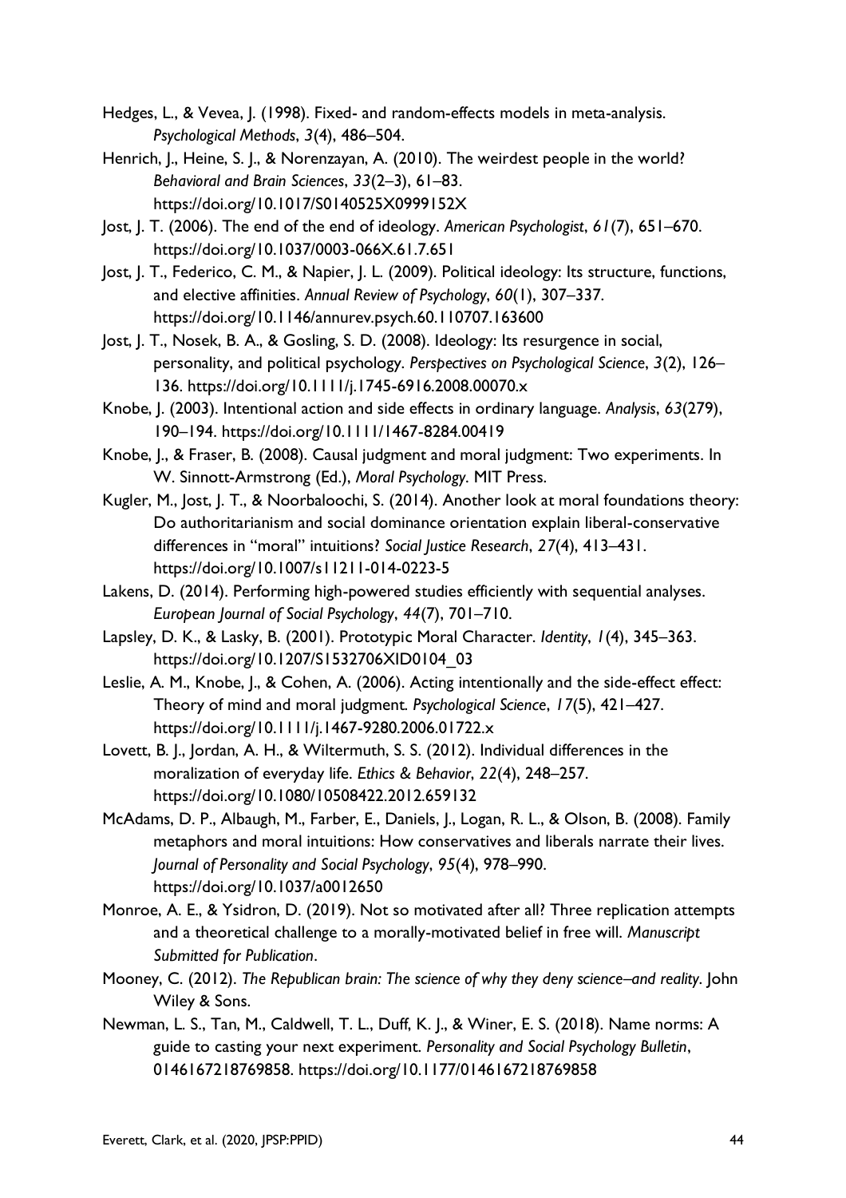Hedges, L., & Vevea, J. (1998). Fixed- and random-effects models in meta-analysis. *Psychological Methods*, *3*(4), 486–504.

Henrich, J., Heine, S. J., & Norenzayan, A. (2010). The weirdest people in the world? *Behavioral and Brain Sciences*, *33*(2–3), 61–83. https://doi.org/10.1017/S0140525X0999152X

Jost, J. T. (2006). The end of the end of ideology. *American Psychologist*, *61*(7), 651–670. https://doi.org/10.1037/0003-066X.61.7.651

Jost, J. T., Federico, C. M., & Napier, J. L. (2009). Political ideology: Its structure, functions, and elective affinities. *Annual Review of Psychology*, *60*(1), 307–337. https://doi.org/10.1146/annurev.psych.60.110707.163600

Jost, J. T., Nosek, B. A., & Gosling, S. D. (2008). Ideology: Its resurgence in social, personality, and political psychology. *Perspectives on Psychological Science*, *3*(2), 126–136. https://doi.org/10.1111/j.1745-6916.2008.00070.x

Knobe, J. (2003). Intentional action and side effects in ordinary language. *Analysis*, *63*(279), 190–194. https://doi.org/10.1111/1467-8284.00419

Knobe, J., & Fraser, B. (2008). Causal judgment and moral judgment: Two experiments. In W. Sinnott-Armstrong (Ed.), *Moral Psychology*. MIT Press.

Kugler, M., Jost, J. T., & Noorbaloochi, S. (2014). Another look at moral foundations theory: Do authoritarianism and social dominance orientation explain liberal-conservative differences in "moral" intuitions? *Social Justice Research*, *27*(4), 413–431. https://doi.org/10.1007/s11211-014-0223-5

Lakens, D. (2014). Performing high-powered studies efficiently with sequential analyses. *European Journal of Social Psychology*, *44*(7), 701–710.

Lapsley, D. K., & Lasky, B. (2001). Prototypic Moral Character. *Identity*, *1*(4), 345–363. https://doi.org/10.1207/S1532706XID0104_03

Leslie, A. M., Knobe, J., & Cohen, A. (2006). Acting intentionally and the side-effect effect: Theory of mind and moral judgment. *Psychological Science*, *17*(5), 421–427. https://doi.org/10.1111/j.1467-9280.2006.01722.x

Lovett, B. J., Jordan, A. H., & Wiltermuth, S. S. (2012). Individual differences in the moralization of everyday life. *Ethics & Behavior*, *22*(4), 248–257. https://doi.org/10.1080/10508422.2012.659132

McAdams, D. P., Albaugh, M., Farber, E., Daniels, J., Logan, R. L., & Olson, B. (2008). Family metaphors and moral intuitions: How conservatives and liberals narrate their lives. *Journal of Personality and Social Psychology*, *95*(4), 978–990. https://doi.org/10.1037/a0012650

Monroe, A. E., & Ysidron, D. (2019). Not so motivated after all? Three replication attempts and a theoretical challenge to a morally-motivated belief in free will. *Manuscript Submitted for Publication*.

Mooney, C. (2012). *The Republican brain: The science of why they deny science–and reality*. John Wiley & Sons.

Newman, L. S., Tan, M., Caldwell, T. L., Duff, K. J., & Winer, E. S. (2018). Name norms: A guide to casting your next experiment. *Personality and Social Psychology Bulletin*, 0146167218769858. https://doi.org/10.1177/0146167218769858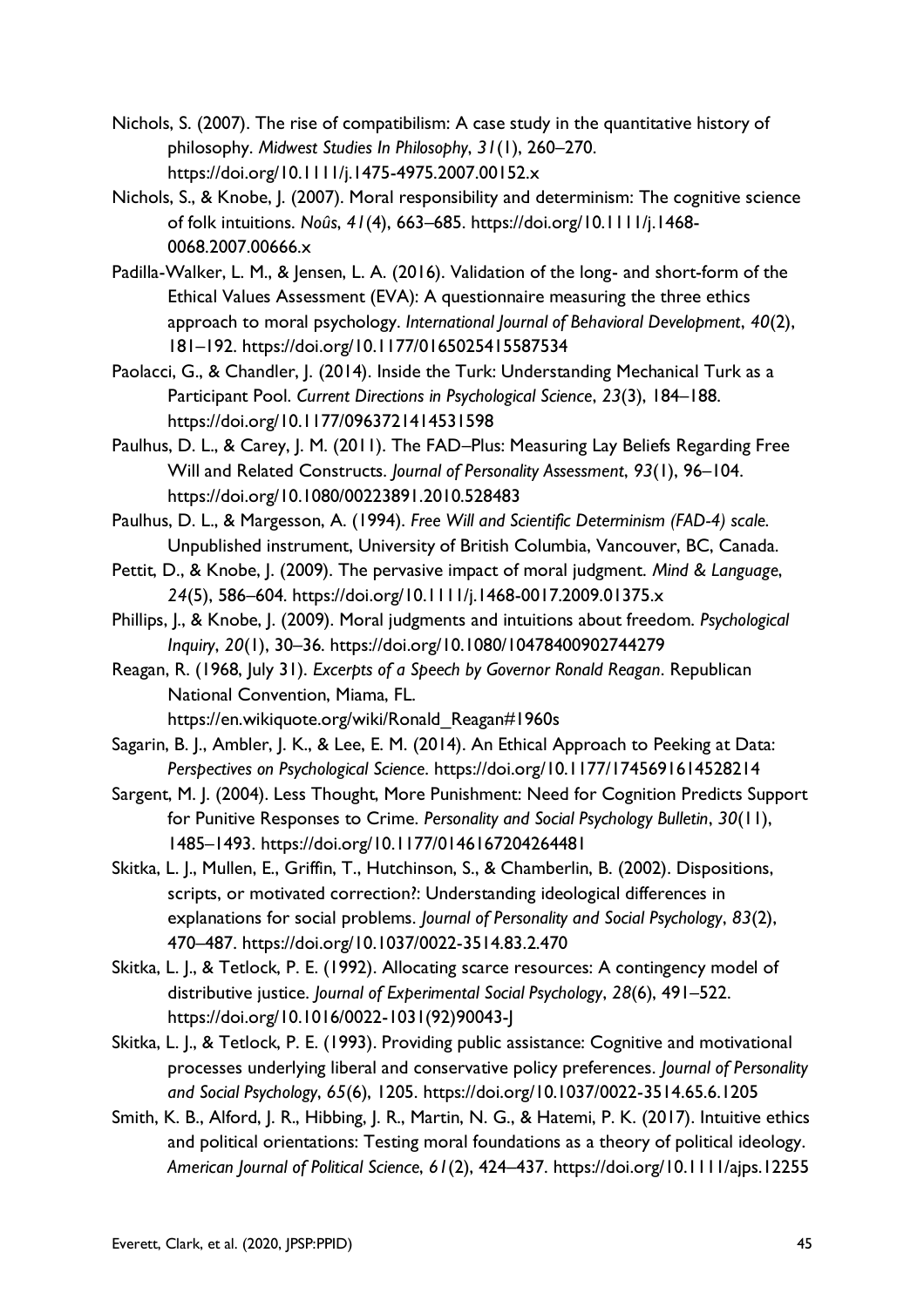Nichols, S. (2007). The rise of compatibilism: A case study in the quantitative history of philosophy. *Midwest Studies In Philosophy*, *31*(1), 260–270. https://doi.org/10.1111/j.1475-4975.2007.00152.x

Nichols, S., & Knobe, J. (2007). Moral responsibility and determinism: The cognitive science of folk intuitions. *Noûs*, *41*(4), 663–685. https://doi.org/10.1111/j.1468-0068.2007.00666.x

Padilla-Walker, L. M., & Jensen, L. A. (2016). Validation of the long- and short-form of the Ethical Values Assessment (EVA): A questionnaire measuring the three ethics approach to moral psychology. *International Journal of Behavioral Development*, *40*(2), 181–192. https://doi.org/10.1177/0165025415587534

Paolacci, G., & Chandler, J. (2014). Inside the Turk: Understanding Mechanical Turk as a Participant Pool. *Current Directions in Psychological Science*, *23*(3), 184–188. https://doi.org/10.1177/0963721414531598

Paulhus, D. L., & Carey, J. M. (2011). The FAD–Plus: Measuring Lay Beliefs Regarding Free Will and Related Constructs. *Journal of Personality Assessment*, *93*(1), 96–104. https://doi.org/10.1080/00223891.2010.528483

Paulhus, D. L., & Margesson, A. (1994). *Free Will and Scientific Determinism (FAD-4) scale.* Unpublished instrument, University of British Columbia, Vancouver, BC, Canada.

Pettit, D., & Knobe, J. (2009). The pervasive impact of moral judgment. *Mind & Language*, *24*(5), 586–604. https://doi.org/10.1111/j.1468-0017.2009.01375.x

Phillips, J., & Knobe, J. (2009). Moral judgments and intuitions about freedom. *Psychological Inquiry*, *20*(1), 30–36. https://doi.org/10.1080/10478400902744279

Reagan, R. (1968, July 31). *Excerpts of a Speech by Governor Ronald Reagan*. Republican National Convention, Miama, FL. https://en.wikiquote.org/wiki/Ronald_Reagan#1960s

Sagarin, B. J., Ambler, J. K., & Lee, E. M. (2014). An Ethical Approach to Peeking at Data: *Perspectives on Psychological Science*. https://doi.org/10.1177/1745691614528214

Sargent, M. J. (2004). Less Thought, More Punishment: Need for Cognition Predicts Support for Punitive Responses to Crime. *Personality and Social Psychology Bulletin*, *30*(11), 1485–1493. https://doi.org/10.1177/0146167204264481

Skitka, L. J., Mullen, E., Griffin, T., Hutchinson, S., & Chamberlin, B. (2002). Dispositions, scripts, or motivated correction?: Understanding ideological differences in explanations for social problems. *Journal of Personality and Social Psychology*, *83*(2), 470–487. https://doi.org/10.1037/0022-3514.83.2.470

Skitka, L. J., & Tetlock, P. E. (1992). Allocating scarce resources: A contingency model of distributive justice. *Journal of Experimental Social Psychology*, *28*(6), 491–522. https://doi.org/10.1016/0022-1031(92)90043-J

Skitka, L. J., & Tetlock, P. E. (1993). Providing public assistance: Cognitive and motivational processes underlying liberal and conservative policy preferences. *Journal of Personality and Social Psychology*, *65*(6), 1205. https://doi.org/10.1037/0022-3514.65.6.1205

Smith, K. B., Alford, J. R., Hibbing, J. R., Martin, N. G., & Hatemi, P. K. (2017). Intuitive ethics and political orientations: Testing moral foundations as a theory of political ideology. *American Journal of Political Science*, *61*(2), 424–437. https://doi.org/10.1111/ajps.12255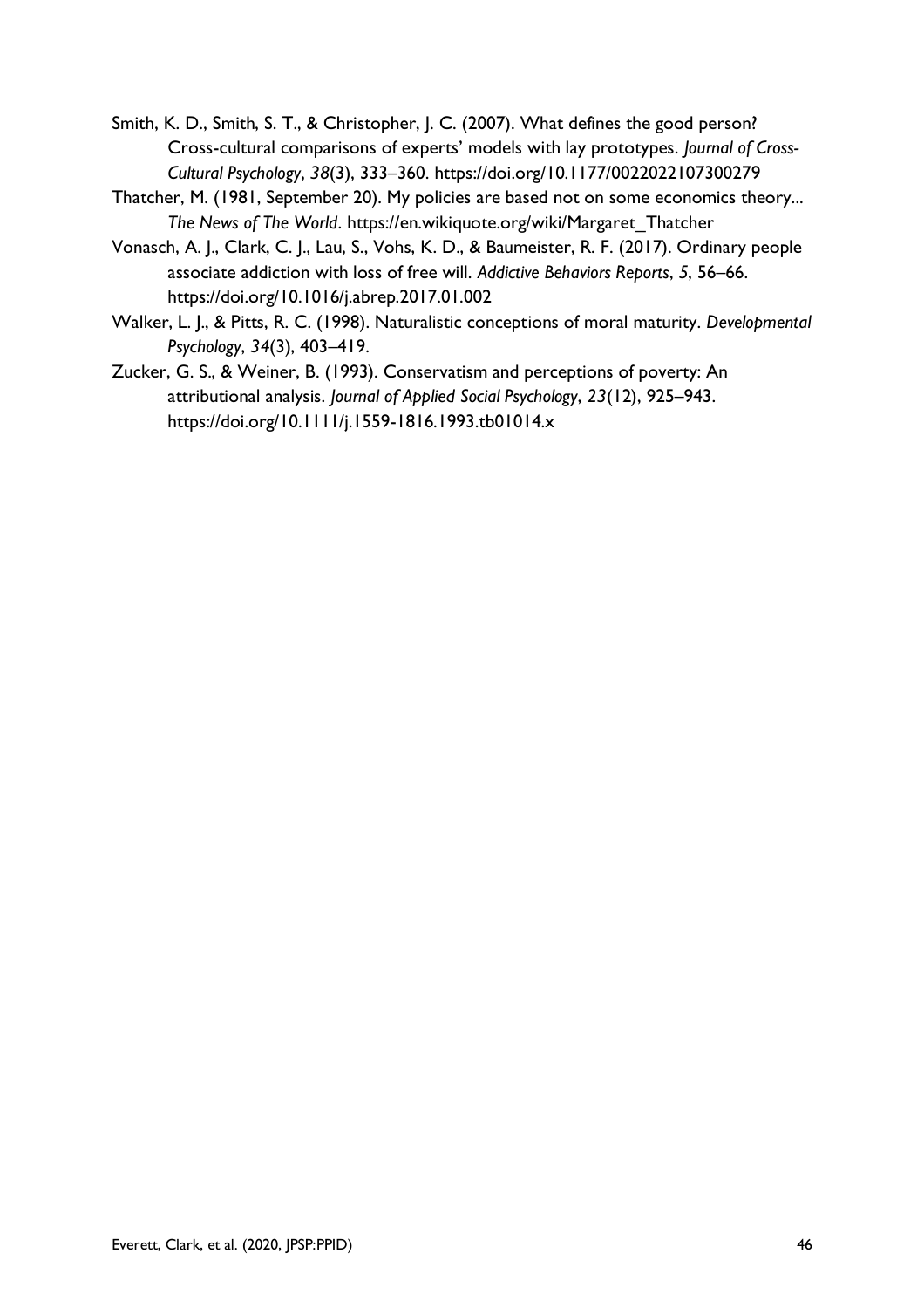Smith, K. D., Smith, S. T., & Christopher, J. C. (2007). What defines the good person? Cross-cultural comparisons of experts' models with lay prototypes. *Journal of Cross-Cultural Psychology*, *38*(3), 333–360. https://doi.org/10.1177/0022022107300279

Thatcher, M. (1981, September 20). My policies are based not on some economics theory... *The News of The World*. https://en.wikiquote.org/wiki/Margaret_Thatcher

Vonasch, A. J., Clark, C. J., Lau, S., Vohs, K. D., & Baumeister, R. F. (2017). Ordinary people associate addiction with loss of free will. *Addictive Behaviors Reports*, *5*, 56–66. https://doi.org/10.1016/j.abrep.2017.01.002

Walker, L. J., & Pitts, R. C. (1998). Naturalistic conceptions of moral maturity. *Developmental Psychology*, *34*(3), 403–419.

Zucker, G. S., & Weiner, B. (1993). Conservatism and perceptions of poverty: An attributional analysis. *Journal of Applied Social Psychology*, *23*(12), 925–943. https://doi.org/10.1111/j.1559-1816.1993.tb01014.x